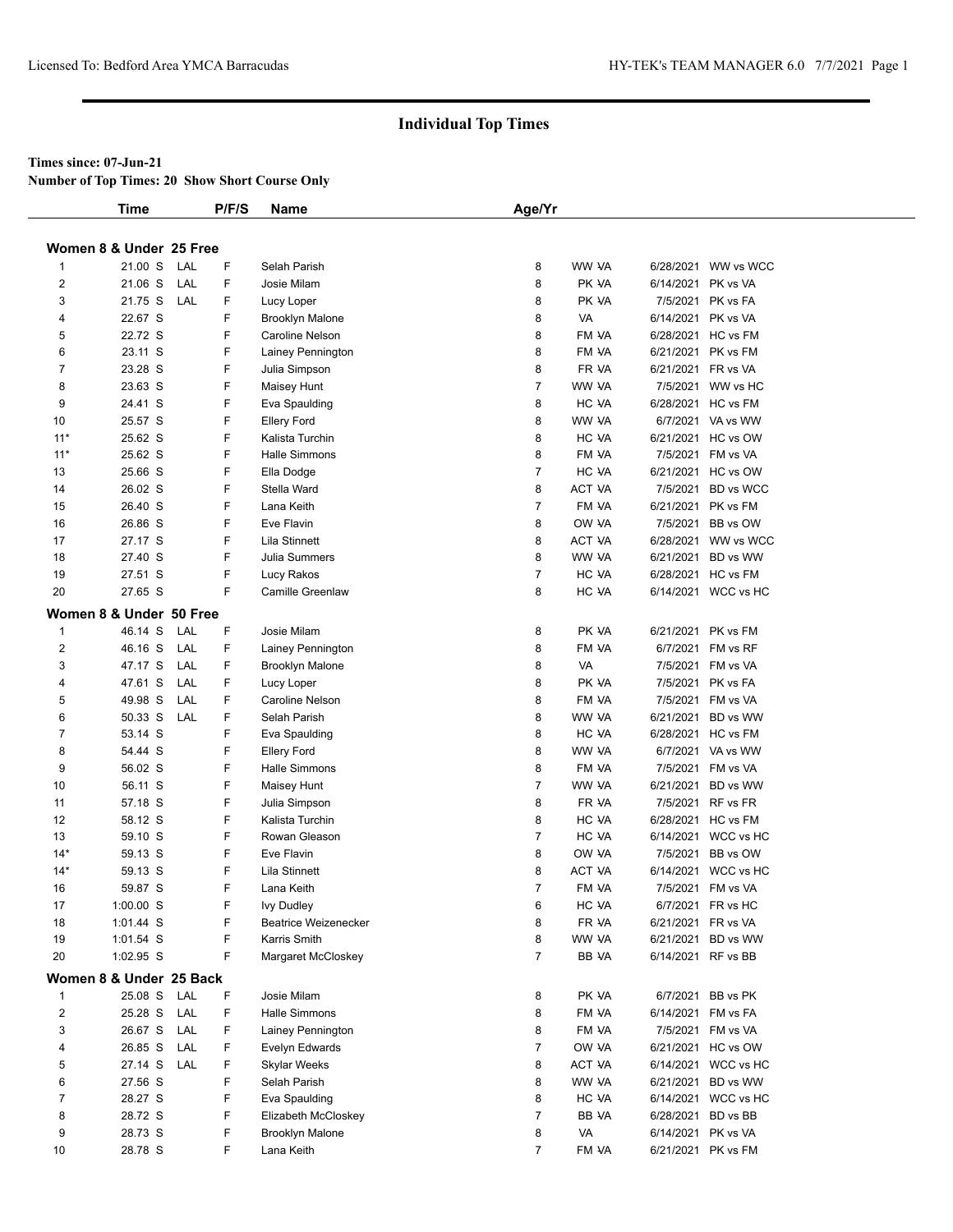# Individual Top Times

**Times since: 07-Jun-21**

**Number of Top Times: 20 Show Short Course Only**

| | Time | | P/F/S | Name | Age/Yr | | | Date | Meet |
|---|---|---|---|---|---|---|---|---|---|
| **Women 8 & Under 25 Free** | | | | | | | | | |
| 1 | 21.00 S | LAL | F | Selah Parish | 8 | WW | VA | 6/28/2021 | WW vs WCC |
| 2 | 21.06 S | LAL | F | Josie Milam | 8 | PK | VA | 6/14/2021 | PK vs VA |
| 3 | 21.75 S | LAL | F | Lucy Loper | 8 | PK | VA | 7/5/2021 | PK vs FA |
| 4 | 22.67 S | | F | Brooklyn Malone | 8 | VA | | 6/14/2021 | PK vs VA |
| 5 | 22.72 S | | F | Caroline Nelson | 8 | FM | VA | 6/28/2021 | HC vs FM |
| 6 | 23.11 S | | F | Lainey Pennington | 8 | FM | VA | 6/21/2021 | PK vs FM |
| 7 | 23.28 S | | F | Julia Simpson | 8 | FR | VA | 6/21/2021 | FR vs VA |
| 8 | 23.63 S | | F | Maisey Hunt | 7 | WW | VA | 7/5/2021 | WW vs HC |
| 9 | 24.41 S | | F | Eva Spaulding | 8 | HC | VA | 6/28/2021 | HC vs FM |
| 10 | 25.57 S | | F | Ellery Ford | 8 | WW | VA | 6/7/2021 | VA vs WW |
| 11* | 25.62 S | | F | Kalista Turchin | 8 | HC | VA | 6/21/2021 | HC vs OW |
| 11* | 25.62 S | | F | Halle Simmons | 8 | FM | VA | 7/5/2021 | FM vs VA |
| 13 | 25.66 S | | F | Ella Dodge | 7 | HC | VA | 6/21/2021 | HC vs OW |
| 14 | 26.02 S | | F | Stella Ward | 8 | ACT | VA | 7/5/2021 | BD vs WCC |
| 15 | 26.40 S | | F | Lana Keith | 7 | FM | VA | 6/21/2021 | PK vs FM |
| 16 | 26.86 S | | F | Eve Flavin | 8 | OW | VA | 7/5/2021 | BB vs OW |
| 17 | 27.17 S | | F | Lila Stinnett | 8 | ACT | VA | 6/28/2021 | WW vs WCC |
| 18 | 27.40 S | | F | Julia Summers | 8 | WW | VA | 6/21/2021 | BD vs WW |
| 19 | 27.51 S | | F | Lucy Rakos | 7 | HC | VA | 6/28/2021 | HC vs FM |
| 20 | 27.65 S | | F | Camille Greenlaw | 8 | HC | VA | 6/14/2021 | WCC vs HC |
| **Women 8 & Under 50 Free** | | | | | | | | | |
| 1 | 46.14 S | LAL | F | Josie Milam | 8 | PK | VA | 6/21/2021 | PK vs FM |
| 2 | 46.16 S | LAL | F | Lainey Pennington | 8 | FM | VA | 6/7/2021 | FM vs RF |
| 3 | 47.17 S | LAL | F | Brooklyn Malone | 8 | VA | | 7/5/2021 | FM vs VA |
| 4 | 47.61 S | LAL | F | Lucy Loper | 8 | PK | VA | 7/5/2021 | PK vs FA |
| 5 | 49.98 S | LAL | F | Caroline Nelson | 8 | FM | VA | 7/5/2021 | FM vs VA |
| 6 | 50.33 S | LAL | F | Selah Parish | 8 | WW | VA | 6/21/2021 | BD vs WW |
| 7 | 53.14 S | | F | Eva Spaulding | 8 | HC | VA | 6/28/2021 | HC vs FM |
| 8 | 54.44 S | | F | Ellery Ford | 8 | WW | VA | 6/7/2021 | VA vs WW |
| 9 | 56.02 S | | F | Halle Simmons | 8 | FM | VA | 7/5/2021 | FM vs VA |
| 10 | 56.11 S | | F | Maisey Hunt | 7 | WW | VA | 6/21/2021 | BD vs WW |
| 11 | 57.18 S | | F | Julia Simpson | 8 | FR | VA | 7/5/2021 | RF vs FR |
| 12 | 58.12 S | | F | Kalista Turchin | 8 | HC | VA | 6/28/2021 | HC vs FM |
| 13 | 59.10 S | | F | Rowan Gleason | 7 | HC | VA | 6/14/2021 | WCC vs HC |
| 14* | 59.13 S | | F | Eve Flavin | 8 | OW | VA | 7/5/2021 | BB vs OW |
| 14* | 59.13 S | | F | Lila Stinnett | 8 | ACT | VA | 6/14/2021 | WCC vs HC |
| 16 | 59.87 S | | F | Lana Keith | 7 | FM | VA | 7/5/2021 | FM vs VA |
| 17 | 1:00.00 S | | F | Ivy Dudley | 6 | HC | VA | 6/7/2021 | FR vs HC |
| 18 | 1:01.44 S | | F | Beatrice Weizenecker | 8 | FR | VA | 6/21/2021 | FR vs VA |
| 19 | 1:01.54 S | | F | Karris Smith | 8 | WW | VA | 6/21/2021 | BD vs WW |
| 20 | 1:02.95 S | | F | Margaret McCloskey | 7 | BB | VA | 6/14/2021 | RF vs BB |
| **Women 8 & Under 25 Back** | | | | | | | | | |
| 1 | 25.08 S | LAL | F | Josie Milam | 8 | PK | VA | 6/7/2021 | BB vs PK |
| 2 | 25.28 S | LAL | F | Halle Simmons | 8 | FM | VA | 6/14/2021 | FM vs FA |
| 3 | 26.67 S | LAL | F | Lainey Pennington | 8 | FM | VA | 7/5/2021 | FM vs VA |
| 4 | 26.85 S | LAL | F | Evelyn Edwards | 7 | OW | VA | 6/21/2021 | HC vs OW |
| 5 | 27.14 S | LAL | F | Skylar Weeks | 8 | ACT | VA | 6/14/2021 | WCC vs HC |
| 6 | 27.56 S | | F | Selah Parish | 8 | WW | VA | 6/21/2021 | BD vs WW |
| 7 | 28.27 S | | F | Eva Spaulding | 8 | HC | VA | 6/14/2021 | WCC vs HC |
| 8 | 28.72 S | | F | Elizabeth McCloskey | 7 | BB | VA | 6/28/2021 | BD vs BB |
| 9 | 28.73 S | | F | Brooklyn Malone | 8 | VA | | 6/14/2021 | PK vs VA |
| 10 | 28.78 S | | F | Lana Keith | 7 | FM | VA | 6/21/2021 | PK vs FM |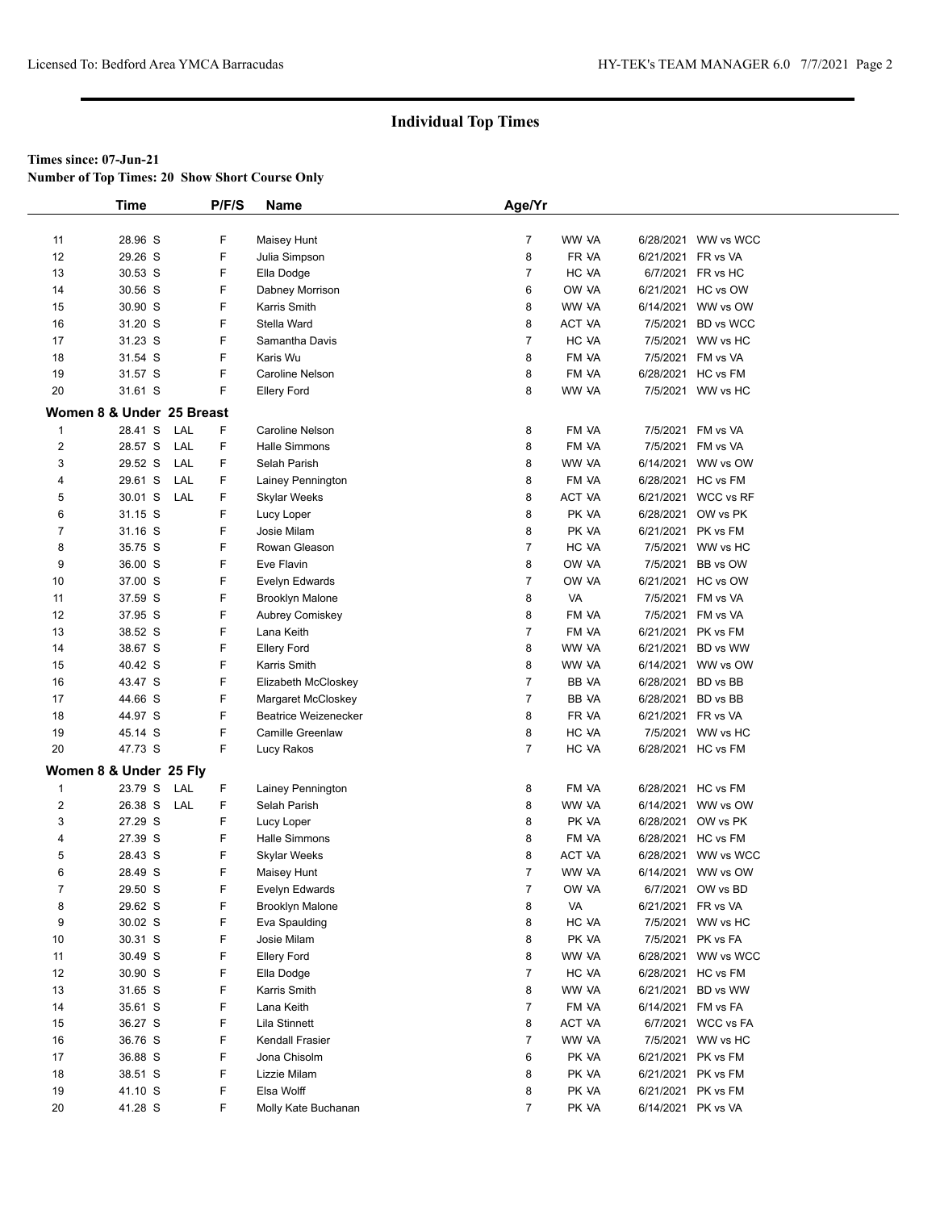## Individual Top Times

**Times since: 07-Jun-21**

**Number of Top Times: 20 Show Short Course Only**

| | Time | | P/F/S | Name | Age/Yr | | | |
|---|---|---|---|---|---|---|---|---|
| 11 | 28.96 S | | F | Maisey Hunt | 7 | WW VA | 6/28/2021 | WW vs WCC |
| 12 | 29.26 S | | F | Julia Simpson | 8 | FR VA | 6/21/2021 | FR vs VA |
| 13 | 30.53 S | | F | Ella Dodge | 7 | HC VA | 6/7/2021 | FR vs HC |
| 14 | 30.56 S | | F | Dabney Morrison | 6 | OW VA | 6/21/2021 | HC vs OW |
| 15 | 30.90 S | | F | Karris Smith | 8 | WW VA | 6/14/2021 | WW vs OW |
| 16 | 31.20 S | | F | Stella Ward | 8 | ACT VA | 7/5/2021 | BD vs WCC |
| 17 | 31.23 S | | F | Samantha Davis | 7 | HC VA | 7/5/2021 | WW vs HC |
| 18 | 31.54 S | | F | Karis Wu | 8 | FM VA | 7/5/2021 | FM vs VA |
| 19 | 31.57 S | | F | Caroline Nelson | 8 | FM VA | 6/28/2021 | HC vs FM |
| 20 | 31.61 S | | F | Ellery Ford | 8 | WW VA | 7/5/2021 | WW vs HC |

**Women 8 & Under 25 Breast**

| | Time | | P/F/S | Name | Age/Yr | | | |
|---|---|---|---|---|---|---|---|---|
| 1 | 28.41 S | LAL | F | Caroline Nelson | 8 | FM VA | 7/5/2021 | FM vs VA |
| 2 | 28.57 S | LAL | F | Halle Simmons | 8 | FM VA | 7/5/2021 | FM vs VA |
| 3 | 29.52 S | LAL | F | Selah Parish | 8 | WW VA | 6/14/2021 | WW vs OW |
| 4 | 29.61 S | LAL | F | Lainey Pennington | 8 | FM VA | 6/28/2021 | HC vs FM |
| 5 | 30.01 S | LAL | F | Skylar Weeks | 8 | ACT VA | 6/21/2021 | WCC vs RF |
| 6 | 31.15 S | | F | Lucy Loper | 8 | PK VA | 6/28/2021 | OW vs PK |
| 7 | 31.16 S | | F | Josie Milam | 8 | PK VA | 6/21/2021 | PK vs FM |
| 8 | 35.75 S | | F | Rowan Gleason | 7 | HC VA | 7/5/2021 | WW vs HC |
| 9 | 36.00 S | | F | Eve Flavin | 8 | OW VA | 7/5/2021 | BB vs OW |
| 10 | 37.00 S | | F | Evelyn Edwards | 7 | OW VA | 6/21/2021 | HC vs OW |
| 11 | 37.59 S | | F | Brooklyn Malone | 8 | VA | 7/5/2021 | FM vs VA |
| 12 | 37.95 S | | F | Aubrey Comiskey | 8 | FM VA | 7/5/2021 | FM vs VA |
| 13 | 38.52 S | | F | Lana Keith | 7 | FM VA | 6/21/2021 | PK vs FM |
| 14 | 38.67 S | | F | Ellery Ford | 8 | WW VA | 6/21/2021 | BD vs WW |
| 15 | 40.42 S | | F | Karris Smith | 8 | WW VA | 6/14/2021 | WW vs OW |
| 16 | 43.47 S | | F | Elizabeth McCloskey | 7 | BB VA | 6/28/2021 | BD vs BB |
| 17 | 44.66 S | | F | Margaret McCloskey | 7 | BB VA | 6/28/2021 | BD vs BB |
| 18 | 44.97 S | | F | Beatrice Weizenecker | 8 | FR VA | 6/21/2021 | FR vs VA |
| 19 | 45.14 S | | F | Camille Greenlaw | 8 | HC VA | 7/5/2021 | WW vs HC |
| 20 | 47.73 S | | F | Lucy Rakos | 7 | HC VA | 6/28/2021 | HC vs FM |

**Women 8 & Under 25 Fly**

| | Time | | P/F/S | Name | Age/Yr | | | |
|---|---|---|---|---|---|---|---|---|
| 1 | 23.79 S | LAL | F | Lainey Pennington | 8 | FM VA | 6/28/2021 | HC vs FM |
| 2 | 26.38 S | LAL | F | Selah Parish | 8 | WW VA | 6/14/2021 | WW vs OW |
| 3 | 27.29 S | | F | Lucy Loper | 8 | PK VA | 6/28/2021 | OW vs PK |
| 4 | 27.39 S | | F | Halle Simmons | 8 | FM VA | 6/28/2021 | HC vs FM |
| 5 | 28.43 S | | F | Skylar Weeks | 8 | ACT VA | 6/28/2021 | WW vs WCC |
| 6 | 28.49 S | | F | Maisey Hunt | 7 | WW VA | 6/14/2021 | WW vs OW |
| 7 | 29.50 S | | F | Evelyn Edwards | 7 | OW VA | 6/7/2021 | OW vs BD |
| 8 | 29.62 S | | F | Brooklyn Malone | 8 | VA | 6/21/2021 | FR vs VA |
| 9 | 30.02 S | | F | Eva Spaulding | 8 | HC VA | 7/5/2021 | WW vs HC |
| 10 | 30.31 S | | F | Josie Milam | 8 | PK VA | 7/5/2021 | PK vs FA |
| 11 | 30.49 S | | F | Ellery Ford | 8 | WW VA | 6/28/2021 | WW vs WCC |
| 12 | 30.90 S | | F | Ella Dodge | 7 | HC VA | 6/28/2021 | HC vs FM |
| 13 | 31.65 S | | F | Karris Smith | 8 | WW VA | 6/21/2021 | BD vs WW |
| 14 | 35.61 S | | F | Lana Keith | 7 | FM VA | 6/14/2021 | FM vs FA |
| 15 | 36.27 S | | F | Lila Stinnett | 8 | ACT VA | 6/7/2021 | WCC vs FA |
| 16 | 36.76 S | | F | Kendall Frasier | 7 | WW VA | 7/5/2021 | WW vs HC |
| 17 | 36.88 S | | F | Jona Chisolm | 6 | PK VA | 6/21/2021 | PK vs FM |
| 18 | 38.51 S | | F | Lizzie Milam | 8 | PK VA | 6/21/2021 | PK vs FM |
| 19 | 41.10 S | | F | Elsa Wolff | 8 | PK VA | 6/21/2021 | PK vs FM |
| 20 | 41.28 S | | F | Molly Kate Buchanan | 7 | PK VA | 6/14/2021 | PK vs VA |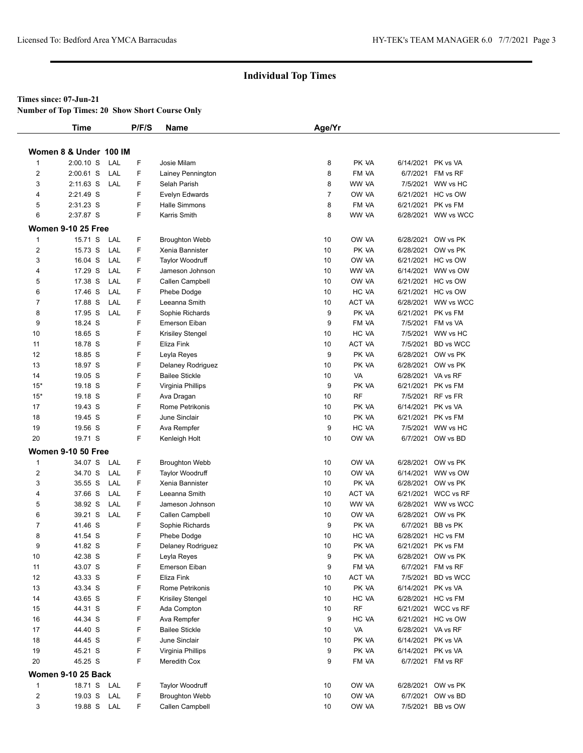## Individual Top Times

**Times since: 07-Jun-21**

**Number of Top Times: 20 Show Short Course Only**

| | Time | | P/F/S | Name | Age/Yr | Team | Date | Meet |
|---|---|---|---|---|---|---|---|---|
| **Women 8 & Under 100 IM** | | | | | | | | |
| 1 | 2:00.10 S | LAL | F | Josie Milam | 8 | PK VA | 6/14/2021 | PK vs VA |
| 2 | 2:00.61 S | LAL | F | Lainey Pennington | 8 | FM VA | 6/7/2021 | FM vs RF |
| 3 | 2:11.63 S | LAL | F | Selah Parish | 8 | WW VA | 7/5/2021 | WW vs HC |
| 4 | 2:21.49 S | | F | Evelyn Edwards | 7 | OW VA | 6/21/2021 | HC vs OW |
| 5 | 2:31.23 S | | F | Halle Simmons | 8 | FM VA | 6/21/2021 | PK vs FM |
| 6 | 2:37.87 S | | F | Karris Smith | 8 | WW VA | 6/28/2021 | WW vs WCC |
| **Women 9-10 25 Free** | | | | | | | | |
| 1 | 15.71 S | LAL | F | Broughton Webb | 10 | OW VA | 6/28/2021 | OW vs PK |
| 2 | 15.73 S | LAL | F | Xenia Bannister | 10 | PK VA | 6/28/2021 | OW vs PK |
| 3 | 16.04 S | LAL | F | Taylor Woodruff | 10 | OW VA | 6/21/2021 | HC vs OW |
| 4 | 17.29 S | LAL | F | Jameson Johnson | 10 | WW VA | 6/14/2021 | WW vs OW |
| 5 | 17.38 S | LAL | F | Callen Campbell | 10 | OW VA | 6/21/2021 | HC vs OW |
| 6 | 17.46 S | LAL | F | Phebe Dodge | 10 | HC VA | 6/21/2021 | HC vs OW |
| 7 | 17.88 S | LAL | F | Leeanna Smith | 10 | ACT VA | 6/28/2021 | WW vs WCC |
| 8 | 17.95 S | LAL | F | Sophie Richards | 9 | PK VA | 6/21/2021 | PK vs FM |
| 9 | 18.24 S | | F | Emerson Eiban | 9 | FM VA | 7/5/2021 | FM vs VA |
| 10 | 18.65 S | | F | Krisiley Stengel | 10 | HC VA | 7/5/2021 | WW vs HC |
| 11 | 18.78 S | | F | Eliza Fink | 10 | ACT VA | 7/5/2021 | BD vs WCC |
| 12 | 18.85 S | | F | Leyla Reyes | 9 | PK VA | 6/28/2021 | OW vs PK |
| 13 | 18.97 S | | F | Delaney Rodriguez | 10 | PK VA | 6/28/2021 | OW vs PK |
| 14 | 19.05 S | | F | Bailee Stickle | 10 | VA | 6/28/2021 | VA vs RF |
| 15* | 19.18 S | | F | Virginia Phillips | 9 | PK VA | 6/21/2021 | PK vs FM |
| 15* | 19.18 S | | F | Ava Dragan | 10 | RF | 7/5/2021 | RF vs FR |
| 17 | 19.43 S | | F | Rome Petrikonis | 10 | PK VA | 6/14/2021 | PK vs VA |
| 18 | 19.45 S | | F | June Sinclair | 10 | PK VA | 6/21/2021 | PK vs FM |
| 19 | 19.56 S | | F | Ava Rempfer | 9 | HC VA | 7/5/2021 | WW vs HC |
| 20 | 19.71 S | | F | Kenleigh Holt | 10 | OW VA | 6/7/2021 | OW vs BD |
| **Women 9-10 50 Free** | | | | | | | | |
| 1 | 34.07 S | LAL | F | Broughton Webb | 10 | OW VA | 6/28/2021 | OW vs PK |
| 2 | 34.70 S | LAL | F | Taylor Woodruff | 10 | OW VA | 6/14/2021 | WW vs OW |
| 3 | 35.55 S | LAL | F | Xenia Bannister | 10 | PK VA | 6/28/2021 | OW vs PK |
| 4 | 37.66 S | LAL | F | Leeanna Smith | 10 | ACT VA | 6/21/2021 | WCC vs RF |
| 5 | 38.92 S | LAL | F | Jameson Johnson | 10 | WW VA | 6/28/2021 | WW vs WCC |
| 6 | 39.21 S | LAL | F | Callen Campbell | 10 | OW VA | 6/28/2021 | OW vs PK |
| 7 | 41.46 S | | F | Sophie Richards | 9 | PK VA | 6/7/2021 | BB vs PK |
| 8 | 41.54 S | | F | Phebe Dodge | 10 | HC VA | 6/28/2021 | HC vs FM |
| 9 | 41.82 S | | F | Delaney Rodriguez | 10 | PK VA | 6/21/2021 | PK vs FM |
| 10 | 42.38 S | | F | Leyla Reyes | 9 | PK VA | 6/28/2021 | OW vs PK |
| 11 | 43.07 S | | F | Emerson Eiban | 9 | FM VA | 6/7/2021 | FM vs RF |
| 12 | 43.33 S | | F | Eliza Fink | 10 | ACT VA | 7/5/2021 | BD vs WCC |
| 13 | 43.34 S | | F | Rome Petrikonis | 10 | PK VA | 6/14/2021 | PK vs VA |
| 14 | 43.65 S | | F | Krisiley Stengel | 10 | HC VA | 6/28/2021 | HC vs FM |
| 15 | 44.31 S | | F | Ada Compton | 10 | RF | 6/21/2021 | WCC vs RF |
| 16 | 44.34 S | | F | Ava Rempfer | 9 | HC VA | 6/21/2021 | HC vs OW |
| 17 | 44.40 S | | F | Bailee Stickle | 10 | VA | 6/28/2021 | VA vs RF |
| 18 | 44.45 S | | F | June Sinclair | 10 | PK VA | 6/14/2021 | PK vs VA |
| 19 | 45.21 S | | F | Virginia Phillips | 9 | PK VA | 6/14/2021 | PK vs VA |
| 20 | 45.25 S | | F | Meredith Cox | 9 | FM VA | 6/7/2021 | FM vs RF |
| **Women 9-10 25 Back** | | | | | | | | |
| 1 | 18.71 S | LAL | F | Taylor Woodruff | 10 | OW VA | 6/28/2021 | OW vs PK |
| 2 | 19.03 S | LAL | F | Broughton Webb | 10 | OW VA | 6/7/2021 | OW vs BD |
| 3 | 19.88 S | LAL | F | Callen Campbell | 10 | OW VA | 7/5/2021 | BB vs OW |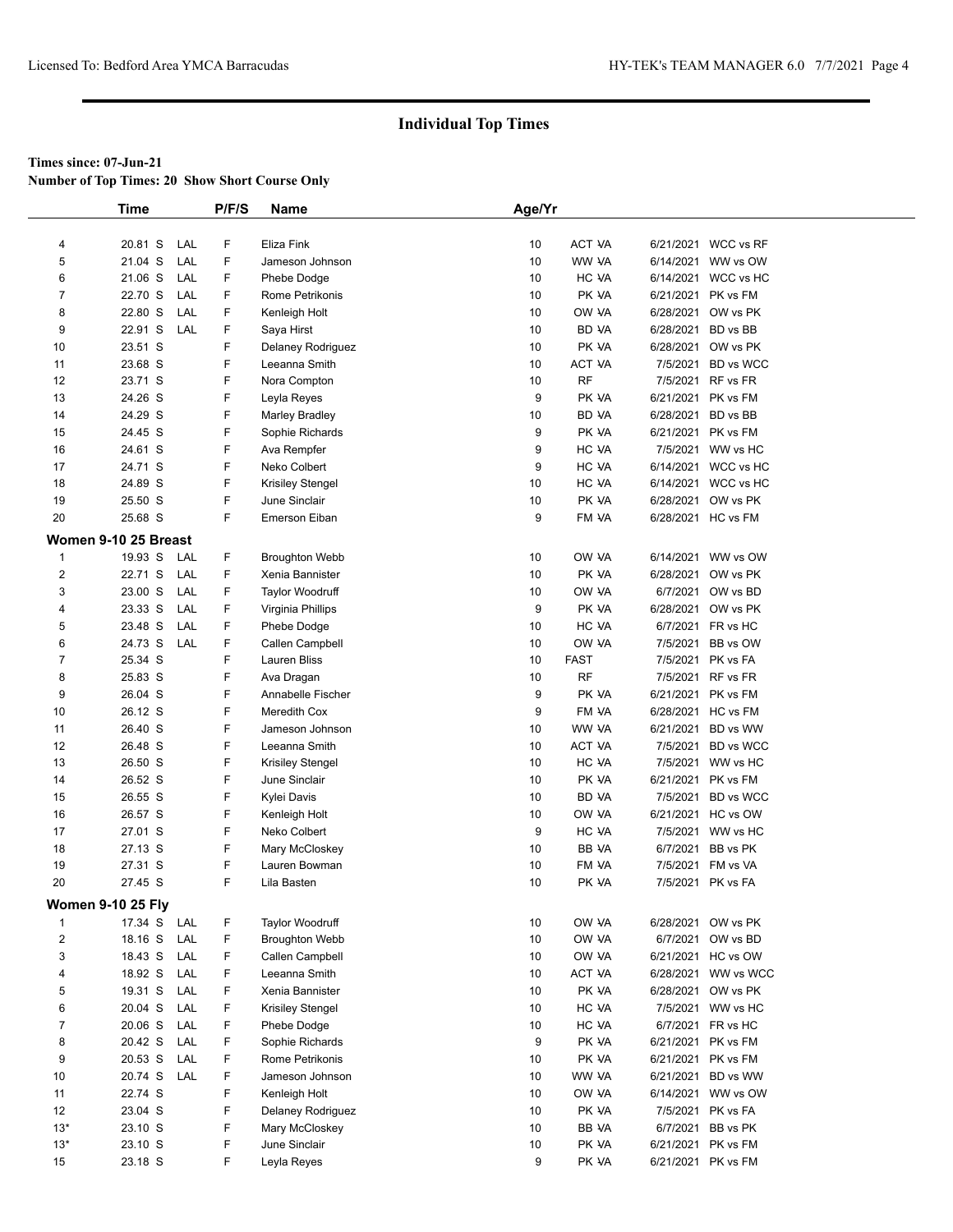## Individual Top Times

**Times since: 07-Jun-21**

**Number of Top Times: 20 Show Short Course Only**

| | Time | | P/F/S | Name | Age/Yr | | | |
|---|---|---|---|---|---|---|---|---|
| 4 | 20.81 S | LAL | F | Eliza Fink | 10 | ACT VA | 6/21/2021 | WCC vs RF |
| 5 | 21.04 S | LAL | F | Jameson Johnson | 10 | WW VA | 6/14/2021 | WW vs OW |
| 6 | 21.06 S | LAL | F | Phebe Dodge | 10 | HC VA | 6/14/2021 | WCC vs HC |
| 7 | 22.70 S | LAL | F | Rome Petrikonis | 10 | PK VA | 6/21/2021 | PK vs FM |
| 8 | 22.80 S | LAL | F | Kenleigh Holt | 10 | OW VA | 6/28/2021 | OW vs PK |
| 9 | 22.91 S | LAL | F | Saya Hirst | 10 | BD VA | 6/28/2021 | BD vs BB |
| 10 | 23.51 S | | F | Delaney Rodriguez | 10 | PK VA | 6/28/2021 | OW vs PK |
| 11 | 23.68 S | | F | Leeanna Smith | 10 | ACT VA | 7/5/2021 | BD vs WCC |
| 12 | 23.71 S | | F | Nora Compton | 10 | RF | 7/5/2021 | RF vs FR |
| 13 | 24.26 S | | F | Leyla Reyes | 9 | PK VA | 6/21/2021 | PK vs FM |
| 14 | 24.29 S | | F | Marley Bradley | 10 | BD VA | 6/28/2021 | BD vs BB |
| 15 | 24.45 S | | F | Sophie Richards | 9 | PK VA | 6/21/2021 | PK vs FM |
| 16 | 24.61 S | | F | Ava Rempfer | 9 | HC VA | 7/5/2021 | WW vs HC |
| 17 | 24.71 S | | F | Neko Colbert | 9 | HC VA | 6/14/2021 | WCC vs HC |
| 18 | 24.89 S | | F | Krisiley Stengel | 10 | HC VA | 6/14/2021 | WCC vs HC |
| 19 | 25.50 S | | F | June Sinclair | 10 | PK VA | 6/28/2021 | OW vs PK |
| 20 | 25.68 S | | F | Emerson Eiban | 9 | FM VA | 6/28/2021 | HC vs FM |

**Women 9-10 25 Breast**

| | Time | | P/F/S | Name | Age/Yr | | | |
|---|---|---|---|---|---|---|---|---|
| 1 | 19.93 S | LAL | F | Broughton Webb | 10 | OW VA | 6/14/2021 | WW vs OW |
| 2 | 22.71 S | LAL | F | Xenia Bannister | 10 | PK VA | 6/28/2021 | OW vs PK |
| 3 | 23.00 S | LAL | F | Taylor Woodruff | 10 | OW VA | 6/7/2021 | OW vs BD |
| 4 | 23.33 S | LAL | F | Virginia Phillips | 9 | PK VA | 6/28/2021 | OW vs PK |
| 5 | 23.48 S | LAL | F | Phebe Dodge | 10 | HC VA | 6/7/2021 | FR vs HC |
| 6 | 24.73 S | LAL | F | Callen Campbell | 10 | OW VA | 7/5/2021 | BB vs OW |
| 7 | 25.34 S | | F | Lauren Bliss | 10 | FAST | 7/5/2021 | PK vs FA |
| 8 | 25.83 S | | F | Ava Dragan | 10 | RF | 7/5/2021 | RF vs FR |
| 9 | 26.04 S | | F | Annabelle Fischer | 9 | PK VA | 6/21/2021 | PK vs FM |
| 10 | 26.12 S | | F | Meredith Cox | 9 | FM VA | 6/28/2021 | HC vs FM |
| 11 | 26.40 S | | F | Jameson Johnson | 10 | WW VA | 6/21/2021 | BD vs WW |
| 12 | 26.48 S | | F | Leeanna Smith | 10 | ACT VA | 7/5/2021 | BD vs WCC |
| 13 | 26.50 S | | F | Krisiley Stengel | 10 | HC VA | 7/5/2021 | WW vs HC |
| 14 | 26.52 S | | F | June Sinclair | 10 | PK VA | 6/21/2021 | PK vs FM |
| 15 | 26.55 S | | F | Kylei Davis | 10 | BD VA | 7/5/2021 | BD vs WCC |
| 16 | 26.57 S | | F | Kenleigh Holt | 10 | OW VA | 6/21/2021 | HC vs OW |
| 17 | 27.01 S | | F | Neko Colbert | 9 | HC VA | 7/5/2021 | WW vs HC |
| 18 | 27.13 S | | F | Mary McCloskey | 10 | BB VA | 6/7/2021 | BB vs PK |
| 19 | 27.31 S | | F | Lauren Bowman | 10 | FM VA | 7/5/2021 | FM vs VA |
| 20 | 27.45 S | | F | Lila Basten | 10 | PK VA | 7/5/2021 | PK vs FA |

**Women 9-10 25 Fly**

| | Time | | P/F/S | Name | Age/Yr | | | |
|---|---|---|---|---|---|---|---|---|
| 1 | 17.34 S | LAL | F | Taylor Woodruff | 10 | OW VA | 6/28/2021 | OW vs PK |
| 2 | 18.16 S | LAL | F | Broughton Webb | 10 | OW VA | 6/7/2021 | OW vs BD |
| 3 | 18.43 S | LAL | F | Callen Campbell | 10 | OW VA | 6/21/2021 | HC vs OW |
| 4 | 18.92 S | LAL | F | Leeanna Smith | 10 | ACT VA | 6/28/2021 | WW vs WCC |
| 5 | 19.31 S | LAL | F | Xenia Bannister | 10 | PK VA | 6/28/2021 | OW vs PK |
| 6 | 20.04 S | LAL | F | Krisiley Stengel | 10 | HC VA | 7/5/2021 | WW vs HC |
| 7 | 20.06 S | LAL | F | Phebe Dodge | 10 | HC VA | 6/7/2021 | FR vs HC |
| 8 | 20.42 S | LAL | F | Sophie Richards | 9 | PK VA | 6/21/2021 | PK vs FM |
| 9 | 20.53 S | LAL | F | Rome Petrikonis | 10 | PK VA | 6/21/2021 | PK vs FM |
| 10 | 20.74 S | LAL | F | Jameson Johnson | 10 | WW VA | 6/21/2021 | BD vs WW |
| 11 | 22.74 S | | F | Kenleigh Holt | 10 | OW VA | 6/14/2021 | WW vs OW |
| 12 | 23.04 S | | F | Delaney Rodriguez | 10 | PK VA | 7/5/2021 | PK vs FA |
| 13* | 23.10 S | | F | Mary McCloskey | 10 | BB VA | 6/7/2021 | BB vs PK |
| 13* | 23.10 S | | F | June Sinclair | 10 | PK VA | 6/21/2021 | PK vs FM |
| 15 | 23.18 S | | F | Leyla Reyes | 9 | PK VA | 6/21/2021 | PK vs FM |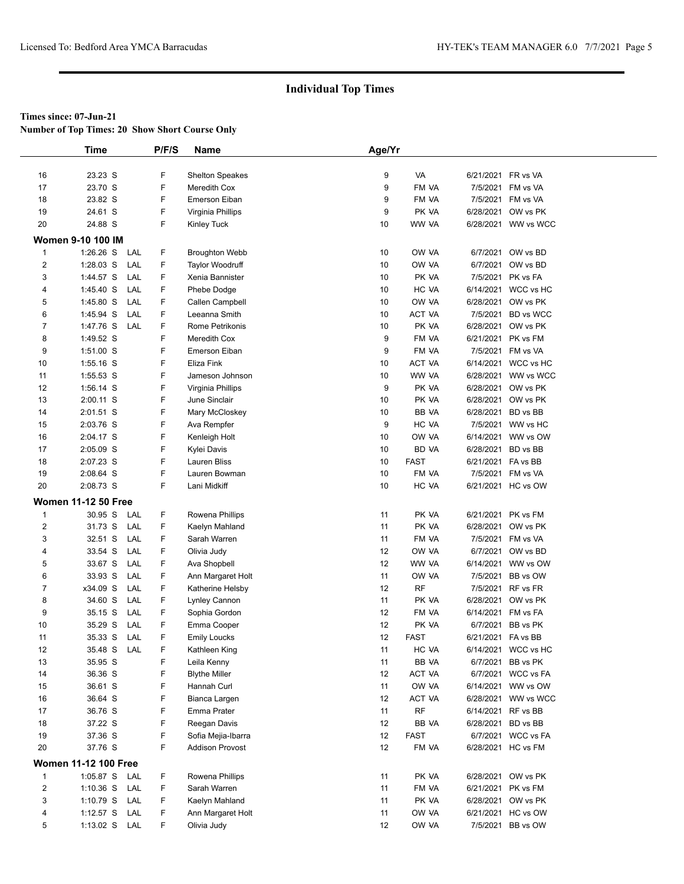## Individual Top Times

**Times since: 07-Jun-21**

**Number of Top Times: 20 Show Short Course Only**

| | Time | | P/F/S | Name | Age/Yr | | | |
|---|---|---|---|---|---|---|---|---|
| 16 | 23.23 S | | F | Shelton Speakes | 9 | VA | 6/21/2021 | FR vs VA |
| 17 | 23.70 S | | F | Meredith Cox | 9 | FM VA | 7/5/2021 | FM vs VA |
| 18 | 23.82 S | | F | Emerson Eiban | 9 | FM VA | 7/5/2021 | FM vs VA |
| 19 | 24.61 S | | F | Virginia Phillips | 9 | PK VA | 6/28/2021 | OW vs PK |
| 20 | 24.88 S | | F | Kinley Tuck | 10 | WW VA | 6/28/2021 | WW vs WCC |
| **Women 9-10 100 IM** | | | | | | | | |
| 1 | 1:26.26 S | LAL | F | Broughton Webb | 10 | OW VA | 6/7/2021 | OW vs BD |
| 2 | 1:28.03 S | LAL | F | Taylor Woodruff | 10 | OW VA | 6/7/2021 | OW vs BD |
| 3 | 1:44.57 S | LAL | F | Xenia Bannister | 10 | PK VA | 7/5/2021 | PK vs FA |
| 4 | 1:45.40 S | LAL | F | Phebe Dodge | 10 | HC VA | 6/14/2021 | WCC vs HC |
| 5 | 1:45.80 S | LAL | F | Callen Campbell | 10 | OW VA | 6/28/2021 | OW vs PK |
| 6 | 1:45.94 S | LAL | F | Leeanna Smith | 10 | ACT VA | 7/5/2021 | BD vs WCC |
| 7 | 1:47.76 S | LAL | F | Rome Petrikonis | 10 | PK VA | 6/28/2021 | OW vs PK |
| 8 | 1:49.52 S | | F | Meredith Cox | 9 | FM VA | 6/21/2021 | PK vs FM |
| 9 | 1:51.00 S | | F | Emerson Eiban | 9 | FM VA | 7/5/2021 | FM vs VA |
| 10 | 1:55.16 S | | F | Eliza Fink | 10 | ACT VA | 6/14/2021 | WCC vs HC |
| 11 | 1:55.53 S | | F | Jameson Johnson | 10 | WW VA | 6/28/2021 | WW vs WCC |
| 12 | 1:56.14 S | | F | Virginia Phillips | 9 | PK VA | 6/28/2021 | OW vs PK |
| 13 | 2:00.11 S | | F | June Sinclair | 10 | PK VA | 6/28/2021 | OW vs PK |
| 14 | 2:01.51 S | | F | Mary McCloskey | 10 | BB VA | 6/28/2021 | BD vs BB |
| 15 | 2:03.76 S | | F | Ava Rempfer | 9 | HC VA | 7/5/2021 | WW vs HC |
| 16 | 2:04.17 S | | F | Kenleigh Holt | 10 | OW VA | 6/14/2021 | WW vs OW |
| 17 | 2:05.09 S | | F | Kylei Davis | 10 | BD VA | 6/28/2021 | BD vs BB |
| 18 | 2:07.23 S | | F | Lauren Bliss | 10 | FAST | 6/21/2021 | FA vs BB |
| 19 | 2:08.64 S | | F | Lauren Bowman | 10 | FM VA | 7/5/2021 | FM vs VA |
| 20 | 2:08.73 S | | F | Lani Midkiff | 10 | HC VA | 6/21/2021 | HC vs OW |
| **Women 11-12 50 Free** | | | | | | | | |
| 1 | 30.95 S | LAL | F | Rowena Phillips | 11 | PK VA | 6/21/2021 | PK vs FM |
| 2 | 31.73 S | LAL | F | Kaelyn Mahland | 11 | PK VA | 6/28/2021 | OW vs PK |
| 3 | 32.51 S | LAL | F | Sarah Warren | 11 | FM VA | 7/5/2021 | FM vs VA |
| 4 | 33.54 S | LAL | F | Olivia Judy | 12 | OW VA | 6/7/2021 | OW vs BD |
| 5 | 33.67 S | LAL | F | Ava Shopbell | 12 | WW VA | 6/14/2021 | WW vs OW |
| 6 | 33.93 S | LAL | F | Ann Margaret Holt | 11 | OW VA | 7/5/2021 | BB vs OW |
| 7 | x34.09 S | LAL | F | Katherine Helsby | 12 | RF | 7/5/2021 | RF vs FR |
| 8 | 34.60 S | LAL | F | Lynley Cannon | 11 | PK VA | 6/28/2021 | OW vs PK |
| 9 | 35.15 S | LAL | F | Sophia Gordon | 12 | FM VA | 6/14/2021 | FM vs FA |
| 10 | 35.29 S | LAL | F | Emma Cooper | 12 | PK VA | 6/7/2021 | BB vs PK |
| 11 | 35.33 S | LAL | F | Emily Loucks | 12 | FAST | 6/21/2021 | FA vs BB |
| 12 | 35.48 S | LAL | F | Kathleen King | 11 | HC VA | 6/14/2021 | WCC vs HC |
| 13 | 35.95 S | | F | Leila Kenny | 11 | BB VA | 6/7/2021 | BB vs PK |
| 14 | 36.36 S | | F | Blythe Miller | 12 | ACT VA | 6/7/2021 | WCC vs FA |
| 15 | 36.61 S | | F | Hannah Curl | 11 | OW VA | 6/14/2021 | WW vs OW |
| 16 | 36.64 S | | F | Bianca Largen | 12 | ACT VA | 6/28/2021 | WW vs WCC |
| 17 | 36.76 S | | F | Emma Prater | 11 | RF | 6/14/2021 | RF vs BB |
| 18 | 37.22 S | | F | Reegan Davis | 12 | BB VA | 6/28/2021 | BD vs BB |
| 19 | 37.36 S | | F | Sofia Mejia-Ibarra | 12 | FAST | 6/7/2021 | WCC vs FA |
| 20 | 37.76 S | | F | Addison Provost | 12 | FM VA | 6/28/2021 | HC vs FM |
| **Women 11-12 100 Free** | | | | | | | | |
| 1 | 1:05.87 S | LAL | F | Rowena Phillips | 11 | PK VA | 6/28/2021 | OW vs PK |
| 2 | 1:10.36 S | LAL | F | Sarah Warren | 11 | FM VA | 6/21/2021 | PK vs FM |
| 3 | 1:10.79 S | LAL | F | Kaelyn Mahland | 11 | PK VA | 6/28/2021 | OW vs PK |
| 4 | 1:12.57 S | LAL | F | Ann Margaret Holt | 11 | OW VA | 6/21/2021 | HC vs OW |
| 5 | 1:13.02 S | LAL | F | Olivia Judy | 12 | OW VA | 7/5/2021 | BB vs OW |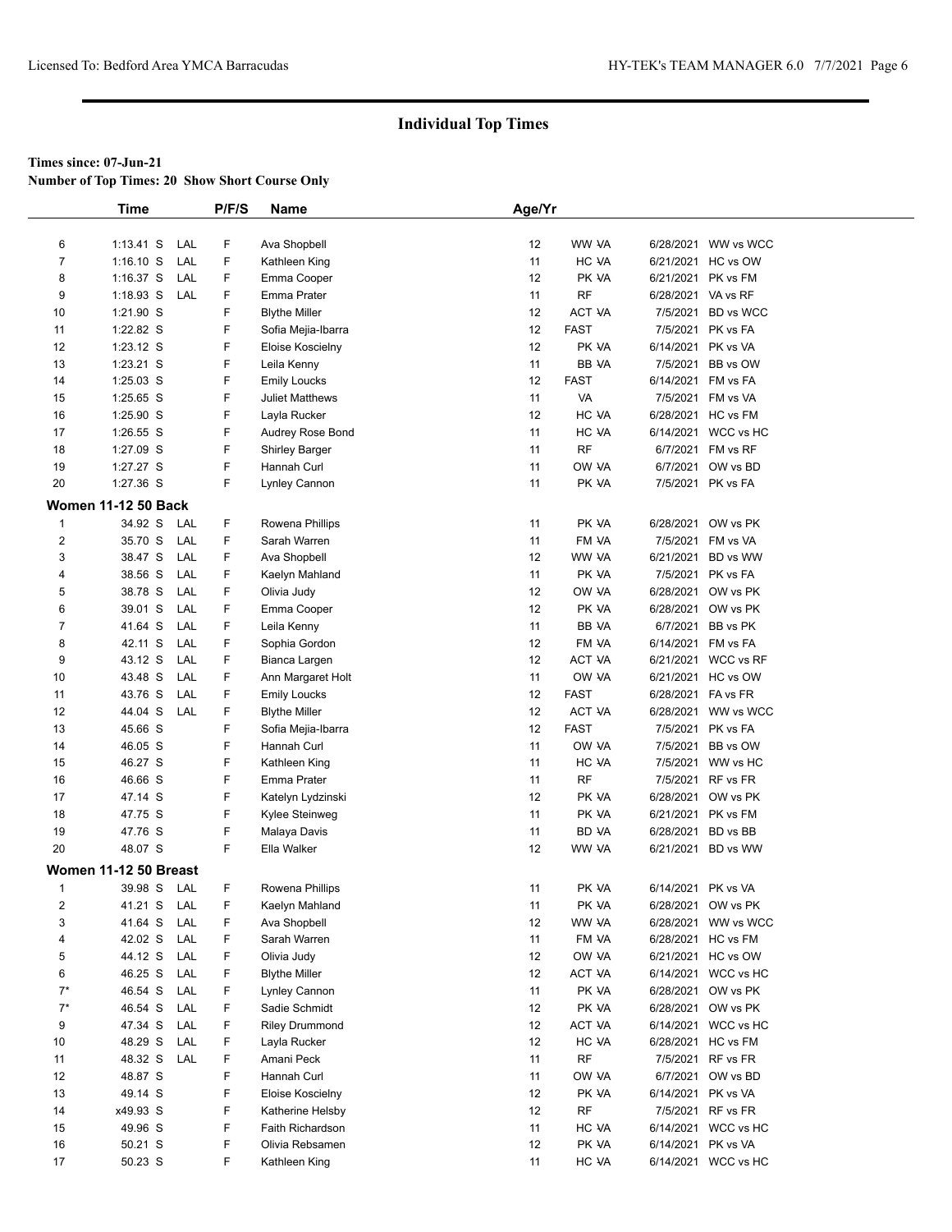## Individual Top Times

**Times since: 07-Jun-21**
**Number of Top Times: 20 Show Short Course Only**

| | Time | | P/F/S | Name | Age/Yr | | | |
|---|---|---|---|---|---|---|---|---|
| 6 | 1:13.41 S | LAL | F | Ava Shopbell | 12 | WW VA | 6/28/2021 | WW vs WCC |
| 7 | 1:16.10 S | LAL | F | Kathleen King | 11 | HC VA | 6/21/2021 | HC vs OW |
| 8 | 1:16.37 S | LAL | F | Emma Cooper | 12 | PK VA | 6/21/2021 | PK vs FM |
| 9 | 1:18.93 S | LAL | F | Emma Prater | 11 | RF | 6/28/2021 | VA vs RF |
| 10 | 1:21.90 S | | F | Blythe Miller | 12 | ACT VA | 7/5/2021 | BD vs WCC |
| 11 | 1:22.82 S | | F | Sofia Mejia-Ibarra | 12 | FAST | 7/5/2021 | PK vs FA |
| 12 | 1:23.12 S | | F | Eloise Koscielny | 12 | PK VA | 6/14/2021 | PK vs VA |
| 13 | 1:23.21 S | | F | Leila Kenny | 11 | BB VA | 7/5/2021 | BB vs OW |
| 14 | 1:25.03 S | | F | Emily Loucks | 12 | FAST | 6/14/2021 | FM vs FA |
| 15 | 1:25.65 S | | F | Juliet Matthews | 11 | VA | 7/5/2021 | FM vs VA |
| 16 | 1:25.90 S | | F | Layla Rucker | 12 | HC VA | 6/28/2021 | HC vs FM |
| 17 | 1:26.55 S | | F | Audrey Rose Bond | 11 | HC VA | 6/14/2021 | WCC vs HC |
| 18 | 1:27.09 S | | F | Shirley Barger | 11 | RF | 6/7/2021 | FM vs RF |
| 19 | 1:27.27 S | | F | Hannah Curl | 11 | OW VA | 6/7/2021 | OW vs BD |
| 20 | 1:27.36 S | | F | Lynley Cannon | 11 | PK VA | 7/5/2021 | PK vs FA |
| **Women 11-12 50 Back** | | | | | | | | |
| 1 | 34.92 S | LAL | F | Rowena Phillips | 11 | PK VA | 6/28/2021 | OW vs PK |
| 2 | 35.70 S | LAL | F | Sarah Warren | 11 | FM VA | 7/5/2021 | FM vs VA |
| 3 | 38.47 S | LAL | F | Ava Shopbell | 12 | WW VA | 6/21/2021 | BD vs WW |
| 4 | 38.56 S | LAL | F | Kaelyn Mahland | 11 | PK VA | 7/5/2021 | PK vs FA |
| 5 | 38.78 S | LAL | F | Olivia Judy | 12 | OW VA | 6/28/2021 | OW vs PK |
| 6 | 39.01 S | LAL | F | Emma Cooper | 12 | PK VA | 6/28/2021 | OW vs PK |
| 7 | 41.64 S | LAL | F | Leila Kenny | 11 | BB VA | 6/7/2021 | BB vs PK |
| 8 | 42.11 S | LAL | F | Sophia Gordon | 12 | FM VA | 6/14/2021 | FM vs FA |
| 9 | 43.12 S | LAL | F | Bianca Largen | 12 | ACT VA | 6/21/2021 | WCC vs RF |
| 10 | 43.48 S | LAL | F | Ann Margaret Holt | 11 | OW VA | 6/21/2021 | HC vs OW |
| 11 | 43.76 S | LAL | F | Emily Loucks | 12 | FAST | 6/28/2021 | FA vs FR |
| 12 | 44.04 S | LAL | F | Blythe Miller | 12 | ACT VA | 6/28/2021 | WW vs WCC |
| 13 | 45.66 S | | F | Sofia Mejia-Ibarra | 12 | FAST | 7/5/2021 | PK vs FA |
| 14 | 46.05 S | | F | Hannah Curl | 11 | OW VA | 7/5/2021 | BB vs OW |
| 15 | 46.27 S | | F | Kathleen King | 11 | HC VA | 7/5/2021 | WW vs HC |
| 16 | 46.66 S | | F | Emma Prater | 11 | RF | 7/5/2021 | RF vs FR |
| 17 | 47.14 S | | F | Katelyn Lydzinski | 12 | PK VA | 6/28/2021 | OW vs PK |
| 18 | 47.75 S | | F | Kylee Steinweg | 11 | PK VA | 6/21/2021 | PK vs FM |
| 19 | 47.76 S | | F | Malaya Davis | 11 | BD VA | 6/28/2021 | BD vs BB |
| 20 | 48.07 S | | F | Ella Walker | 12 | WW VA | 6/21/2021 | BD vs WW |
| **Women 11-12 50 Breast** | | | | | | | | |
| 1 | 39.98 S | LAL | F | Rowena Phillips | 11 | PK VA | 6/14/2021 | PK vs VA |
| 2 | 41.21 S | LAL | F | Kaelyn Mahland | 11 | PK VA | 6/28/2021 | OW vs PK |
| 3 | 41.64 S | LAL | F | Ava Shopbell | 12 | WW VA | 6/28/2021 | WW vs WCC |
| 4 | 42.02 S | LAL | F | Sarah Warren | 11 | FM VA | 6/28/2021 | HC vs FM |
| 5 | 44.12 S | LAL | F | Olivia Judy | 12 | OW VA | 6/21/2021 | HC vs OW |
| 6 | 46.25 S | LAL | F | Blythe Miller | 12 | ACT VA | 6/14/2021 | WCC vs HC |
| 7* | 46.54 S | LAL | F | Lynley Cannon | 11 | PK VA | 6/28/2021 | OW vs PK |
| 7* | 46.54 S | LAL | F | Sadie Schmidt | 12 | PK VA | 6/28/2021 | OW vs PK |
| 9 | 47.34 S | LAL | F | Riley Drummond | 12 | ACT VA | 6/14/2021 | WCC vs HC |
| 10 | 48.29 S | LAL | F | Layla Rucker | 12 | HC VA | 6/28/2021 | HC vs FM |
| 11 | 48.32 S | LAL | F | Amani Peck | 11 | RF | 7/5/2021 | RF vs FR |
| 12 | 48.87 S | | F | Hannah Curl | 11 | OW VA | 6/7/2021 | OW vs BD |
| 13 | 49.14 S | | F | Eloise Koscielny | 12 | PK VA | 6/14/2021 | PK vs VA |
| 14 | x49.93 S | | F | Katherine Helsby | 12 | RF | 7/5/2021 | RF vs FR |
| 15 | 49.96 S | | F | Faith Richardson | 11 | HC VA | 6/14/2021 | WCC vs HC |
| 16 | 50.21 S | | F | Olivia Rebsamen | 12 | PK VA | 6/14/2021 | PK vs VA |
| 17 | 50.23 S | | F | Kathleen King | 11 | HC VA | 6/14/2021 | WCC vs HC |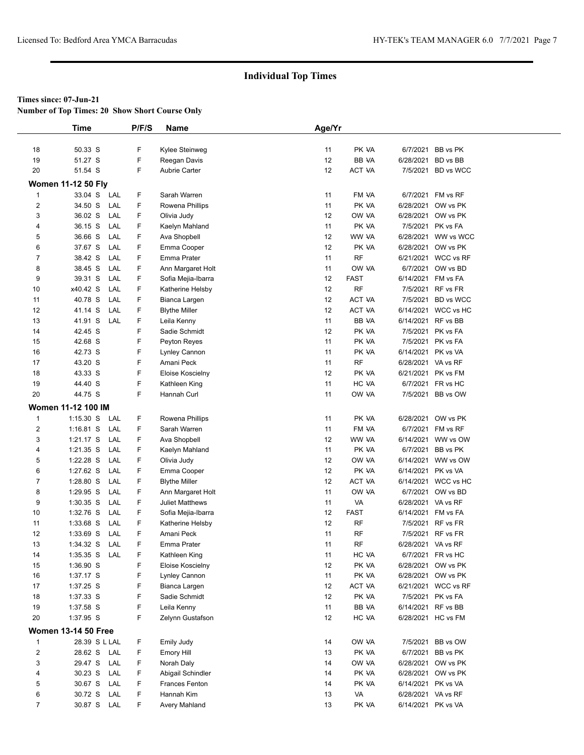## Individual Top Times

**Times since: 07-Jun-21**

**Number of Top Times: 20 Show Short Course Only**

| | Time | | P/F/S | Name | Age/Yr | | | |
|---|---|---|---|---|---|---|---|---|
| 18 | 50.33 S | | F | Kylee Steinweg | 11 | PK VA | 6/7/2021 | BB vs PK |
| 19 | 51.27 S | | F | Reegan Davis | 12 | BB VA | 6/28/2021 | BD vs BB |
| 20 | 51.54 S | | F | Aubrie Carter | 12 | ACT VA | 7/5/2021 | BD vs WCC |
| **Women 11-12 50 Fly** | | | | | | | | |
| 1 | 33.04 S | LAL | F | Sarah Warren | 11 | FM VA | 6/7/2021 | FM vs RF |
| 2 | 34.50 S | LAL | F | Rowena Phillips | 11 | PK VA | 6/28/2021 | OW vs PK |
| 3 | 36.02 S | LAL | F | Olivia Judy | 12 | OW VA | 6/28/2021 | OW vs PK |
| 4 | 36.15 S | LAL | F | Kaelyn Mahland | 11 | PK VA | 7/5/2021 | PK vs FA |
| 5 | 36.66 S | LAL | F | Ava Shopbell | 12 | WW VA | 6/28/2021 | WW vs WCC |
| 6 | 37.67 S | LAL | F | Emma Cooper | 12 | PK VA | 6/28/2021 | OW vs PK |
| 7 | 38.42 S | LAL | F | Emma Prater | 11 | RF | 6/21/2021 | WCC vs RF |
| 8 | 38.45 S | LAL | F | Ann Margaret Holt | 11 | OW VA | 6/7/2021 | OW vs BD |
| 9 | 39.31 S | LAL | F | Sofia Mejia-Ibarra | 12 | FAST | 6/14/2021 | FM vs FA |
| 10 | x40.42 S | LAL | F | Katherine Helsby | 12 | RF | 7/5/2021 | RF vs FR |
| 11 | 40.78 S | LAL | F | Bianca Largen | 12 | ACT VA | 7/5/2021 | BD vs WCC |
| 12 | 41.14 S | LAL | F | Blythe Miller | 12 | ACT VA | 6/14/2021 | WCC vs HC |
| 13 | 41.91 S | LAL | F | Leila Kenny | 11 | BB VA | 6/14/2021 | RF vs BB |
| 14 | 42.45 S | | F | Sadie Schmidt | 12 | PK VA | 7/5/2021 | PK vs FA |
| 15 | 42.68 S | | F | Peyton Reyes | 11 | PK VA | 7/5/2021 | PK vs FA |
| 16 | 42.73 S | | F | Lynley Cannon | 11 | PK VA | 6/14/2021 | PK vs VA |
| 17 | 43.20 S | | F | Amani Peck | 11 | RF | 6/28/2021 | VA vs RF |
| 18 | 43.33 S | | F | Eloise Koscielny | 12 | PK VA | 6/21/2021 | PK vs FM |
| 19 | 44.40 S | | F | Kathleen King | 11 | HC VA | 6/7/2021 | FR vs HC |
| 20 | 44.75 S | | F | Hannah Curl | 11 | OW VA | 7/5/2021 | BB vs OW |
| **Women 11-12 100 IM** | | | | | | | | |
| 1 | 1:15.30 S | LAL | F | Rowena Phillips | 11 | PK VA | 6/28/2021 | OW vs PK |
| 2 | 1:16.81 S | LAL | F | Sarah Warren | 11 | FM VA | 6/7/2021 | FM vs RF |
| 3 | 1:21.17 S | LAL | F | Ava Shopbell | 12 | WW VA | 6/14/2021 | WW vs OW |
| 4 | 1:21.35 S | LAL | F | Kaelyn Mahland | 11 | PK VA | 6/7/2021 | BB vs PK |
| 5 | 1:22.28 S | LAL | F | Olivia Judy | 12 | OW VA | 6/14/2021 | WW vs OW |
| 6 | 1:27.62 S | LAL | F | Emma Cooper | 12 | PK VA | 6/14/2021 | PK vs VA |
| 7 | 1:28.80 S | LAL | F | Blythe Miller | 12 | ACT VA | 6/14/2021 | WCC vs HC |
| 8 | 1:29.95 S | LAL | F | Ann Margaret Holt | 11 | OW VA | 6/7/2021 | OW vs BD |
| 9 | 1:30.35 S | LAL | F | Juliet Matthews | 11 | VA | 6/28/2021 | VA vs RF |
| 10 | 1:32.76 S | LAL | F | Sofia Mejia-Ibarra | 12 | FAST | 6/14/2021 | FM vs FA |
| 11 | 1:33.68 S | LAL | F | Katherine Helsby | 12 | RF | 7/5/2021 | RF vs FR |
| 12 | 1:33.69 S | LAL | F | Amani Peck | 11 | RF | 7/5/2021 | RF vs FR |
| 13 | 1:34.32 S | LAL | F | Emma Prater | 11 | RF | 6/28/2021 | VA vs RF |
| 14 | 1:35.35 S | LAL | F | Kathleen King | 11 | HC VA | 6/7/2021 | FR vs HC |
| 15 | 1:36.90 S | | F | Eloise Koscielny | 12 | PK VA | 6/28/2021 | OW vs PK |
| 16 | 1:37.17 S | | F | Lynley Cannon | 11 | PK VA | 6/28/2021 | OW vs PK |
| 17 | 1:37.25 S | | F | Bianca Largen | 12 | ACT VA | 6/21/2021 | WCC vs RF |
| 18 | 1:37.33 S | | F | Sadie Schmidt | 12 | PK VA | 7/5/2021 | PK vs FA |
| 19 | 1:37.58 S | | F | Leila Kenny | 11 | BB VA | 6/14/2021 | RF vs BB |
| 20 | 1:37.95 S | | F | Zelynn Gustafson | 12 | HC VA | 6/28/2021 | HC vs FM |
| **Women 13-14 50 Free** | | | | | | | | |
| 1 | 28.39 S L | LAL | F | Emily Judy | 14 | OW VA | 7/5/2021 | BB vs OW |
| 2 | 28.62 S | LAL | F | Emory Hill | 13 | PK VA | 6/7/2021 | BB vs PK |
| 3 | 29.47 S | LAL | F | Norah Daly | 14 | OW VA | 6/28/2021 | OW vs PK |
| 4 | 30.23 S | LAL | F | Abigail Schindler | 14 | PK VA | 6/28/2021 | OW vs PK |
| 5 | 30.67 S | LAL | F | Frances Fenton | 14 | PK VA | 6/14/2021 | PK vs VA |
| 6 | 30.72 S | LAL | F | Hannah Kim | 13 | VA | 6/28/2021 | VA vs RF |
| 7 | 30.87 S | LAL | F | Avery Mahland | 13 | PK VA | 6/14/2021 | PK vs VA |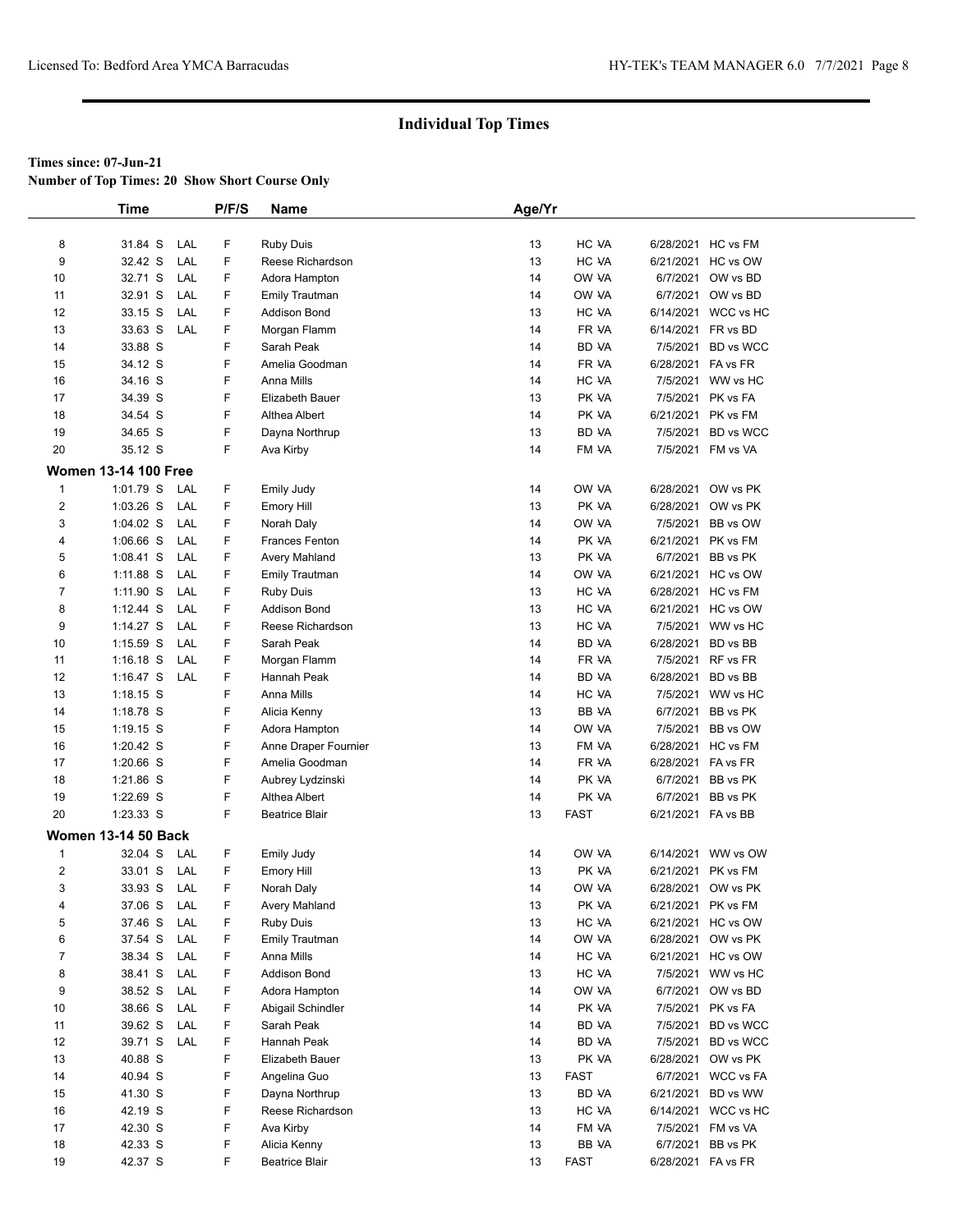## Individual Top Times

**Times since: 07-Jun-21**

**Number of Top Times: 20 Show Short Course Only**

| | Time | | P/F/S | Name | Age/Yr | | | |
|---|---|---|---|---|---|---|---|---|
| 8 | 31.84 S | LAL | F | Ruby Duis | 13 | HC VA | 6/28/2021 | HC vs FM |
| 9 | 32.42 S | LAL | F | Reese Richardson | 13 | HC VA | 6/21/2021 | HC vs OW |
| 10 | 32.71 S | LAL | F | Adora Hampton | 14 | OW VA | 6/7/2021 | OW vs BD |
| 11 | 32.91 S | LAL | F | Emily Trautman | 14 | OW VA | 6/7/2021 | OW vs BD |
| 12 | 33.15 S | LAL | F | Addison Bond | 13 | HC VA | 6/14/2021 | WCC vs HC |
| 13 | 33.63 S | LAL | F | Morgan Flamm | 14 | FR VA | 6/14/2021 | FR vs BD |
| 14 | 33.88 S | | F | Sarah Peak | 14 | BD VA | 7/5/2021 | BD vs WCC |
| 15 | 34.12 S | | F | Amelia Goodman | 14 | FR VA | 6/28/2021 | FA vs FR |
| 16 | 34.16 S | | F | Anna Mills | 14 | HC VA | 7/5/2021 | WW vs HC |
| 17 | 34.39 S | | F | Elizabeth Bauer | 13 | PK VA | 7/5/2021 | PK vs FA |
| 18 | 34.54 S | | F | Althea Albert | 14 | PK VA | 6/21/2021 | PK vs FM |
| 19 | 34.65 S | | F | Dayna Northrup | 13 | BD VA | 7/5/2021 | BD vs WCC |
| 20 | 35.12 S | | F | Ava Kirby | 14 | FM VA | 7/5/2021 | FM vs VA |

**Women 13-14 100 Free**

| | Time | | P/F/S | Name | Age/Yr | | | |
|---|---|---|---|---|---|---|---|---|
| 1 | 1:01.79 S | LAL | F | Emily Judy | 14 | OW VA | 6/28/2021 | OW vs PK |
| 2 | 1:03.26 S | LAL | F | Emory Hill | 13 | PK VA | 6/28/2021 | OW vs PK |
| 3 | 1:04.02 S | LAL | F | Norah Daly | 14 | OW VA | 7/5/2021 | BB vs OW |
| 4 | 1:06.66 S | LAL | F | Frances Fenton | 14 | PK VA | 6/21/2021 | PK vs FM |
| 5 | 1:08.41 S | LAL | F | Avery Mahland | 13 | PK VA | 6/7/2021 | BB vs PK |
| 6 | 1:11.88 S | LAL | F | Emily Trautman | 14 | OW VA | 6/21/2021 | HC vs OW |
| 7 | 1:11.90 S | LAL | F | Ruby Duis | 13 | HC VA | 6/28/2021 | HC vs FM |
| 8 | 1:12.44 S | LAL | F | Addison Bond | 13 | HC VA | 6/21/2021 | HC vs OW |
| 9 | 1:14.27 S | LAL | F | Reese Richardson | 13 | HC VA | 7/5/2021 | WW vs HC |
| 10 | 1:15.59 S | LAL | F | Sarah Peak | 14 | BD VA | 6/28/2021 | BD vs BB |
| 11 | 1:16.18 S | LAL | F | Morgan Flamm | 14 | FR VA | 7/5/2021 | RF vs FR |
| 12 | 1:16.47 S | LAL | F | Hannah Peak | 14 | BD VA | 6/28/2021 | BD vs BB |
| 13 | 1:18.15 S | | F | Anna Mills | 14 | HC VA | 7/5/2021 | WW vs HC |
| 14 | 1:18.78 S | | F | Alicia Kenny | 13 | BB VA | 6/7/2021 | BB vs PK |
| 15 | 1:19.15 S | | F | Adora Hampton | 14 | OW VA | 7/5/2021 | BB vs OW |
| 16 | 1:20.42 S | | F | Anne Draper Fournier | 13 | FM VA | 6/28/2021 | HC vs FM |
| 17 | 1:20.66 S | | F | Amelia Goodman | 14 | FR VA | 6/28/2021 | FA vs FR |
| 18 | 1:21.86 S | | F | Aubrey Lydzinski | 14 | PK VA | 6/7/2021 | BB vs PK |
| 19 | 1:22.69 S | | F | Althea Albert | 14 | PK VA | 6/7/2021 | BB vs PK |
| 20 | 1:23.33 S | | F | Beatrice Blair | 13 | FAST | 6/21/2021 | FA vs BB |

**Women 13-14 50 Back**

| | Time | | P/F/S | Name | Age/Yr | | | |
|---|---|---|---|---|---|---|---|---|
| 1 | 32.04 S | LAL | F | Emily Judy | 14 | OW VA | 6/14/2021 | WW vs OW |
| 2 | 33.01 S | LAL | F | Emory Hill | 13 | PK VA | 6/21/2021 | PK vs FM |
| 3 | 33.93 S | LAL | F | Norah Daly | 14 | OW VA | 6/28/2021 | OW vs PK |
| 4 | 37.06 S | LAL | F | Avery Mahland | 13 | PK VA | 6/21/2021 | PK vs FM |
| 5 | 37.46 S | LAL | F | Ruby Duis | 13 | HC VA | 6/21/2021 | HC vs OW |
| 6 | 37.54 S | LAL | F | Emily Trautman | 14 | OW VA | 6/28/2021 | OW vs PK |
| 7 | 38.34 S | LAL | F | Anna Mills | 14 | HC VA | 6/21/2021 | HC vs OW |
| 8 | 38.41 S | LAL | F | Addison Bond | 13 | HC VA | 7/5/2021 | WW vs HC |
| 9 | 38.52 S | LAL | F | Adora Hampton | 14 | OW VA | 6/7/2021 | OW vs BD |
| 10 | 38.66 S | LAL | F | Abigail Schindler | 14 | PK VA | 7/5/2021 | PK vs FA |
| 11 | 39.62 S | LAL | F | Sarah Peak | 14 | BD VA | 7/5/2021 | BD vs WCC |
| 12 | 39.71 S | LAL | F | Hannah Peak | 14 | BD VA | 7/5/2021 | BD vs WCC |
| 13 | 40.88 S | | F | Elizabeth Bauer | 13 | PK VA | 6/28/2021 | OW vs PK |
| 14 | 40.94 S | | F | Angelina Guo | 13 | FAST | 6/7/2021 | WCC vs FA |
| 15 | 41.30 S | | F | Dayna Northrup | 13 | BD VA | 6/21/2021 | BD vs WW |
| 16 | 42.19 S | | F | Reese Richardson | 13 | HC VA | 6/14/2021 | WCC vs HC |
| 17 | 42.30 S | | F | Ava Kirby | 14 | FM VA | 7/5/2021 | FM vs VA |
| 18 | 42.33 S | | F | Alicia Kenny | 13 | BB VA | 6/7/2021 | BB vs PK |
| 19 | 42.37 S | | F | Beatrice Blair | 13 | FAST | 6/28/2021 | FA vs FR |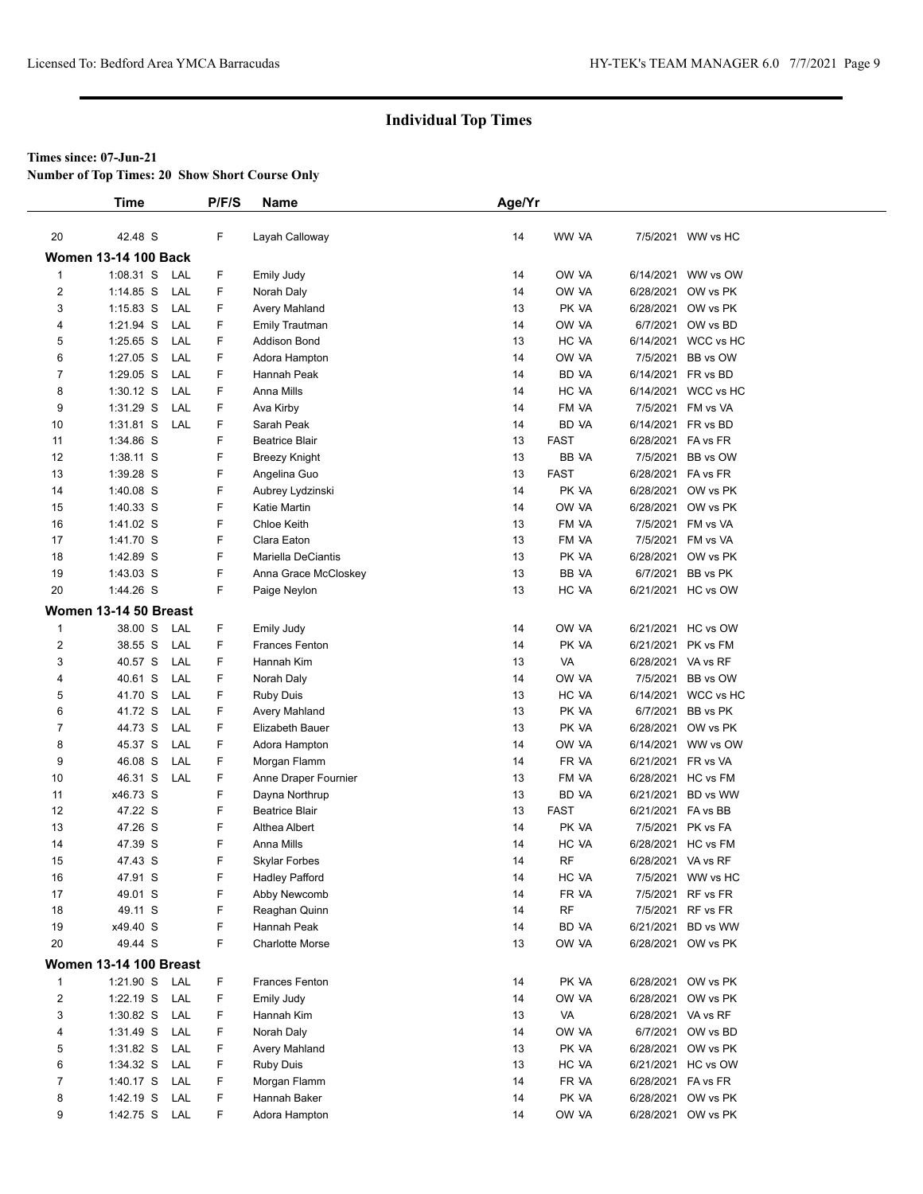# Individual Top Times

**Times since: 07-Jun-21**

**Number of Top Times: 20 Show Short Course Only**

| | Time | | P/F/S | Name | Age/Yr | | | |
|---|---|---|---|---|---|---|---|---|
| 20 | 42.48 S | | F | Layah Calloway | 14 | WW VA | 7/5/2021 | WW vs HC |
| **Women 13-14 100 Back** | | | | | | | | |
| 1 | 1:08.31 S | LAL | F | Emily Judy | 14 | OW VA | 6/14/2021 | WW vs OW |
| 2 | 1:14.85 S | LAL | F | Norah Daly | 14 | OW VA | 6/28/2021 | OW vs PK |
| 3 | 1:15.83 S | LAL | F | Avery Mahland | 13 | PK VA | 6/28/2021 | OW vs PK |
| 4 | 1:21.94 S | LAL | F | Emily Trautman | 14 | OW VA | 6/7/2021 | OW vs BD |
| 5 | 1:25.65 S | LAL | F | Addison Bond | 13 | HC VA | 6/14/2021 | WCC vs HC |
| 6 | 1:27.05 S | LAL | F | Adora Hampton | 14 | OW VA | 7/5/2021 | BB vs OW |
| 7 | 1:29.05 S | LAL | F | Hannah Peak | 14 | BD VA | 6/14/2021 | FR vs BD |
| 8 | 1:30.12 S | LAL | F | Anna Mills | 14 | HC VA | 6/14/2021 | WCC vs HC |
| 9 | 1:31.29 S | LAL | F | Ava Kirby | 14 | FM VA | 7/5/2021 | FM vs VA |
| 10 | 1:31.81 S | LAL | F | Sarah Peak | 14 | BD VA | 6/14/2021 | FR vs BD |
| 11 | 1:34.86 S | | F | Beatrice Blair | 13 | FAST | 6/28/2021 | FA vs FR |
| 12 | 1:38.11 S | | F | Breezy Knight | 13 | BB VA | 7/5/2021 | BB vs OW |
| 13 | 1:39.28 S | | F | Angelina Guo | 13 | FAST | 6/28/2021 | FA vs FR |
| 14 | 1:40.08 S | | F | Aubrey Lydzinski | 14 | PK VA | 6/28/2021 | OW vs PK |
| 15 | 1:40.33 S | | F | Katie Martin | 14 | OW VA | 6/28/2021 | OW vs PK |
| 16 | 1:41.02 S | | F | Chloe Keith | 13 | FM VA | 7/5/2021 | FM vs VA |
| 17 | 1:41.70 S | | F | Clara Eaton | 13 | FM VA | 7/5/2021 | FM vs VA |
| 18 | 1:42.89 S | | F | Mariella DeCiantis | 13 | PK VA | 6/28/2021 | OW vs PK |
| 19 | 1:43.03 S | | F | Anna Grace McCloskey | 13 | BB VA | 6/7/2021 | BB vs PK |
| 20 | 1:44.26 S | | F | Paige Neylon | 13 | HC VA | 6/21/2021 | HC vs OW |
| **Women 13-14 50 Breast** | | | | | | | | |
| 1 | 38.00 S | LAL | F | Emily Judy | 14 | OW VA | 6/21/2021 | HC vs OW |
| 2 | 38.55 S | LAL | F | Frances Fenton | 14 | PK VA | 6/21/2021 | PK vs FM |
| 3 | 40.57 S | LAL | F | Hannah Kim | 13 | VA | 6/28/2021 | VA vs RF |
| 4 | 40.61 S | LAL | F | Norah Daly | 14 | OW VA | 7/5/2021 | BB vs OW |
| 5 | 41.70 S | LAL | F | Ruby Duis | 13 | HC VA | 6/14/2021 | WCC vs HC |
| 6 | 41.72 S | LAL | F | Avery Mahland | 13 | PK VA | 6/7/2021 | BB vs PK |
| 7 | 44.73 S | LAL | F | Elizabeth Bauer | 13 | PK VA | 6/28/2021 | OW vs PK |
| 8 | 45.37 S | LAL | F | Adora Hampton | 14 | OW VA | 6/14/2021 | WW vs OW |
| 9 | 46.08 S | LAL | F | Morgan Flamm | 14 | FR VA | 6/21/2021 | FR vs VA |
| 10 | 46.31 S | LAL | F | Anne Draper Fournier | 13 | FM VA | 6/28/2021 | HC vs FM |
| 11 | x46.73 S | | F | Dayna Northrup | 13 | BD VA | 6/21/2021 | BD vs WW |
| 12 | 47.22 S | | F | Beatrice Blair | 13 | FAST | 6/21/2021 | FA vs BB |
| 13 | 47.26 S | | F | Althea Albert | 14 | PK VA | 7/5/2021 | PK vs FA |
| 14 | 47.39 S | | F | Anna Mills | 14 | HC VA | 6/28/2021 | HC vs FM |
| 15 | 47.43 S | | F | Skylar Forbes | 14 | RF | 6/28/2021 | VA vs RF |
| 16 | 47.91 S | | F | Hadley Pafford | 14 | HC VA | 7/5/2021 | WW vs HC |
| 17 | 49.01 S | | F | Abby Newcomb | 14 | FR VA | 7/5/2021 | RF vs FR |
| 18 | 49.11 S | | F | Reaghan Quinn | 14 | RF | 7/5/2021 | RF vs FR |
| 19 | x49.40 S | | F | Hannah Peak | 14 | BD VA | 6/21/2021 | BD vs WW |
| 20 | 49.44 S | | F | Charlotte Morse | 13 | OW VA | 6/28/2021 | OW vs PK |
| **Women 13-14 100 Breast** | | | | | | | | |
| 1 | 1:21.90 S | LAL | F | Frances Fenton | 14 | PK VA | 6/28/2021 | OW vs PK |
| 2 | 1:22.19 S | LAL | F | Emily Judy | 14 | OW VA | 6/28/2021 | OW vs PK |
| 3 | 1:30.82 S | LAL | F | Hannah Kim | 13 | VA | 6/28/2021 | VA vs RF |
| 4 | 1:31.49 S | LAL | F | Norah Daly | 14 | OW VA | 6/7/2021 | OW vs BD |
| 5 | 1:31.82 S | LAL | F | Avery Mahland | 13 | PK VA | 6/28/2021 | OW vs PK |
| 6 | 1:34.32 S | LAL | F | Ruby Duis | 13 | HC VA | 6/21/2021 | HC vs OW |
| 7 | 1:40.17 S | LAL | F | Morgan Flamm | 14 | FR VA | 6/28/2021 | FA vs FR |
| 8 | 1:42.19 S | LAL | F | Hannah Baker | 14 | PK VA | 6/28/2021 | OW vs PK |
| 9 | 1:42.75 S | LAL | F | Adora Hampton | 14 | OW VA | 6/28/2021 | OW vs PK |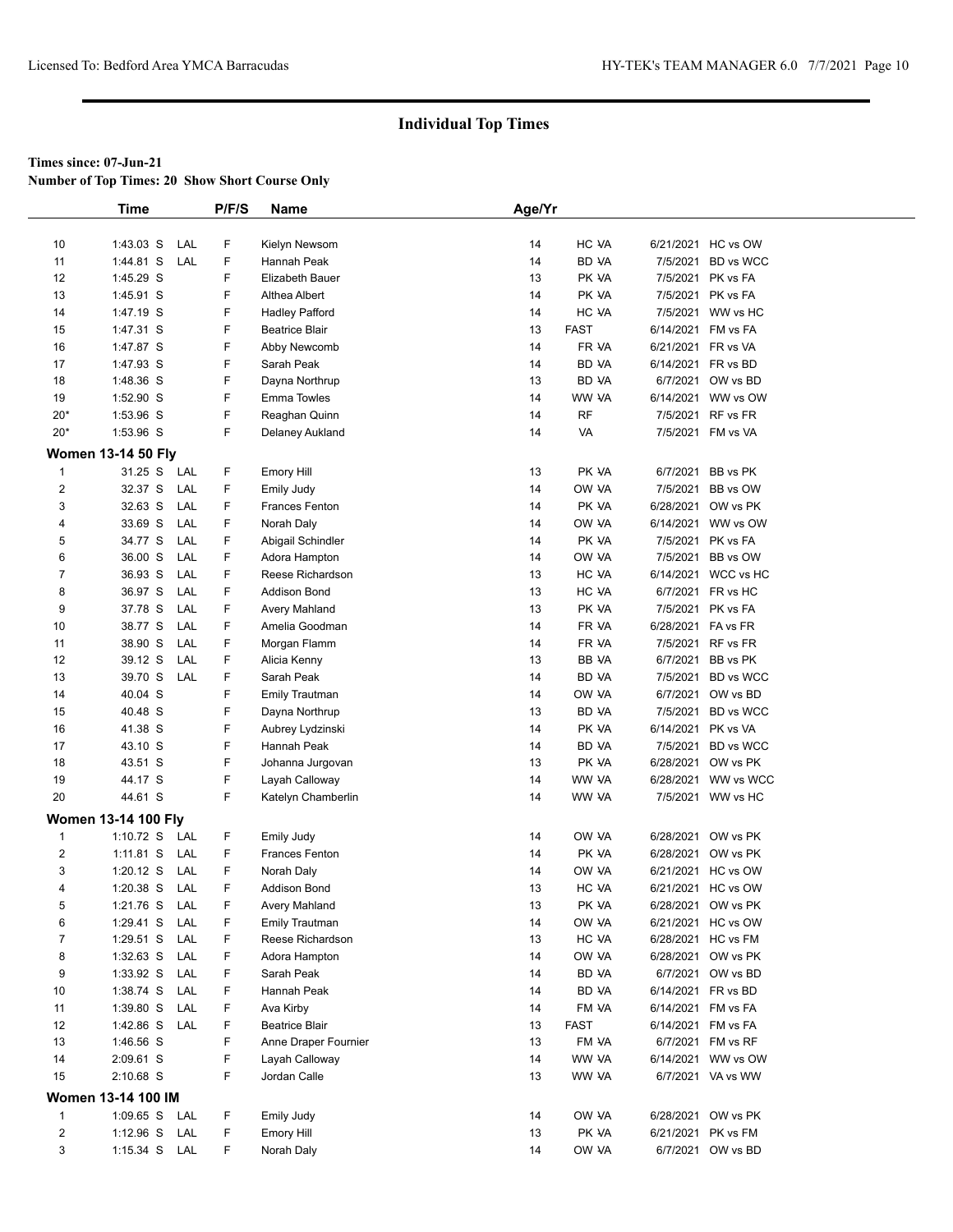## Individual Top Times

**Times since: 07-Jun-21**

**Number of Top Times: 20 Show Short Course Only**

| | Time | | P/F/S | Name | Age/Yr | | | |
|---|---|---|---|---|---|---|---|---|
| 10 | 1:43.03 S | LAL | F | Kielyn Newsom | 14 | HC VA | 6/21/2021 | HC vs OW |
| 11 | 1:44.81 S | LAL | F | Hannah Peak | 14 | BD VA | 7/5/2021 | BD vs WCC |
| 12 | 1:45.29 S | | F | Elizabeth Bauer | 13 | PK VA | 7/5/2021 | PK vs FA |
| 13 | 1:45.91 S | | F | Althea Albert | 14 | PK VA | 7/5/2021 | PK vs FA |
| 14 | 1:47.19 S | | F | Hadley Pafford | 14 | HC VA | 7/5/2021 | WW vs HC |
| 15 | 1:47.31 S | | F | Beatrice Blair | 13 | FAST | 6/14/2021 | FM vs FA |
| 16 | 1:47.87 S | | F | Abby Newcomb | 14 | FR VA | 6/21/2021 | FR vs VA |
| 17 | 1:47.93 S | | F | Sarah Peak | 14 | BD VA | 6/14/2021 | FR vs BD |
| 18 | 1:48.36 S | | F | Dayna Northrup | 13 | BD VA | 6/7/2021 | OW vs BD |
| 19 | 1:52.90 S | | F | Emma Towles | 14 | WW VA | 6/14/2021 | WW vs OW |
| 20* | 1:53.96 S | | F | Reaghan Quinn | 14 | RF | 7/5/2021 | RF vs FR |
| 20* | 1:53.96 S | | F | Delaney Aukland | 14 | VA | 7/5/2021 | FM vs VA |

**Women 13-14 50 Fly**

| | Time | | P/F/S | Name | Age/Yr | | | |
|---|---|---|---|---|---|---|---|---|
| 1 | 31.25 S | LAL | F | Emory Hill | 13 | PK VA | 6/7/2021 | BB vs PK |
| 2 | 32.37 S | LAL | F | Emily Judy | 14 | OW VA | 7/5/2021 | BB vs OW |
| 3 | 32.63 S | LAL | F | Frances Fenton | 14 | PK VA | 6/28/2021 | OW vs PK |
| 4 | 33.69 S | LAL | F | Norah Daly | 14 | OW VA | 6/14/2021 | WW vs OW |
| 5 | 34.77 S | LAL | F | Abigail Schindler | 14 | PK VA | 7/5/2021 | PK vs FA |
| 6 | 36.00 S | LAL | F | Adora Hampton | 14 | OW VA | 7/5/2021 | BB vs OW |
| 7 | 36.93 S | LAL | F | Reese Richardson | 13 | HC VA | 6/14/2021 | WCC vs HC |
| 8 | 36.97 S | LAL | F | Addison Bond | 13 | HC VA | 6/7/2021 | FR vs HC |
| 9 | 37.78 S | LAL | F | Avery Mahland | 13 | PK VA | 7/5/2021 | PK vs FA |
| 10 | 38.77 S | LAL | F | Amelia Goodman | 14 | FR VA | 6/28/2021 | FA vs FR |
| 11 | 38.90 S | LAL | F | Morgan Flamm | 14 | FR VA | 7/5/2021 | RF vs FR |
| 12 | 39.12 S | LAL | F | Alicia Kenny | 13 | BB VA | 6/7/2021 | BB vs PK |
| 13 | 39.70 S | LAL | F | Sarah Peak | 14 | BD VA | 7/5/2021 | BD vs WCC |
| 14 | 40.04 S | | F | Emily Trautman | 14 | OW VA | 6/7/2021 | OW vs BD |
| 15 | 40.48 S | | F | Dayna Northrup | 13 | BD VA | 7/5/2021 | BD vs WCC |
| 16 | 41.38 S | | F | Aubrey Lydzinski | 14 | PK VA | 6/14/2021 | PK vs VA |
| 17 | 43.10 S | | F | Hannah Peak | 14 | BD VA | 7/5/2021 | BD vs WCC |
| 18 | 43.51 S | | F | Johanna Jurgovan | 13 | PK VA | 6/28/2021 | OW vs PK |
| 19 | 44.17 S | | F | Layah Calloway | 14 | WW VA | 6/28/2021 | WW vs WCC |
| 20 | 44.61 S | | F | Katelyn Chamberlin | 14 | WW VA | 7/5/2021 | WW vs HC |

**Women 13-14 100 Fly**

| | Time | | P/F/S | Name | Age/Yr | | | |
|---|---|---|---|---|---|---|---|---|
| 1 | 1:10.72 S | LAL | F | Emily Judy | 14 | OW VA | 6/28/2021 | OW vs PK |
| 2 | 1:11.81 S | LAL | F | Frances Fenton | 14 | PK VA | 6/28/2021 | OW vs PK |
| 3 | 1:20.12 S | LAL | F | Norah Daly | 14 | OW VA | 6/21/2021 | HC vs OW |
| 4 | 1:20.38 S | LAL | F | Addison Bond | 13 | HC VA | 6/21/2021 | HC vs OW |
| 5 | 1:21.76 S | LAL | F | Avery Mahland | 13 | PK VA | 6/28/2021 | OW vs PK |
| 6 | 1:29.41 S | LAL | F | Emily Trautman | 14 | OW VA | 6/21/2021 | HC vs OW |
| 7 | 1:29.51 S | LAL | F | Reese Richardson | 13 | HC VA | 6/28/2021 | HC vs FM |
| 8 | 1:32.63 S | LAL | F | Adora Hampton | 14 | OW VA | 6/28/2021 | OW vs PK |
| 9 | 1:33.92 S | LAL | F | Sarah Peak | 14 | BD VA | 6/7/2021 | OW vs BD |
| 10 | 1:38.74 S | LAL | F | Hannah Peak | 14 | BD VA | 6/14/2021 | FR vs BD |
| 11 | 1:39.80 S | LAL | F | Ava Kirby | 14 | FM VA | 6/14/2021 | FM vs FA |
| 12 | 1:42.86 S | LAL | F | Beatrice Blair | 13 | FAST | 6/14/2021 | FM vs FA |
| 13 | 1:46.56 S | | F | Anne Draper Fournier | 13 | FM VA | 6/7/2021 | FM vs RF |
| 14 | 2:09.61 S | | F | Layah Calloway | 14 | WW VA | 6/14/2021 | WW vs OW |
| 15 | 2:10.68 S | | F | Jordan Calle | 13 | WW VA | 6/7/2021 | VA vs WW |

**Women 13-14 100 IM**

| | Time | | P/F/S | Name | Age/Yr | | | |
|---|---|---|---|---|---|---|---|---|
| 1 | 1:09.65 S | LAL | F | Emily Judy | 14 | OW VA | 6/28/2021 | OW vs PK |
| 2 | 1:12.96 S | LAL | F | Emory Hill | 13 | PK VA | 6/21/2021 | PK vs FM |
| 3 | 1:15.34 S | LAL | F | Norah Daly | 14 | OW VA | 6/7/2021 | OW vs BD |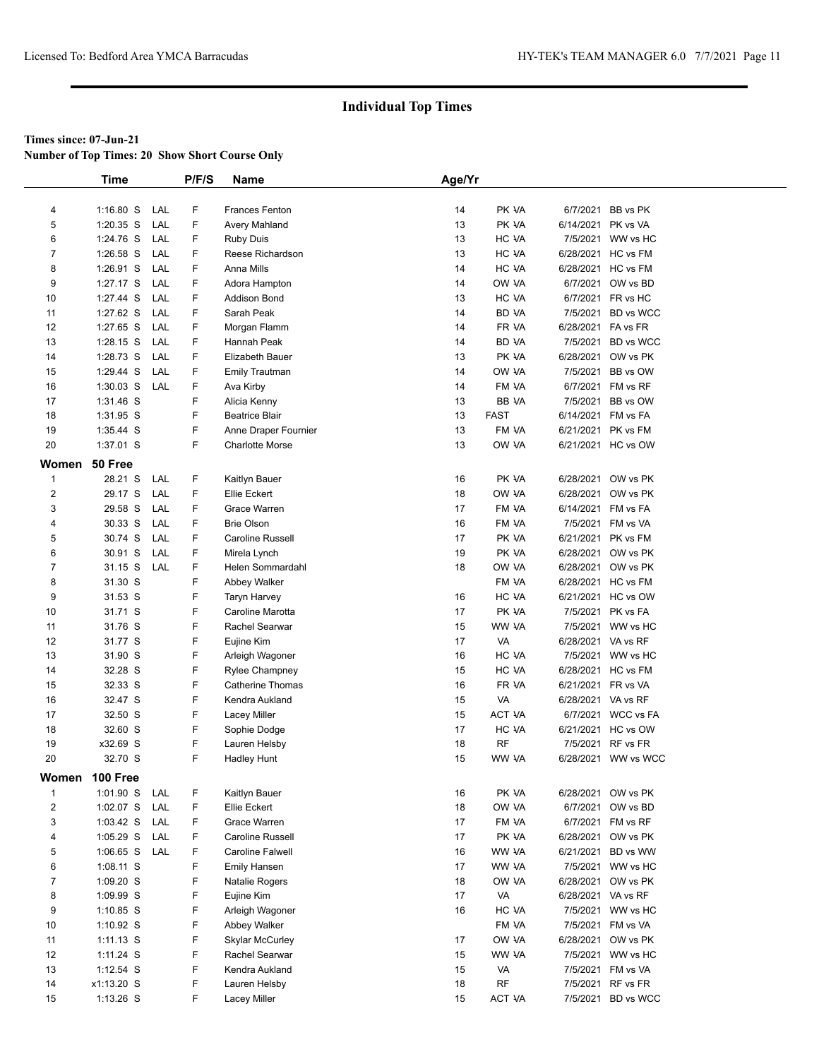## Individual Top Times

**Times since: 07-Jun-21**
**Number of Top Times: 20 Show Short Course Only**

| | Time | | P/F/S | Name | Age/Yr | | | |
|---|---|---|---|---|---|---|---|---|
| 4 | 1:16.80 S | LAL | F | Frances Fenton | 14 | PK VA | 6/7/2021 | BB vs PK |
| 5 | 1:20.35 S | LAL | F | Avery Mahland | 13 | PK VA | 6/14/2021 | PK vs VA |
| 6 | 1:24.76 S | LAL | F | Ruby Duis | 13 | HC VA | 7/5/2021 | WW vs HC |
| 7 | 1:26.58 S | LAL | F | Reese Richardson | 13 | HC VA | 6/28/2021 | HC vs FM |
| 8 | 1:26.91 S | LAL | F | Anna Mills | 14 | HC VA | 6/28/2021 | HC vs FM |
| 9 | 1:27.17 S | LAL | F | Adora Hampton | 14 | OW VA | 6/7/2021 | OW vs BD |
| 10 | 1:27.44 S | LAL | F | Addison Bond | 13 | HC VA | 6/7/2021 | FR vs HC |
| 11 | 1:27.62 S | LAL | F | Sarah Peak | 14 | BD VA | 7/5/2021 | BD vs WCC |
| 12 | 1:27.65 S | LAL | F | Morgan Flamm | 14 | FR VA | 6/28/2021 | FA vs FR |
| 13 | 1:28.15 S | LAL | F | Hannah Peak | 14 | BD VA | 7/5/2021 | BD vs WCC |
| 14 | 1:28.73 S | LAL | F | Elizabeth Bauer | 13 | PK VA | 6/28/2021 | OW vs PK |
| 15 | 1:29.44 S | LAL | F | Emily Trautman | 14 | OW VA | 7/5/2021 | BB vs OW |
| 16 | 1:30.03 S | LAL | F | Ava Kirby | 14 | FM VA | 6/7/2021 | FM vs RF |
| 17 | 1:31.46 S | | F | Alicia Kenny | 13 | BB VA | 7/5/2021 | BB vs OW |
| 18 | 1:31.95 S | | F | Beatrice Blair | 13 | FAST | 6/14/2021 | FM vs FA |
| 19 | 1:35.44 S | | F | Anne Draper Fournier | 13 | FM VA | 6/21/2021 | PK vs FM |
| 20 | 1:37.01 S | | F | Charlotte Morse | 13 | OW VA | 6/21/2021 | HC vs OW |
| **Women** | **50 Free** | | | | | | | |
| 1 | 28.21 S | LAL | F | Kaitlyn Bauer | 16 | PK VA | 6/28/2021 | OW vs PK |
| 2 | 29.17 S | LAL | F | Ellie Eckert | 18 | OW VA | 6/28/2021 | OW vs PK |
| 3 | 29.58 S | LAL | F | Grace Warren | 17 | FM VA | 6/14/2021 | FM vs FA |
| 4 | 30.33 S | LAL | F | Brie Olson | 16 | FM VA | 7/5/2021 | FM vs VA |
| 5 | 30.74 S | LAL | F | Caroline Russell | 17 | PK VA | 6/21/2021 | PK vs FM |
| 6 | 30.91 S | LAL | F | Mirela Lynch | 19 | PK VA | 6/28/2021 | OW vs PK |
| 7 | 31.15 S | LAL | F | Helen Sommardahl | 18 | OW VA | 6/28/2021 | OW vs PK |
| 8 | 31.30 S | | F | Abbey Walker | | FM VA | 6/28/2021 | HC vs FM |
| 9 | 31.53 S | | F | Taryn Harvey | 16 | HC VA | 6/21/2021 | HC vs OW |
| 10 | 31.71 S | | F | Caroline Marotta | 17 | PK VA | 7/5/2021 | PK vs FA |
| 11 | 31.76 S | | F | Rachel Searwar | 15 | WW VA | 7/5/2021 | WW vs HC |
| 12 | 31.77 S | | F | Eujine Kim | 17 | VA | 6/28/2021 | VA vs RF |
| 13 | 31.90 S | | F | Arleigh Wagoner | 16 | HC VA | 7/5/2021 | WW vs HC |
| 14 | 32.28 S | | F | Rylee Champney | 15 | HC VA | 6/28/2021 | HC vs FM |
| 15 | 32.33 S | | F | Catherine Thomas | 16 | FR VA | 6/21/2021 | FR vs VA |
| 16 | 32.47 S | | F | Kendra Aukland | 15 | VA | 6/28/2021 | VA vs RF |
| 17 | 32.50 S | | F | Lacey Miller | 15 | ACT VA | 6/7/2021 | WCC vs FA |
| 18 | 32.60 S | | F | Sophie Dodge | 17 | HC VA | 6/21/2021 | HC vs OW |
| 19 | x32.69 S | | F | Lauren Helsby | 18 | RF | 7/5/2021 | RF vs FR |
| 20 | 32.70 S | | F | Hadley Hunt | 15 | WW VA | 6/28/2021 | WW vs WCC |
| **Women** | **100 Free** | | | | | | | |
| 1 | 1:01.90 S | LAL | F | Kaitlyn Bauer | 16 | PK VA | 6/28/2021 | OW vs PK |
| 2 | 1:02.07 S | LAL | F | Ellie Eckert | 18 | OW VA | 6/7/2021 | OW vs BD |
| 3 | 1:03.42 S | LAL | F | Grace Warren | 17 | FM VA | 6/7/2021 | FM vs RF |
| 4 | 1:05.29 S | LAL | F | Caroline Russell | 17 | PK VA | 6/28/2021 | OW vs PK |
| 5 | 1:06.65 S | LAL | F | Caroline Falwell | 16 | WW VA | 6/21/2021 | BD vs WW |
| 6 | 1:08.11 S | | F | Emily Hansen | 17 | WW VA | 7/5/2021 | WW vs HC |
| 7 | 1:09.20 S | | F | Natalie Rogers | 18 | OW VA | 6/28/2021 | OW vs PK |
| 8 | 1:09.99 S | | F | Eujine Kim | 17 | VA | 6/28/2021 | VA vs RF |
| 9 | 1:10.85 S | | F | Arleigh Wagoner | 16 | HC VA | 7/5/2021 | WW vs HC |
| 10 | 1:10.92 S | | F | Abbey Walker | | FM VA | 7/5/2021 | FM vs VA |
| 11 | 1:11.13 S | | F | Skylar McCurley | 17 | OW VA | 6/28/2021 | OW vs PK |
| 12 | 1:11.24 S | | F | Rachel Searwar | 15 | WW VA | 7/5/2021 | WW vs HC |
| 13 | 1:12.54 S | | F | Kendra Aukland | 15 | VA | 7/5/2021 | FM vs VA |
| 14 | x1:13.20 S | | F | Lauren Helsby | 18 | RF | 7/5/2021 | RF vs FR |
| 15 | 1:13.26 S | | F | Lacey Miller | 15 | ACT VA | 7/5/2021 | BD vs WCC |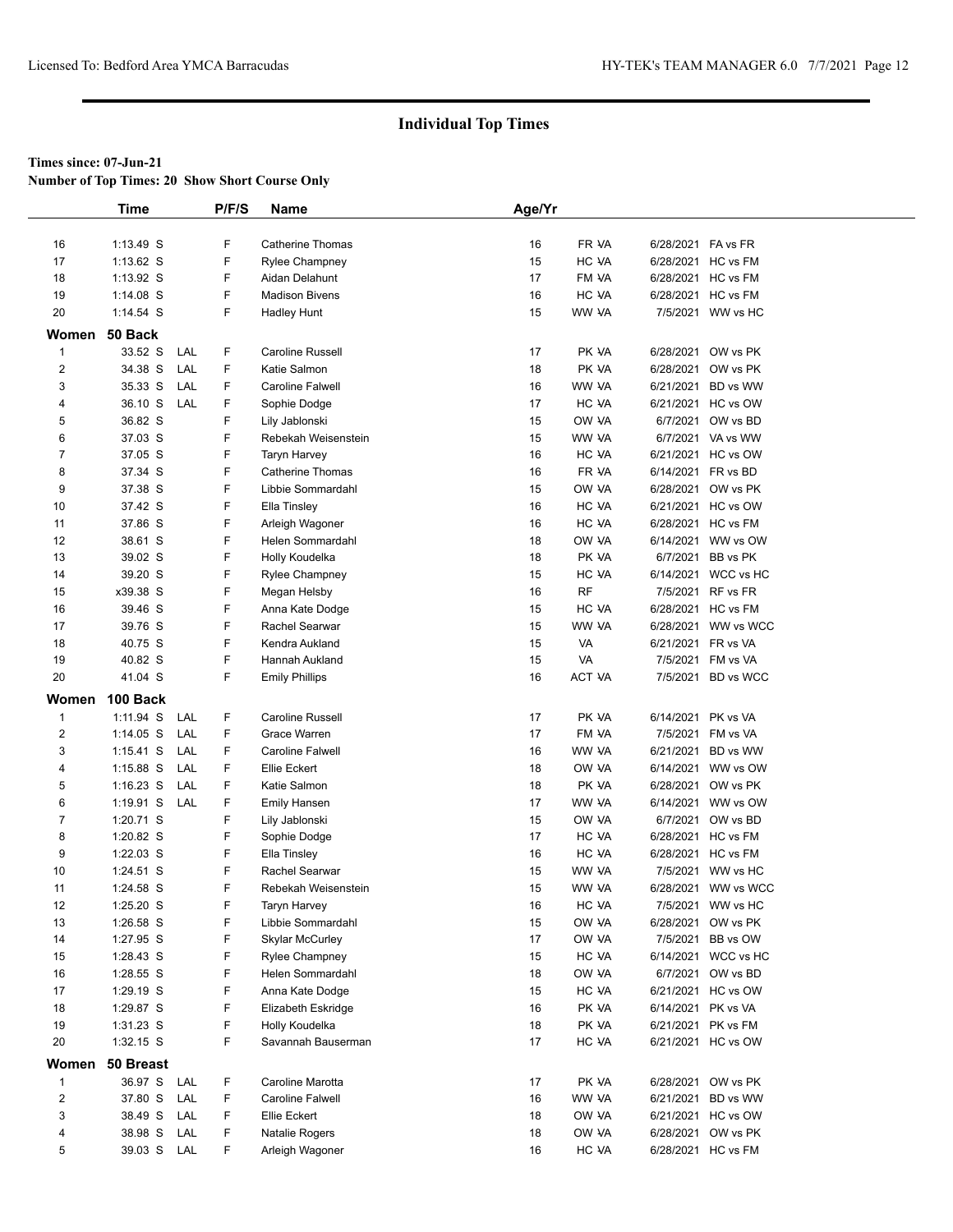## Individual Top Times

**Times since: 07-Jun-21**

**Number of Top Times: 20 Show Short Course Only**

| | Time | | P/F/S | Name | Age/Yr | | | |
|---|---|---|---|---|---|---|---|---|
| 16 | 1:13.49 S | | F | Catherine Thomas | 16 | FR VA | 6/28/2021 | FA vs FR |
| 17 | 1:13.62 S | | F | Rylee Champney | 15 | HC VA | 6/28/2021 | HC vs FM |
| 18 | 1:13.92 S | | F | Aidan Delahunt | 17 | FM VA | 6/28/2021 | HC vs FM |
| 19 | 1:14.08 S | | F | Madison Bivens | 16 | HC VA | 6/28/2021 | HC vs FM |
| 20 | 1:14.54 S | | F | Hadley Hunt | 15 | WW VA | 7/5/2021 | WW vs HC |

**Women 50 Back**

| | Time | | P/F/S | Name | Age/Yr | | | |
|---|---|---|---|---|---|---|---|---|
| 1 | 33.52 S | LAL | F | Caroline Russell | 17 | PK VA | 6/28/2021 | OW vs PK |
| 2 | 34.38 S | LAL | F | Katie Salmon | 18 | PK VA | 6/28/2021 | OW vs PK |
| 3 | 35.33 S | LAL | F | Caroline Falwell | 16 | WW VA | 6/21/2021 | BD vs WW |
| 4 | 36.10 S | LAL | F | Sophie Dodge | 17 | HC VA | 6/21/2021 | HC vs OW |
| 5 | 36.82 S | | F | Lily Jablonski | 15 | OW VA | 6/7/2021 | OW vs BD |
| 6 | 37.03 S | | F | Rebekah Weisenstein | 15 | WW VA | 6/7/2021 | VA vs WW |
| 7 | 37.05 S | | F | Taryn Harvey | 16 | HC VA | 6/21/2021 | HC vs OW |
| 8 | 37.34 S | | F | Catherine Thomas | 16 | FR VA | 6/14/2021 | FR vs BD |
| 9 | 37.38 S | | F | Libbie Sommardahl | 15 | OW VA | 6/28/2021 | OW vs PK |
| 10 | 37.42 S | | F | Ella Tinsley | 16 | HC VA | 6/21/2021 | HC vs OW |
| 11 | 37.86 S | | F | Arleigh Wagoner | 16 | HC VA | 6/28/2021 | HC vs FM |
| 12 | 38.61 S | | F | Helen Sommardahl | 18 | OW VA | 6/14/2021 | WW vs OW |
| 13 | 39.02 S | | F | Holly Koudelka | 18 | PK VA | 6/7/2021 | BB vs PK |
| 14 | 39.20 S | | F | Rylee Champney | 15 | HC VA | 6/14/2021 | WCC vs HC |
| 15 | x39.38 S | | F | Megan Helsby | 16 | RF | 7/5/2021 | RF vs FR |
| 16 | 39.46 S | | F | Anna Kate Dodge | 15 | HC VA | 6/28/2021 | HC vs FM |
| 17 | 39.76 S | | F | Rachel Searwar | 15 | WW VA | 6/28/2021 | WW vs WCC |
| 18 | 40.75 S | | F | Kendra Aukland | 15 | VA | 6/21/2021 | FR vs VA |
| 19 | 40.82 S | | F | Hannah Aukland | 15 | VA | 7/5/2021 | FM vs VA |
| 20 | 41.04 S | | F | Emily Phillips | 16 | ACT VA | 7/5/2021 | BD vs WCC |

**Women 100 Back**

| | Time | | P/F/S | Name | Age/Yr | | | |
|---|---|---|---|---|---|---|---|---|
| 1 | 1:11.94 S | LAL | F | Caroline Russell | 17 | PK VA | 6/14/2021 | PK vs VA |
| 2 | 1:14.05 S | LAL | F | Grace Warren | 17 | FM VA | 7/5/2021 | FM vs VA |
| 3 | 1:15.41 S | LAL | F | Caroline Falwell | 16 | WW VA | 6/21/2021 | BD vs WW |
| 4 | 1:15.88 S | LAL | F | Ellie Eckert | 18 | OW VA | 6/14/2021 | WW vs OW |
| 5 | 1:16.23 S | LAL | F | Katie Salmon | 18 | PK VA | 6/28/2021 | OW vs PK |
| 6 | 1:19.91 S | LAL | F | Emily Hansen | 17 | WW VA | 6/14/2021 | WW vs OW |
| 7 | 1:20.71 S | | F | Lily Jablonski | 15 | OW VA | 6/7/2021 | OW vs BD |
| 8 | 1:20.82 S | | F | Sophie Dodge | 17 | HC VA | 6/28/2021 | HC vs FM |
| 9 | 1:22.03 S | | F | Ella Tinsley | 16 | HC VA | 6/28/2021 | HC vs FM |
| 10 | 1:24.51 S | | F | Rachel Searwar | 15 | WW VA | 7/5/2021 | WW vs HC |
| 11 | 1:24.58 S | | F | Rebekah Weisenstein | 15 | WW VA | 6/28/2021 | WW vs WCC |
| 12 | 1:25.20 S | | F | Taryn Harvey | 16 | HC VA | 7/5/2021 | WW vs HC |
| 13 | 1:26.58 S | | F | Libbie Sommardahl | 15 | OW VA | 6/28/2021 | OW vs PK |
| 14 | 1:27.95 S | | F | Skylar McCurley | 17 | OW VA | 7/5/2021 | BB vs OW |
| 15 | 1:28.43 S | | F | Rylee Champney | 15 | HC VA | 6/14/2021 | WCC vs HC |
| 16 | 1:28.55 S | | F | Helen Sommardahl | 18 | OW VA | 6/7/2021 | OW vs BD |
| 17 | 1:29.19 S | | F | Anna Kate Dodge | 15 | HC VA | 6/21/2021 | HC vs OW |
| 18 | 1:29.87 S | | F | Elizabeth Eskridge | 16 | PK VA | 6/14/2021 | PK vs VA |
| 19 | 1:31.23 S | | F | Holly Koudelka | 18 | PK VA | 6/21/2021 | PK vs FM |
| 20 | 1:32.15 S | | F | Savannah Bauserman | 17 | HC VA | 6/21/2021 | HC vs OW |

**Women 50 Breast**

| | Time | | P/F/S | Name | Age/Yr | | | |
|---|---|---|---|---|---|---|---|---|
| 1 | 36.97 S | LAL | F | Caroline Marotta | 17 | PK VA | 6/28/2021 | OW vs PK |
| 2 | 37.80 S | LAL | F | Caroline Falwell | 16 | WW VA | 6/21/2021 | BD vs WW |
| 3 | 38.49 S | LAL | F | Ellie Eckert | 18 | OW VA | 6/21/2021 | HC vs OW |
| 4 | 38.98 S | LAL | F | Natalie Rogers | 18 | OW VA | 6/28/2021 | OW vs PK |
| 5 | 39.03 S | LAL | F | Arleigh Wagoner | 16 | HC VA | 6/28/2021 | HC vs FM |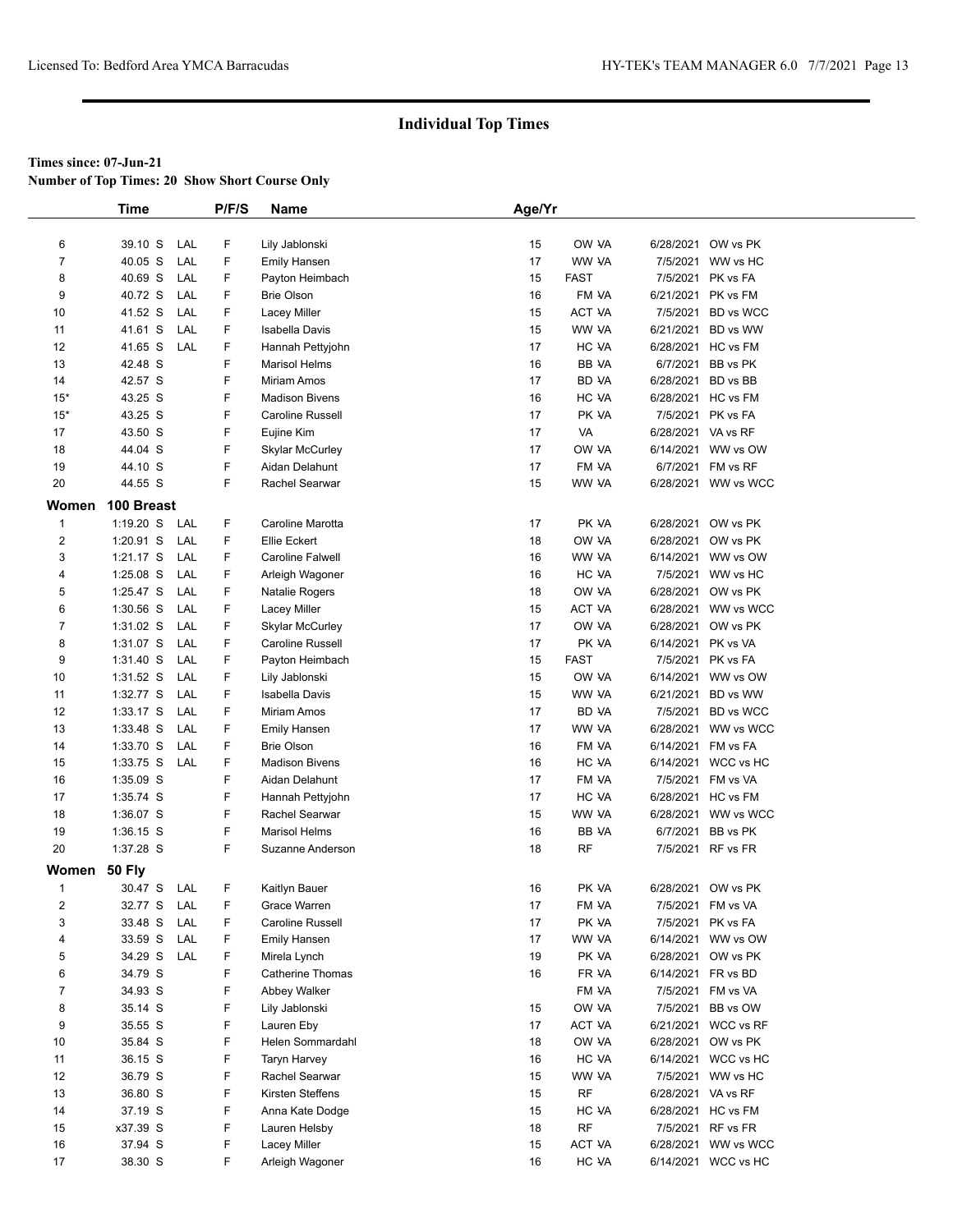## Individual Top Times

**Times since: 07-Jun-21**

**Number of Top Times: 20 Show Short Course Only**

| | Time | | P/F/S | Name | Age/Yr | | | |
|---|---|---|---|---|---|---|---|---|
| 6 | 39.10 S | LAL | F | Lily Jablonski | 15 | OW VA | 6/28/2021 | OW vs PK |
| 7 | 40.05 S | LAL | F | Emily Hansen | 17 | WW VA | 7/5/2021 | WW vs HC |
| 8 | 40.69 S | LAL | F | Payton Heimbach | 15 | FAST | 7/5/2021 | PK vs FA |
| 9 | 40.72 S | LAL | F | Brie Olson | 16 | FM VA | 6/21/2021 | PK vs FM |
| 10 | 41.52 S | LAL | F | Lacey Miller | 15 | ACT VA | 7/5/2021 | BD vs WCC |
| 11 | 41.61 S | LAL | F | Isabella Davis | 15 | WW VA | 6/21/2021 | BD vs WW |
| 12 | 41.65 S | LAL | F | Hannah Pettyjohn | 17 | HC VA | 6/28/2021 | HC vs FM |
| 13 | 42.48 S | | F | Marisol Helms | 16 | BB VA | 6/7/2021 | BB vs PK |
| 14 | 42.57 S | | F | Miriam Amos | 17 | BD VA | 6/28/2021 | BD vs BB |
| 15* | 43.25 S | | F | Madison Bivens | 16 | HC VA | 6/28/2021 | HC vs FM |
| 15* | 43.25 S | | F | Caroline Russell | 17 | PK VA | 7/5/2021 | PK vs FA |
| 17 | 43.50 S | | F | Eujine Kim | 17 | VA | 6/28/2021 | VA vs RF |
| 18 | 44.04 S | | F | Skylar McCurley | 17 | OW VA | 6/14/2021 | WW vs OW |
| 19 | 44.10 S | | F | Aidan Delahunt | 17 | FM VA | 6/7/2021 | FM vs RF |
| 20 | 44.55 S | | F | Rachel Searwar | 15 | WW VA | 6/28/2021 | WW vs WCC |
| **Women** | **100 Breast** | | | | | | | |
| 1 | 1:19.20 S | LAL | F | Caroline Marotta | 17 | PK VA | 6/28/2021 | OW vs PK |
| 2 | 1:20.91 S | LAL | F | Ellie Eckert | 18 | OW VA | 6/28/2021 | OW vs PK |
| 3 | 1:21.17 S | LAL | F | Caroline Falwell | 16 | WW VA | 6/14/2021 | WW vs OW |
| 4 | 1:25.08 S | LAL | F | Arleigh Wagoner | 16 | HC VA | 7/5/2021 | WW vs HC |
| 5 | 1:25.47 S | LAL | F | Natalie Rogers | 18 | OW VA | 6/28/2021 | OW vs PK |
| 6 | 1:30.56 S | LAL | F | Lacey Miller | 15 | ACT VA | 6/28/2021 | WW vs WCC |
| 7 | 1:31.02 S | LAL | F | Skylar McCurley | 17 | OW VA | 6/28/2021 | OW vs PK |
| 8 | 1:31.07 S | LAL | F | Caroline Russell | 17 | PK VA | 6/14/2021 | PK vs VA |
| 9 | 1:31.40 S | LAL | F | Payton Heimbach | 15 | FAST | 7/5/2021 | PK vs FA |
| 10 | 1:31.52 S | LAL | F | Lily Jablonski | 15 | OW VA | 6/14/2021 | WW vs OW |
| 11 | 1:32.77 S | LAL | F | Isabella Davis | 15 | WW VA | 6/21/2021 | BD vs WW |
| 12 | 1:33.17 S | LAL | F | Miriam Amos | 17 | BD VA | 7/5/2021 | BD vs WCC |
| 13 | 1:33.48 S | LAL | F | Emily Hansen | 17 | WW VA | 6/28/2021 | WW vs WCC |
| 14 | 1:33.70 S | LAL | F | Brie Olson | 16 | FM VA | 6/14/2021 | FM vs FA |
| 15 | 1:33.75 S | LAL | F | Madison Bivens | 16 | HC VA | 6/14/2021 | WCC vs HC |
| 16 | 1:35.09 S | | F | Aidan Delahunt | 17 | FM VA | 7/5/2021 | FM vs VA |
| 17 | 1:35.74 S | | F | Hannah Pettyjohn | 17 | HC VA | 6/28/2021 | HC vs FM |
| 18 | 1:36.07 S | | F | Rachel Searwar | 15 | WW VA | 6/28/2021 | WW vs WCC |
| 19 | 1:36.15 S | | F | Marisol Helms | 16 | BB VA | 6/7/2021 | BB vs PK |
| 20 | 1:37.28 S | | F | Suzanne Anderson | 18 | RF | 7/5/2021 | RF vs FR |
| **Women** | **50 Fly** | | | | | | | |
| 1 | 30.47 S | LAL | F | Kaitlyn Bauer | 16 | PK VA | 6/28/2021 | OW vs PK |
| 2 | 32.77 S | LAL | F | Grace Warren | 17 | FM VA | 7/5/2021 | FM vs VA |
| 3 | 33.48 S | LAL | F | Caroline Russell | 17 | PK VA | 7/5/2021 | PK vs FA |
| 4 | 33.59 S | LAL | F | Emily Hansen | 17 | WW VA | 6/14/2021 | WW vs OW |
| 5 | 34.29 S | LAL | F | Mirela Lynch | 19 | PK VA | 6/28/2021 | OW vs PK |
| 6 | 34.79 S | | F | Catherine Thomas | 16 | FR VA | 6/14/2021 | FR vs BD |
| 7 | 34.93 S | | F | Abbey Walker | | FM VA | 7/5/2021 | FM vs VA |
| 8 | 35.14 S | | F | Lily Jablonski | 15 | OW VA | 7/5/2021 | BB vs OW |
| 9 | 35.55 S | | F | Lauren Eby | 17 | ACT VA | 6/21/2021 | WCC vs RF |
| 10 | 35.84 S | | F | Helen Sommardahl | 18 | OW VA | 6/28/2021 | OW vs PK |
| 11 | 36.15 S | | F | Taryn Harvey | 16 | HC VA | 6/14/2021 | WCC vs HC |
| 12 | 36.79 S | | F | Rachel Searwar | 15 | WW VA | 7/5/2021 | WW vs HC |
| 13 | 36.80 S | | F | Kirsten Steffens | 15 | RF | 6/28/2021 | VA vs RF |
| 14 | 37.19 S | | F | Anna Kate Dodge | 15 | HC VA | 6/28/2021 | HC vs FM |
| 15 | x37.39 S | | F | Lauren Helsby | 18 | RF | 7/5/2021 | RF vs FR |
| 16 | 37.94 S | | F | Lacey Miller | 15 | ACT VA | 6/28/2021 | WW vs WCC |
| 17 | 38.30 S | | F | Arleigh Wagoner | 16 | HC VA | 6/14/2021 | WCC vs HC |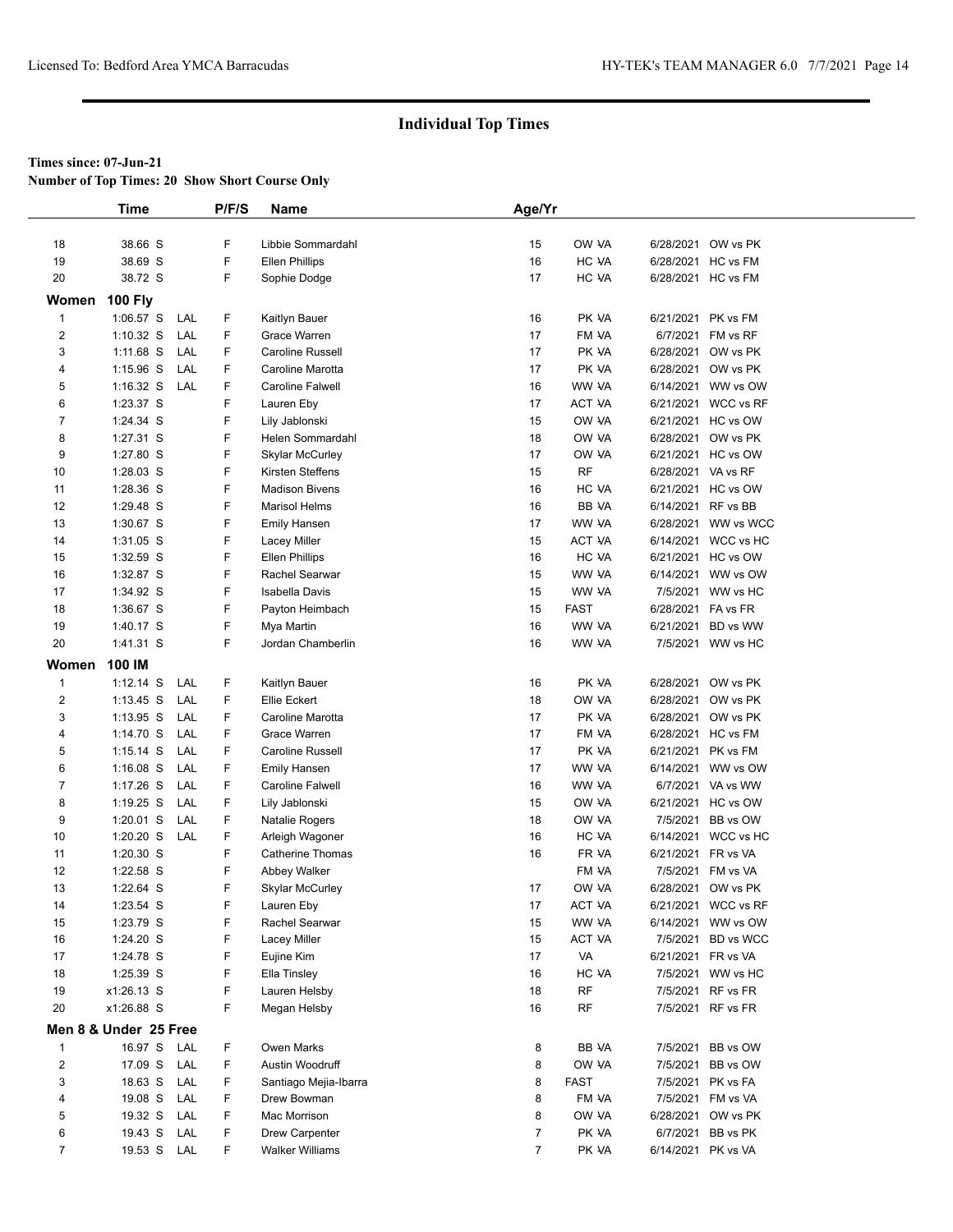## Individual Top Times

**Times since: 07-Jun-21**

**Number of Top Times: 20 Show Short Course Only**

| | Time | | P/F/S | Name | Age/Yr | | | |
|---|---|---|---|---|---|---|---|---|
| 18 | 38.66 S | | F | Libbie Sommardahl | 15 | OW VA | 6/28/2021 | OW vs PK |
| 19 | 38.69 S | | F | Ellen Phillips | 16 | HC VA | 6/28/2021 | HC vs FM |
| 20 | 38.72 S | | F | Sophie Dodge | 17 | HC VA | 6/28/2021 | HC vs FM |
| **Women 100 Fly** | | | | | | | | |
| 1 | 1:06.57 S | LAL | F | Kaitlyn Bauer | 16 | PK VA | 6/21/2021 | PK vs FM |
| 2 | 1:10.32 S | LAL | F | Grace Warren | 17 | FM VA | 6/7/2021 | FM vs RF |
| 3 | 1:11.68 S | LAL | F | Caroline Russell | 17 | PK VA | 6/28/2021 | OW vs PK |
| 4 | 1:15.96 S | LAL | F | Caroline Marotta | 17 | PK VA | 6/28/2021 | OW vs PK |
| 5 | 1:16.32 S | LAL | F | Caroline Falwell | 16 | WW VA | 6/14/2021 | WW vs OW |
| 6 | 1:23.37 S | | F | Lauren Eby | 17 | ACT VA | 6/21/2021 | WCC vs RF |
| 7 | 1:24.34 S | | F | Lily Jablonski | 15 | OW VA | 6/21/2021 | HC vs OW |
| 8 | 1:27.31 S | | F | Helen Sommardahl | 18 | OW VA | 6/28/2021 | OW vs PK |
| 9 | 1:27.80 S | | F | Skylar McCurley | 17 | OW VA | 6/21/2021 | HC vs OW |
| 10 | 1:28.03 S | | F | Kirsten Steffens | 15 | RF | 6/28/2021 | VA vs RF |
| 11 | 1:28.36 S | | F | Madison Bivens | 16 | HC VA | 6/21/2021 | HC vs OW |
| 12 | 1:29.48 S | | F | Marisol Helms | 16 | BB VA | 6/14/2021 | RF vs BB |
| 13 | 1:30.67 S | | F | Emily Hansen | 17 | WW VA | 6/28/2021 | WW vs WCC |
| 14 | 1:31.05 S | | F | Lacey Miller | 15 | ACT VA | 6/14/2021 | WCC vs HC |
| 15 | 1:32.59 S | | F | Ellen Phillips | 16 | HC VA | 6/21/2021 | HC vs OW |
| 16 | 1:32.87 S | | F | Rachel Searwar | 15 | WW VA | 6/14/2021 | WW vs OW |
| 17 | 1:34.92 S | | F | Isabella Davis | 15 | WW VA | 7/5/2021 | WW vs HC |
| 18 | 1:36.67 S | | F | Payton Heimbach | 15 | FAST | 6/28/2021 | FA vs FR |
| 19 | 1:40.17 S | | F | Mya Martin | 16 | WW VA | 6/21/2021 | BD vs WW |
| 20 | 1:41.31 S | | F | Jordan Chamberlin | 16 | WW VA | 7/5/2021 | WW vs HC |
| **Women 100 IM** | | | | | | | | |
| 1 | 1:12.14 S | LAL | F | Kaitlyn Bauer | 16 | PK VA | 6/28/2021 | OW vs PK |
| 2 | 1:13.45 S | LAL | F | Ellie Eckert | 18 | OW VA | 6/28/2021 | OW vs PK |
| 3 | 1:13.95 S | LAL | F | Caroline Marotta | 17 | PK VA | 6/28/2021 | OW vs PK |
| 4 | 1:14.70 S | LAL | F | Grace Warren | 17 | FM VA | 6/28/2021 | HC vs FM |
| 5 | 1:15.14 S | LAL | F | Caroline Russell | 17 | PK VA | 6/21/2021 | PK vs FM |
| 6 | 1:16.08 S | LAL | F | Emily Hansen | 17 | WW VA | 6/14/2021 | WW vs OW |
| 7 | 1:17.26 S | LAL | F | Caroline Falwell | 16 | WW VA | 6/7/2021 | VA vs WW |
| 8 | 1:19.25 S | LAL | F | Lily Jablonski | 15 | OW VA | 6/21/2021 | HC vs OW |
| 9 | 1:20.01 S | LAL | F | Natalie Rogers | 18 | OW VA | 7/5/2021 | BB vs OW |
| 10 | 1:20.20 S | LAL | F | Arleigh Wagoner | 16 | HC VA | 6/14/2021 | WCC vs HC |
| 11 | 1:20.30 S | | F | Catherine Thomas | 16 | FR VA | 6/21/2021 | FR vs VA |
| 12 | 1:22.58 S | | F | Abbey Walker | | FM VA | 7/5/2021 | FM vs VA |
| 13 | 1:22.64 S | | F | Skylar McCurley | 17 | OW VA | 6/28/2021 | OW vs PK |
| 14 | 1:23.54 S | | F | Lauren Eby | 17 | ACT VA | 6/21/2021 | WCC vs RF |
| 15 | 1:23.79 S | | F | Rachel Searwar | 15 | WW VA | 6/14/2021 | WW vs OW |
| 16 | 1:24.20 S | | F | Lacey Miller | 15 | ACT VA | 7/5/2021 | BD vs WCC |
| 17 | 1:24.78 S | | F | Eujine Kim | 17 | VA | 6/21/2021 | FR vs VA |
| 18 | 1:25.39 S | | F | Ella Tinsley | 16 | HC VA | 7/5/2021 | WW vs HC |
| 19 | x1:26.13 S | | F | Lauren Helsby | 18 | RF | 7/5/2021 | RF vs FR |
| 20 | x1:26.88 S | | F | Megan Helsby | 16 | RF | 7/5/2021 | RF vs FR |
| **Men 8 & Under 25 Free** | | | | | | | | |
| 1 | 16.97 S | LAL | F | Owen Marks | 8 | BB VA | 7/5/2021 | BB vs OW |
| 2 | 17.09 S | LAL | F | Austin Woodruff | 8 | OW VA | 7/5/2021 | BB vs OW |
| 3 | 18.63 S | LAL | F | Santiago Mejia-Ibarra | 8 | FAST | 7/5/2021 | PK vs FA |
| 4 | 19.08 S | LAL | F | Drew Bowman | 8 | FM VA | 7/5/2021 | FM vs VA |
| 5 | 19.32 S | LAL | F | Mac Morrison | 8 | OW VA | 6/28/2021 | OW vs PK |
| 6 | 19.43 S | LAL | F | Drew Carpenter | 7 | PK VA | 6/7/2021 | BB vs PK |
| 7 | 19.53 S | LAL | F | Walker Williams | 7 | PK VA | 6/14/2021 | PK vs VA |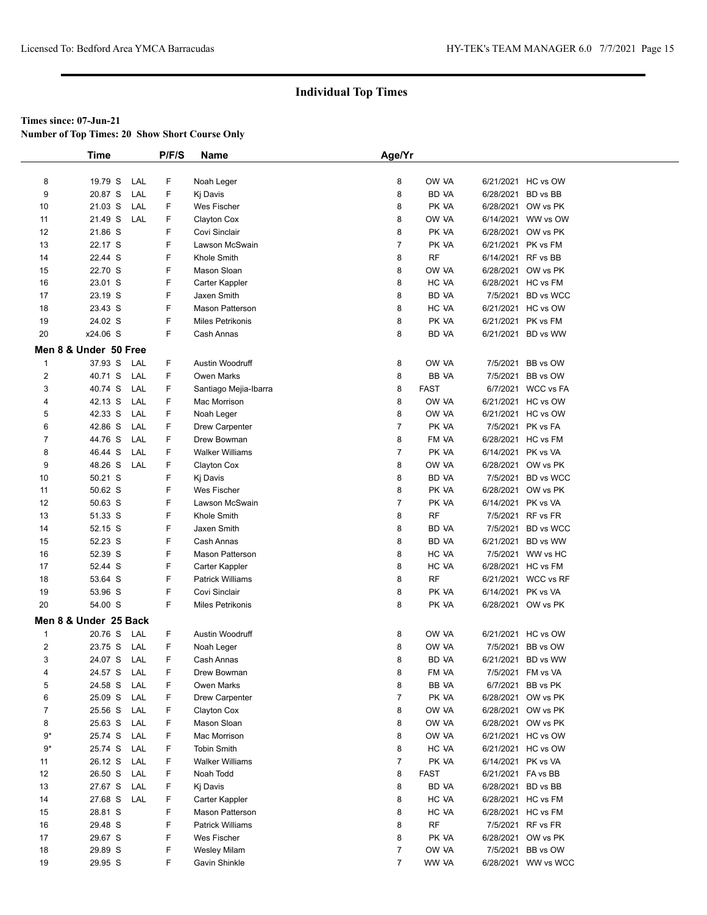## Individual Top Times

**Times since: 07-Jun-21**

**Number of Top Times: 20 Show Short Course Only**

| | Time | | P/F/S | Name | Age/Yr | | | |
|---|---|---|---|---|---|---|---|---|
| 8 | 19.79 S | LAL | F | Noah Leger | 8 | OW VA | 6/21/2021 | HC vs OW |
| 9 | 20.87 S | LAL | F | Kj Davis | 8 | BD VA | 6/28/2021 | BD vs BB |
| 10 | 21.03 S | LAL | F | Wes Fischer | 8 | PK VA | 6/28/2021 | OW vs PK |
| 11 | 21.49 S | LAL | F | Clayton Cox | 8 | OW VA | 6/14/2021 | WW vs OW |
| 12 | 21.86 S | | F | Covi Sinclair | 8 | PK VA | 6/28/2021 | OW vs PK |
| 13 | 22.17 S | | F | Lawson McSwain | 7 | PK VA | 6/21/2021 | PK vs FM |
| 14 | 22.44 S | | F | Khole Smith | 8 | RF | 6/14/2021 | RF vs BB |
| 15 | 22.70 S | | F | Mason Sloan | 8 | OW VA | 6/28/2021 | OW vs PK |
| 16 | 23.01 S | | F | Carter Kappler | 8 | HC VA | 6/28/2021 | HC vs FM |
| 17 | 23.19 S | | F | Jaxen Smith | 8 | BD VA | 7/5/2021 | BD vs WCC |
| 18 | 23.43 S | | F | Mason Patterson | 8 | HC VA | 6/21/2021 | HC vs OW |
| 19 | 24.02 S | | F | Miles Petrikonis | 8 | PK VA | 6/21/2021 | PK vs FM |
| 20 | x24.06 S | | F | Cash Annas | 8 | BD VA | 6/21/2021 | BD vs WW |

### Men 8 & Under 50 Free

| | Time | | P/F/S | Name | Age/Yr | | | |
|---|---|---|---|---|---|---|---|---|
| 1 | 37.93 S | LAL | F | Austin Woodruff | 8 | OW VA | 7/5/2021 | BB vs OW |
| 2 | 40.71 S | LAL | F | Owen Marks | 8 | BB VA | 7/5/2021 | BB vs OW |
| 3 | 40.74 S | LAL | F | Santiago Mejia-Ibarra | 8 | FAST | 6/7/2021 | WCC vs FA |
| 4 | 42.13 S | LAL | F | Mac Morrison | 8 | OW VA | 6/21/2021 | HC vs OW |
| 5 | 42.33 S | LAL | F | Noah Leger | 8 | OW VA | 6/21/2021 | HC vs OW |
| 6 | 42.86 S | LAL | F | Drew Carpenter | 7 | PK VA | 7/5/2021 | PK vs FA |
| 7 | 44.76 S | LAL | F | Drew Bowman | 8 | FM VA | 6/28/2021 | HC vs FM |
| 8 | 46.44 S | LAL | F | Walker Williams | 7 | PK VA | 6/14/2021 | PK vs VA |
| 9 | 48.26 S | LAL | F | Clayton Cox | 8 | OW VA | 6/28/2021 | OW vs PK |
| 10 | 50.21 S | | F | Kj Davis | 8 | BD VA | 7/5/2021 | BD vs WCC |
| 11 | 50.62 S | | F | Wes Fischer | 8 | PK VA | 6/28/2021 | OW vs PK |
| 12 | 50.63 S | | F | Lawson McSwain | 7 | PK VA | 6/14/2021 | PK vs VA |
| 13 | 51.33 S | | F | Khole Smith | 8 | RF | 7/5/2021 | RF vs FR |
| 14 | 52.15 S | | F | Jaxen Smith | 8 | BD VA | 7/5/2021 | BD vs WCC |
| 15 | 52.23 S | | F | Cash Annas | 8 | BD VA | 6/21/2021 | BD vs WW |
| 16 | 52.39 S | | F | Mason Patterson | 8 | HC VA | 7/5/2021 | WW vs HC |
| 17 | 52.44 S | | F | Carter Kappler | 8 | HC VA | 6/28/2021 | HC vs FM |
| 18 | 53.64 S | | F | Patrick Williams | 8 | RF | 6/21/2021 | WCC vs RF |
| 19 | 53.96 S | | F | Covi Sinclair | 8 | PK VA | 6/14/2021 | PK vs VA |
| 20 | 54.00 S | | F | Miles Petrikonis | 8 | PK VA | 6/28/2021 | OW vs PK |

### Men 8 & Under 25 Back

| | Time | | P/F/S | Name | Age/Yr | | | |
|---|---|---|---|---|---|---|---|---|
| 1 | 20.76 S | LAL | F | Austin Woodruff | 8 | OW VA | 6/21/2021 | HC vs OW |
| 2 | 23.75 S | LAL | F | Noah Leger | 8 | OW VA | 7/5/2021 | BB vs OW |
| 3 | 24.07 S | LAL | F | Cash Annas | 8 | BD VA | 6/21/2021 | BD vs WW |
| 4 | 24.57 S | LAL | F | Drew Bowman | 8 | FM VA | 7/5/2021 | FM vs VA |
| 5 | 24.58 S | LAL | F | Owen Marks | 8 | BB VA | 6/7/2021 | BB vs PK |
| 6 | 25.09 S | LAL | F | Drew Carpenter | 7 | PK VA | 6/28/2021 | OW vs PK |
| 7 | 25.56 S | LAL | F | Clayton Cox | 8 | OW VA | 6/28/2021 | OW vs PK |
| 8 | 25.63 S | LAL | F | Mason Sloan | 8 | OW VA | 6/28/2021 | OW vs PK |
| 9* | 25.74 S | LAL | F | Mac Morrison | 8 | OW VA | 6/21/2021 | HC vs OW |
| 9* | 25.74 S | LAL | F | Tobin Smith | 8 | HC VA | 6/21/2021 | HC vs OW |
| 11 | 26.12 S | LAL | F | Walker Williams | 7 | PK VA | 6/14/2021 | PK vs VA |
| 12 | 26.50 S | LAL | F | Noah Todd | 8 | FAST | 6/21/2021 | FA vs BB |
| 13 | 27.67 S | LAL | F | Kj Davis | 8 | BD VA | 6/28/2021 | BD vs BB |
| 14 | 27.68 S | LAL | F | Carter Kappler | 8 | HC VA | 6/28/2021 | HC vs FM |
| 15 | 28.81 S | | F | Mason Patterson | 8 | HC VA | 6/28/2021 | HC vs FM |
| 16 | 29.48 S | | F | Patrick Williams | 8 | RF | 7/5/2021 | RF vs FR |
| 17 | 29.67 S | | F | Wes Fischer | 8 | PK VA | 6/28/2021 | OW vs PK |
| 18 | 29.89 S | | F | Wesley Milam | 7 | OW VA | 7/5/2021 | BB vs OW |
| 19 | 29.95 S | | F | Gavin Shinkle | 7 | WW VA | 6/28/2021 | WW vs WCC |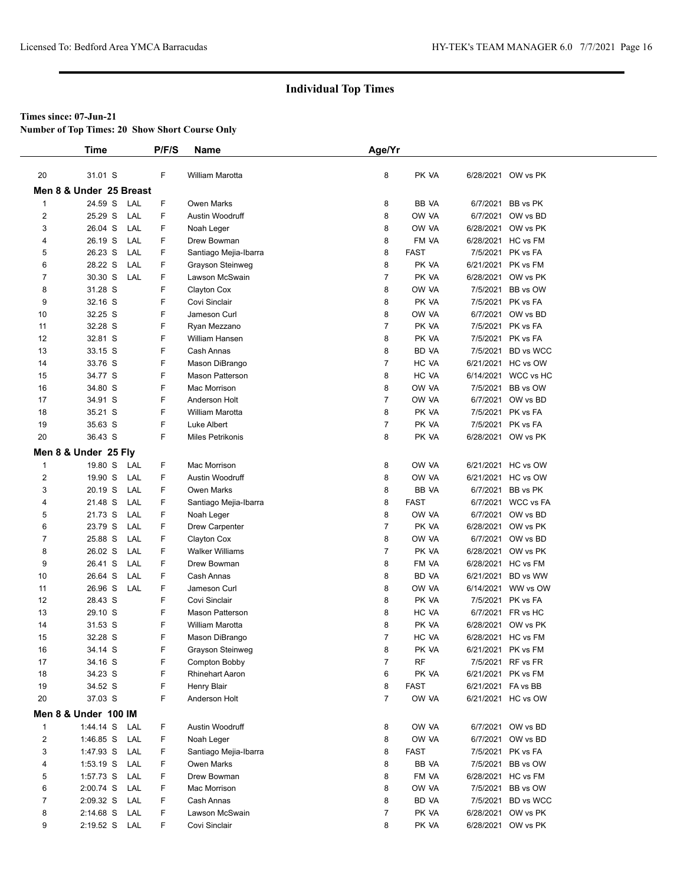## Individual Top Times

**Times since: 07-Jun-21**

**Number of Top Times: 20 Show Short Course Only**

| | Time | | P/F/S | Name | Age/Yr | | | |
|---|---|---|---|---|---|---|---|---|
| 20 | 31.01 S | | F | William Marotta | 8 | PK VA | 6/28/2021 | OW vs PK |
| **Men 8 & Under 25 Breast** | | | | | | | | |
| 1 | 24.59 S | LAL | F | Owen Marks | 8 | BB VA | 6/7/2021 | BB vs PK |
| 2 | 25.29 S | LAL | F | Austin Woodruff | 8 | OW VA | 6/7/2021 | OW vs BD |
| 3 | 26.04 S | LAL | F | Noah Leger | 8 | OW VA | 6/28/2021 | OW vs PK |
| 4 | 26.19 S | LAL | F | Drew Bowman | 8 | FM VA | 6/28/2021 | HC vs FM |
| 5 | 26.23 S | LAL | F | Santiago Mejia-Ibarra | 8 | FAST | 7/5/2021 | PK vs FA |
| 6 | 28.22 S | LAL | F | Grayson Steinweg | 8 | PK VA | 6/21/2021 | PK vs FM |
| 7 | 30.30 S | LAL | F | Lawson McSwain | 7 | PK VA | 6/28/2021 | OW vs PK |
| 8 | 31.28 S | | F | Clayton Cox | 8 | OW VA | 7/5/2021 | BB vs OW |
| 9 | 32.16 S | | F | Covi Sinclair | 8 | PK VA | 7/5/2021 | PK vs FA |
| 10 | 32.25 S | | F | Jameson Curl | 8 | OW VA | 6/7/2021 | OW vs BD |
| 11 | 32.28 S | | F | Ryan Mezzano | 7 | PK VA | 7/5/2021 | PK vs FA |
| 12 | 32.81 S | | F | William Hansen | 8 | PK VA | 7/5/2021 | PK vs FA |
| 13 | 33.15 S | | F | Cash Annas | 8 | BD VA | 7/5/2021 | BD vs WCC |
| 14 | 33.76 S | | F | Mason DiBrango | 7 | HC VA | 6/21/2021 | HC vs OW |
| 15 | 34.77 S | | F | Mason Patterson | 8 | HC VA | 6/14/2021 | WCC vs HC |
| 16 | 34.80 S | | F | Mac Morrison | 8 | OW VA | 7/5/2021 | BB vs OW |
| 17 | 34.91 S | | F | Anderson Holt | 7 | OW VA | 6/7/2021 | OW vs BD |
| 18 | 35.21 S | | F | William Marotta | 8 | PK VA | 7/5/2021 | PK vs FA |
| 19 | 35.63 S | | F | Luke Albert | 7 | PK VA | 7/5/2021 | PK vs FA |
| 20 | 36.43 S | | F | Miles Petrikonis | 8 | PK VA | 6/28/2021 | OW vs PK |
| **Men 8 & Under 25 Fly** | | | | | | | | |
| 1 | 19.80 S | LAL | F | Mac Morrison | 8 | OW VA | 6/21/2021 | HC vs OW |
| 2 | 19.90 S | LAL | F | Austin Woodruff | 8 | OW VA | 6/21/2021 | HC vs OW |
| 3 | 20.19 S | LAL | F | Owen Marks | 8 | BB VA | 6/7/2021 | BB vs PK |
| 4 | 21.48 S | LAL | F | Santiago Mejia-Ibarra | 8 | FAST | 6/7/2021 | WCC vs FA |
| 5 | 21.73 S | LAL | F | Noah Leger | 8 | OW VA | 6/7/2021 | OW vs BD |
| 6 | 23.79 S | LAL | F | Drew Carpenter | 7 | PK VA | 6/28/2021 | OW vs PK |
| 7 | 25.88 S | LAL | F | Clayton Cox | 8 | OW VA | 6/7/2021 | OW vs BD |
| 8 | 26.02 S | LAL | F | Walker Williams | 7 | PK VA | 6/28/2021 | OW vs PK |
| 9 | 26.41 S | LAL | F | Drew Bowman | 8 | FM VA | 6/28/2021 | HC vs FM |
| 10 | 26.64 S | LAL | F | Cash Annas | 8 | BD VA | 6/21/2021 | BD vs WW |
| 11 | 26.96 S | LAL | F | Jameson Curl | 8 | OW VA | 6/14/2021 | WW vs OW |
| 12 | 28.43 S | | F | Covi Sinclair | 8 | PK VA | 7/5/2021 | PK vs FA |
| 13 | 29.10 S | | F | Mason Patterson | 8 | HC VA | 6/7/2021 | FR vs HC |
| 14 | 31.53 S | | F | William Marotta | 8 | PK VA | 6/28/2021 | OW vs PK |
| 15 | 32.28 S | | F | Mason DiBrango | 7 | HC VA | 6/28/2021 | HC vs FM |
| 16 | 34.14 S | | F | Grayson Steinweg | 8 | PK VA | 6/21/2021 | PK vs FM |
| 17 | 34.16 S | | F | Compton Bobby | 7 | RF | 7/5/2021 | RF vs FR |
| 18 | 34.23 S | | F | Rhinehart Aaron | 6 | PK VA | 6/21/2021 | PK vs FM |
| 19 | 34.52 S | | F | Henry Blair | 8 | FAST | 6/21/2021 | FA vs BB |
| 20 | 37.03 S | | F | Anderson Holt | 7 | OW VA | 6/21/2021 | HC vs OW |
| **Men 8 & Under 100 IM** | | | | | | | | |
| 1 | 1:44.14 S | LAL | F | Austin Woodruff | 8 | OW VA | 6/7/2021 | OW vs BD |
| 2 | 1:46.85 S | LAL | F | Noah Leger | 8 | OW VA | 6/7/2021 | OW vs BD |
| 3 | 1:47.93 S | LAL | F | Santiago Mejia-Ibarra | 8 | FAST | 7/5/2021 | PK vs FA |
| 4 | 1:53.19 S | LAL | F | Owen Marks | 8 | BB VA | 7/5/2021 | BB vs OW |
| 5 | 1:57.73 S | LAL | F | Drew Bowman | 8 | FM VA | 6/28/2021 | HC vs FM |
| 6 | 2:00.74 S | LAL | F | Mac Morrison | 8 | OW VA | 7/5/2021 | BB vs OW |
| 7 | 2:09.32 S | LAL | F | Cash Annas | 8 | BD VA | 7/5/2021 | BD vs WCC |
| 8 | 2:14.68 S | LAL | F | Lawson McSwain | 7 | PK VA | 6/28/2021 | OW vs PK |
| 9 | 2:19.52 S | LAL | F | Covi Sinclair | 8 | PK VA | 6/28/2021 | OW vs PK |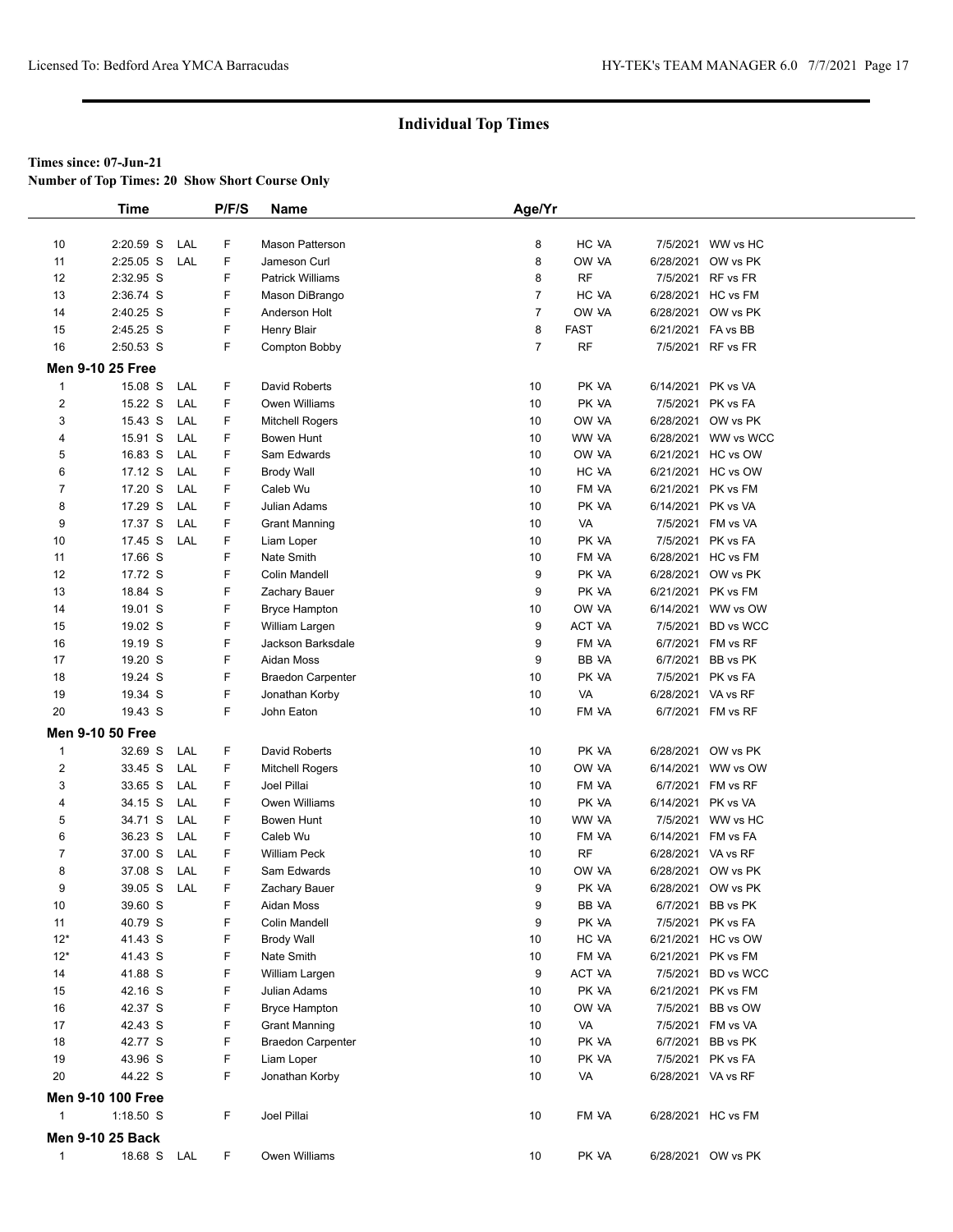## Individual Top Times

**Times since: 07-Jun-21**

**Number of Top Times: 20 Show Short Course Only**

| | Time | | P/F/S | Name | Age/Yr | | | |
|---|---|---|---|---|---|---|---|---|
| 10 | 2:20.59 S | LAL | F | Mason Patterson | 8 | HC VA | 7/5/2021 | WW vs HC |
| 11 | 2:25.05 S | LAL | F | Jameson Curl | 8 | OW VA | 6/28/2021 | OW vs PK |
| 12 | 2:32.95 S | | F | Patrick Williams | 8 | RF | 7/5/2021 | RF vs FR |
| 13 | 2:36.74 S | | F | Mason DiBrango | 7 | HC VA | 6/28/2021 | HC vs FM |
| 14 | 2:40.25 S | | F | Anderson Holt | 7 | OW VA | 6/28/2021 | OW vs PK |
| 15 | 2:45.25 S | | F | Henry Blair | 8 | FAST | 6/21/2021 | FA vs BB |
| 16 | 2:50.53 S | | F | Compton Bobby | 7 | RF | 7/5/2021 | RF vs FR |

**Men 9-10 25 Free**

| | Time | | P/F/S | Name | Age/Yr | | | |
|---|---|---|---|---|---|---|---|---|
| 1 | 15.08 S | LAL | F | David Roberts | 10 | PK VA | 6/14/2021 | PK vs VA |
| 2 | 15.22 S | LAL | F | Owen Williams | 10 | PK VA | 7/5/2021 | PK vs FA |
| 3 | 15.43 S | LAL | F | Mitchell Rogers | 10 | OW VA | 6/28/2021 | OW vs PK |
| 4 | 15.91 S | LAL | F | Bowen Hunt | 10 | WW VA | 6/28/2021 | WW vs WCC |
| 5 | 16.83 S | LAL | F | Sam Edwards | 10 | OW VA | 6/21/2021 | HC vs OW |
| 6 | 17.12 S | LAL | F | Brody Wall | 10 | HC VA | 6/21/2021 | HC vs OW |
| 7 | 17.20 S | LAL | F | Caleb Wu | 10 | FM VA | 6/21/2021 | PK vs FM |
| 8 | 17.29 S | LAL | F | Julian Adams | 10 | PK VA | 6/14/2021 | PK vs VA |
| 9 | 17.37 S | LAL | F | Grant Manning | 10 | VA | 7/5/2021 | FM vs VA |
| 10 | 17.45 S | LAL | F | Liam Loper | 10 | PK VA | 7/5/2021 | PK vs FA |
| 11 | 17.66 S | | F | Nate Smith | 10 | FM VA | 6/28/2021 | HC vs FM |
| 12 | 17.72 S | | F | Colin Mandell | 9 | PK VA | 6/28/2021 | OW vs PK |
| 13 | 18.84 S | | F | Zachary Bauer | 9 | PK VA | 6/21/2021 | PK vs FM |
| 14 | 19.01 S | | F | Bryce Hampton | 10 | OW VA | 6/14/2021 | WW vs OW |
| 15 | 19.02 S | | F | William Largen | 9 | ACT VA | 7/5/2021 | BD vs WCC |
| 16 | 19.19 S | | F | Jackson Barksdale | 9 | FM VA | 6/7/2021 | FM vs RF |
| 17 | 19.20 S | | F | Aidan Moss | 9 | BB VA | 6/7/2021 | BB vs PK |
| 18 | 19.24 S | | F | Braedon Carpenter | 10 | PK VA | 7/5/2021 | PK vs FA |
| 19 | 19.34 S | | F | Jonathan Korby | 10 | VA | 6/28/2021 | VA vs RF |
| 20 | 19.43 S | | F | John Eaton | 10 | FM VA | 6/7/2021 | FM vs RF |

**Men 9-10 50 Free**

| | Time | | P/F/S | Name | Age/Yr | | | |
|---|---|---|---|---|---|---|---|---|
| 1 | 32.69 S | LAL | F | David Roberts | 10 | PK VA | 6/28/2021 | OW vs PK |
| 2 | 33.45 S | LAL | F | Mitchell Rogers | 10 | OW VA | 6/14/2021 | WW vs OW |
| 3 | 33.65 S | LAL | F | Joel Pillai | 10 | FM VA | 6/7/2021 | FM vs RF |
| 4 | 34.15 S | LAL | F | Owen Williams | 10 | PK VA | 6/14/2021 | PK vs VA |
| 5 | 34.71 S | LAL | F | Bowen Hunt | 10 | WW VA | 7/5/2021 | WW vs HC |
| 6 | 36.23 S | LAL | F | Caleb Wu | 10 | FM VA | 6/14/2021 | FM vs FA |
| 7 | 37.00 S | LAL | F | William Peck | 10 | RF | 6/28/2021 | VA vs RF |
| 8 | 37.08 S | LAL | F | Sam Edwards | 10 | OW VA | 6/28/2021 | OW vs PK |
| 9 | 39.05 S | LAL | F | Zachary Bauer | 9 | PK VA | 6/28/2021 | OW vs PK |
| 10 | 39.60 S | | F | Aidan Moss | 9 | BB VA | 6/7/2021 | BB vs PK |
| 11 | 40.79 S | | F | Colin Mandell | 9 | PK VA | 7/5/2021 | PK vs FA |
| 12* | 41.43 S | | F | Brody Wall | 10 | HC VA | 6/21/2021 | HC vs OW |
| 12* | 41.43 S | | F | Nate Smith | 10 | FM VA | 6/21/2021 | PK vs FM |
| 14 | 41.88 S | | F | William Largen | 9 | ACT VA | 7/5/2021 | BD vs WCC |
| 15 | 42.16 S | | F | Julian Adams | 10 | PK VA | 6/21/2021 | PK vs FM |
| 16 | 42.37 S | | F | Bryce Hampton | 10 | OW VA | 7/5/2021 | BB vs OW |
| 17 | 42.43 S | | F | Grant Manning | 10 | VA | 7/5/2021 | FM vs VA |
| 18 | 42.77 S | | F | Braedon Carpenter | 10 | PK VA | 6/7/2021 | BB vs PK |
| 19 | 43.96 S | | F | Liam Loper | 10 | PK VA | 7/5/2021 | PK vs FA |
| 20 | 44.22 S | | F | Jonathan Korby | 10 | VA | 6/28/2021 | VA vs RF |

**Men 9-10 100 Free**

| | Time | | P/F/S | Name | Age/Yr | | | |
|---|---|---|---|---|---|---|---|---|
| 1 | 1:18.50 S | | F | Joel Pillai | 10 | FM VA | 6/28/2021 | HC vs FM |

**Men 9-10 25 Back**

| | Time | | P/F/S | Name | Age/Yr | | | |
|---|---|---|---|---|---|---|---|---|
| 1 | 18.68 S | LAL | F | Owen Williams | 10 | PK VA | 6/28/2021 | OW vs PK |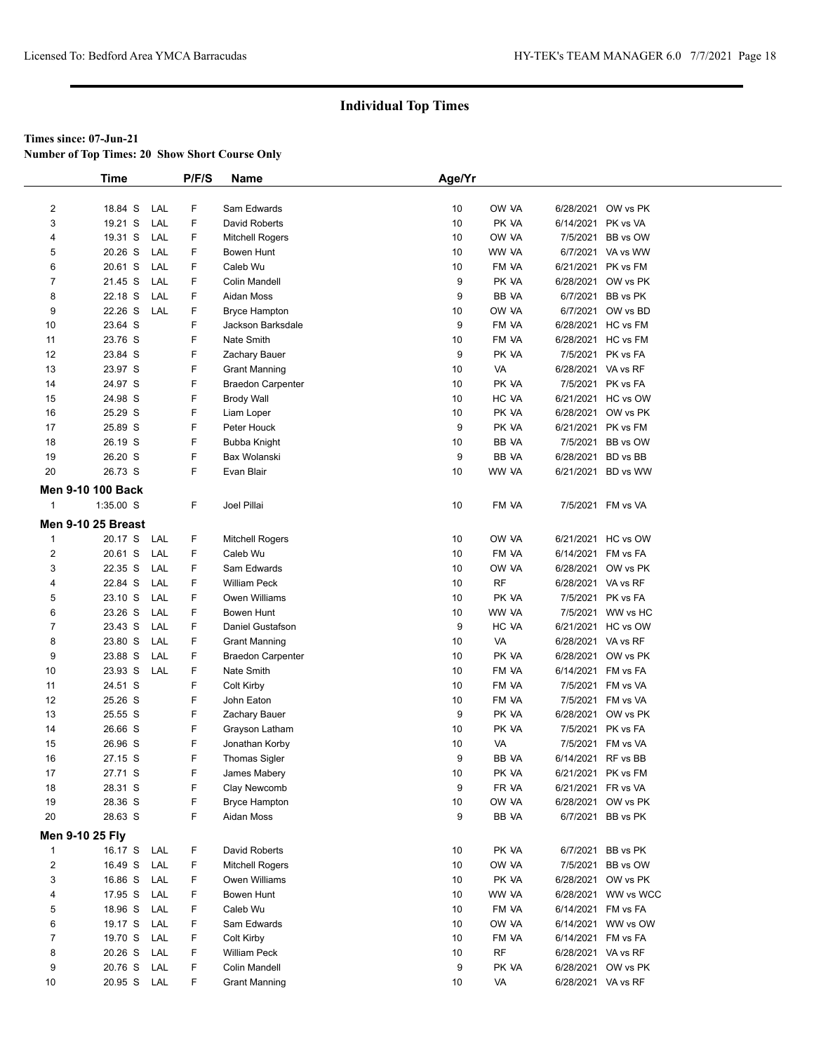## Individual Top Times

**Times since: 07-Jun-21**

**Number of Top Times: 20 Show Short Course Only**

| | Time | | P/F/S | Name | Age/Yr | | | |
|---|---|---|---|---|---|---|---|---|
| 2 | 18.84 S | LAL | F | Sam Edwards | 10 | OW VA | 6/28/2021 | OW vs PK |
| 3 | 19.21 S | LAL | F | David Roberts | 10 | PK VA | 6/14/2021 | PK vs VA |
| 4 | 19.31 S | LAL | F | Mitchell Rogers | 10 | OW VA | 7/5/2021 | BB vs OW |
| 5 | 20.26 S | LAL | F | Bowen Hunt | 10 | WW VA | 6/7/2021 | VA vs WW |
| 6 | 20.61 S | LAL | F | Caleb Wu | 10 | FM VA | 6/21/2021 | PK vs FM |
| 7 | 21.45 S | LAL | F | Colin Mandell | 9 | PK VA | 6/28/2021 | OW vs PK |
| 8 | 22.18 S | LAL | F | Aidan Moss | 9 | BB VA | 6/7/2021 | BB vs PK |
| 9 | 22.26 S | LAL | F | Bryce Hampton | 10 | OW VA | 6/7/2021 | OW vs BD |
| 10 | 23.64 S | | F | Jackson Barksdale | 9 | FM VA | 6/28/2021 | HC vs FM |
| 11 | 23.76 S | | F | Nate Smith | 10 | FM VA | 6/28/2021 | HC vs FM |
| 12 | 23.84 S | | F | Zachary Bauer | 9 | PK VA | 7/5/2021 | PK vs FA |
| 13 | 23.97 S | | F | Grant Manning | 10 | VA | 6/28/2021 | VA vs RF |
| 14 | 24.97 S | | F | Braedon Carpenter | 10 | PK VA | 7/5/2021 | PK vs FA |
| 15 | 24.98 S | | F | Brody Wall | 10 | HC VA | 6/21/2021 | HC vs OW |
| 16 | 25.29 S | | F | Liam Loper | 10 | PK VA | 6/28/2021 | OW vs PK |
| 17 | 25.89 S | | F | Peter Houck | 9 | PK VA | 6/21/2021 | PK vs FM |
| 18 | 26.19 S | | F | Bubba Knight | 10 | BB VA | 7/5/2021 | BB vs OW |
| 19 | 26.20 S | | F | Bax Wolanski | 9 | BB VA | 6/28/2021 | BD vs BB |
| 20 | 26.73 S | | F | Evan Blair | 10 | WW VA | 6/21/2021 | BD vs WW |

**Men 9-10 100 Back**

| | Time | | P/F/S | Name | Age/Yr | | | |
|---|---|---|---|---|---|---|---|---|
| 1 | 1:35.00 S | | F | Joel Pillai | 10 | FM VA | 7/5/2021 | FM vs VA |

**Men 9-10 25 Breast**

| | Time | | P/F/S | Name | Age/Yr | | | |
|---|---|---|---|---|---|---|---|---|
| 1 | 20.17 S | LAL | F | Mitchell Rogers | 10 | OW VA | 6/21/2021 | HC vs OW |
| 2 | 20.61 S | LAL | F | Caleb Wu | 10 | FM VA | 6/14/2021 | FM vs FA |
| 3 | 22.35 S | LAL | F | Sam Edwards | 10 | OW VA | 6/28/2021 | OW vs PK |
| 4 | 22.84 S | LAL | F | William Peck | 10 | RF | 6/28/2021 | VA vs RF |
| 5 | 23.10 S | LAL | F | Owen Williams | 10 | PK VA | 7/5/2021 | PK vs FA |
| 6 | 23.26 S | LAL | F | Bowen Hunt | 10 | WW VA | 7/5/2021 | WW vs HC |
| 7 | 23.43 S | LAL | F | Daniel Gustafson | 9 | HC VA | 6/21/2021 | HC vs OW |
| 8 | 23.80 S | LAL | F | Grant Manning | 10 | VA | 6/28/2021 | VA vs RF |
| 9 | 23.88 S | LAL | F | Braedon Carpenter | 10 | PK VA | 6/28/2021 | OW vs PK |
| 10 | 23.93 S | LAL | F | Nate Smith | 10 | FM VA | 6/14/2021 | FM vs FA |
| 11 | 24.51 S | | F | Colt Kirby | 10 | FM VA | 7/5/2021 | FM vs VA |
| 12 | 25.26 S | | F | John Eaton | 10 | FM VA | 7/5/2021 | FM vs VA |
| 13 | 25.55 S | | F | Zachary Bauer | 9 | PK VA | 6/28/2021 | OW vs PK |
| 14 | 26.66 S | | F | Grayson Latham | 10 | PK VA | 7/5/2021 | PK vs FA |
| 15 | 26.96 S | | F | Jonathan Korby | 10 | VA | 7/5/2021 | FM vs VA |
| 16 | 27.15 S | | F | Thomas Sigler | 9 | BB VA | 6/14/2021 | RF vs BB |
| 17 | 27.71 S | | F | James Mabery | 10 | PK VA | 6/21/2021 | PK vs FM |
| 18 | 28.31 S | | F | Clay Newcomb | 9 | FR VA | 6/21/2021 | FR vs VA |
| 19 | 28.36 S | | F | Bryce Hampton | 10 | OW VA | 6/28/2021 | OW vs PK |
| 20 | 28.63 S | | F | Aidan Moss | 9 | BB VA | 6/7/2021 | BB vs PK |

**Men 9-10 25 Fly**

| | Time | | P/F/S | Name | Age/Yr | | | |
|---|---|---|---|---|---|---|---|---|
| 1 | 16.17 S | LAL | F | David Roberts | 10 | PK VA | 6/7/2021 | BB vs PK |
| 2 | 16.49 S | LAL | F | Mitchell Rogers | 10 | OW VA | 7/5/2021 | BB vs OW |
| 3 | 16.86 S | LAL | F | Owen Williams | 10 | PK VA | 6/28/2021 | OW vs PK |
| 4 | 17.95 S | LAL | F | Bowen Hunt | 10 | WW VA | 6/28/2021 | WW vs WCC |
| 5 | 18.96 S | LAL | F | Caleb Wu | 10 | FM VA | 6/14/2021 | FM vs FA |
| 6 | 19.17 S | LAL | F | Sam Edwards | 10 | OW VA | 6/14/2021 | WW vs OW |
| 7 | 19.70 S | LAL | F | Colt Kirby | 10 | FM VA | 6/14/2021 | FM vs FA |
| 8 | 20.26 S | LAL | F | William Peck | 10 | RF | 6/28/2021 | VA vs RF |
| 9 | 20.76 S | LAL | F | Colin Mandell | 9 | PK VA | 6/28/2021 | OW vs PK |
| 10 | 20.95 S | LAL | F | Grant Manning | 10 | VA | 6/28/2021 | VA vs RF |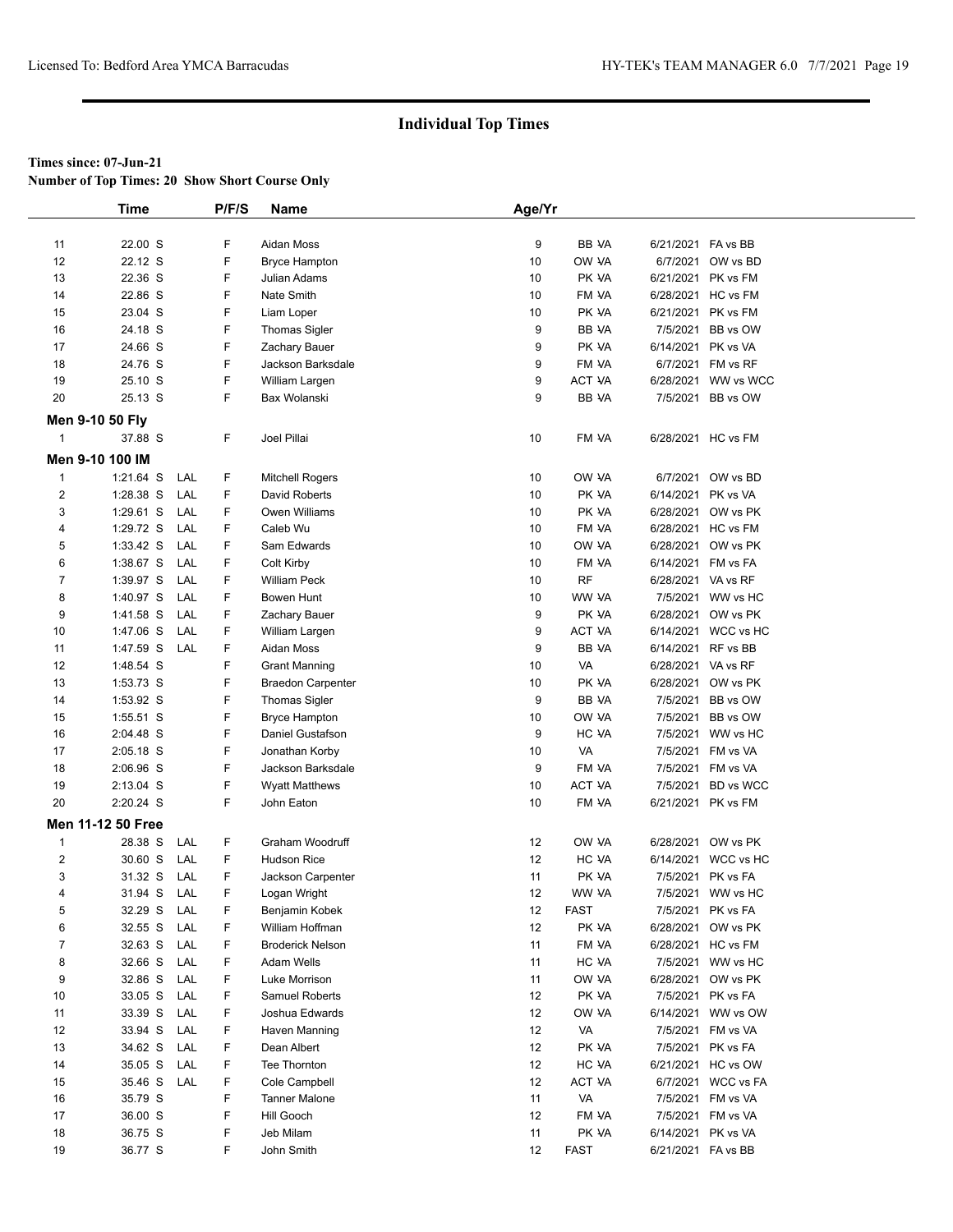## Individual Top Times

**Times since: 07-Jun-21**

**Number of Top Times: 20 Show Short Course Only**

| | Time | | P/F/S | Name | Age/Yr | Team | Date | Meet |
|---|---|---|---|---|---|---|---|---|
| 11 | 22.00 S | | F | Aidan Moss | 9 | BB -VA | 6/21/2021 | FA vs BB |
| 12 | 22.12 S | | F | Bryce Hampton | 10 | OW -VA | 6/7/2021 | OW vs BD |
| 13 | 22.36 S | | F | Julian Adams | 10 | PK -VA | 6/21/2021 | PK vs FM |
| 14 | 22.86 S | | F | Nate Smith | 10 | FM -VA | 6/28/2021 | HC vs FM |
| 15 | 23.04 S | | F | Liam Loper | 10 | PK -VA | 6/21/2021 | PK vs FM |
| 16 | 24.18 S | | F | Thomas Sigler | 9 | BB -VA | 7/5/2021 | BB vs OW |
| 17 | 24.66 S | | F | Zachary Bauer | 9 | PK -VA | 6/14/2021 | PK vs VA |
| 18 | 24.76 S | | F | Jackson Barksdale | 9 | FM -VA | 6/7/2021 | FM vs RF |
| 19 | 25.10 S | | F | William Largen | 9 | ACT -VA | 6/28/2021 | WW vs WCC |
| 20 | 25.13 S | | F | Bax Wolanski | 9 | BB -VA | 7/5/2021 | BB vs OW |

**Men 9-10 50 Fly**

| | Time | | P/F/S | Name | Age/Yr | Team | Date | Meet |
|---|---|---|---|---|---|---|---|---|
| 1 | 37.88 S | | F | Joel Pillai | 10 | FM -VA | 6/28/2021 | HC vs FM |

**Men 9-10 100 IM**

| | Time | | P/F/S | Name | Age/Yr | Team | Date | Meet |
|---|---|---|---|---|---|---|---|---|
| 1 | 1:21.64 S | LAL | F | Mitchell Rogers | 10 | OW -VA | 6/7/2021 | OW vs BD |
| 2 | 1:28.38 S | LAL | F | David Roberts | 10 | PK -VA | 6/14/2021 | PK vs VA |
| 3 | 1:29.61 S | LAL | F | Owen Williams | 10 | PK -VA | 6/28/2021 | OW vs PK |
| 4 | 1:29.72 S | LAL | F | Caleb Wu | 10 | FM -VA | 6/28/2021 | HC vs FM |
| 5 | 1:33.42 S | LAL | F | Sam Edwards | 10 | OW -VA | 6/28/2021 | OW vs PK |
| 6 | 1:38.67 S | LAL | F | Colt Kirby | 10 | FM -VA | 6/14/2021 | FM vs FA |
| 7 | 1:39.97 S | LAL | F | William Peck | 10 | RF | 6/28/2021 | VA vs RF |
| 8 | 1:40.97 S | LAL | F | Bowen Hunt | 10 | WW -VA | 7/5/2021 | WW vs HC |
| 9 | 1:41.58 S | LAL | F | Zachary Bauer | 9 | PK -VA | 6/28/2021 | OW vs PK |
| 10 | 1:47.06 S | LAL | F | William Largen | 9 | ACT -VA | 6/14/2021 | WCC vs HC |
| 11 | 1:47.59 S | LAL | F | Aidan Moss | 9 | BB -VA | 6/14/2021 | RF vs BB |
| 12 | 1:48.54 S | | F | Grant Manning | 10 | VA | 6/28/2021 | VA vs RF |
| 13 | 1:53.73 S | | F | Braedon Carpenter | 10 | PK -VA | 6/28/2021 | OW vs PK |
| 14 | 1:53.92 S | | F | Thomas Sigler | 9 | BB -VA | 7/5/2021 | BB vs OW |
| 15 | 1:55.51 S | | F | Bryce Hampton | 10 | OW -VA | 7/5/2021 | BB vs OW |
| 16 | 2:04.48 S | | F | Daniel Gustafson | 9 | HC -VA | 7/5/2021 | WW vs HC |
| 17 | 2:05.18 S | | F | Jonathan Korby | 10 | VA | 7/5/2021 | FM vs VA |
| 18 | 2:06.96 S | | F | Jackson Barksdale | 9 | FM -VA | 7/5/2021 | FM vs VA |
| 19 | 2:13.04 S | | F | Wyatt Matthews | 10 | ACT -VA | 7/5/2021 | BD vs WCC |
| 20 | 2:20.24 S | | F | John Eaton | 10 | FM -VA | 6/21/2021 | PK vs FM |

**Men 11-12 50 Free**

| | Time | | P/F/S | Name | Age/Yr | Team | Date | Meet |
|---|---|---|---|---|---|---|---|---|
| 1 | 28.38 S | LAL | F | Graham Woodruff | 12 | OW -VA | 6/28/2021 | OW vs PK |
| 2 | 30.60 S | LAL | F | Hudson Rice | 12 | HC -VA | 6/14/2021 | WCC vs HC |
| 3 | 31.32 S | LAL | F | Jackson Carpenter | 11 | PK -VA | 7/5/2021 | PK vs FA |
| 4 | 31.94 S | LAL | F | Logan Wright | 12 | WW -VA | 7/5/2021 | WW vs HC |
| 5 | 32.29 S | LAL | F | Benjamin Kobek | 12 | FAST | 7/5/2021 | PK vs FA |
| 6 | 32.55 S | LAL | F | William Hoffman | 12 | PK -VA | 6/28/2021 | OW vs PK |
| 7 | 32.63 S | LAL | F | Broderick Nelson | 11 | FM -VA | 6/28/2021 | HC vs FM |
| 8 | 32.66 S | LAL | F | Adam Wells | 11 | HC -VA | 7/5/2021 | WW vs HC |
| 9 | 32.86 S | LAL | F | Luke Morrison | 11 | OW -VA | 6/28/2021 | OW vs PK |
| 10 | 33.05 S | LAL | F | Samuel Roberts | 12 | PK -VA | 7/5/2021 | PK vs FA |
| 11 | 33.39 S | LAL | F | Joshua Edwards | 12 | OW -VA | 6/14/2021 | WW vs OW |
| 12 | 33.94 S | LAL | F | Haven Manning | 12 | VA | 7/5/2021 | FM vs VA |
| 13 | 34.62 S | LAL | F | Dean Albert | 12 | PK -VA | 7/5/2021 | PK vs FA |
| 14 | 35.05 S | LAL | F | Tee Thornton | 12 | HC -VA | 6/21/2021 | HC vs OW |
| 15 | 35.46 S | LAL | F | Cole Campbell | 12 | ACT -VA | 6/7/2021 | WCC vs FA |
| 16 | 35.79 S | | F | Tanner Malone | 11 | VA | 7/5/2021 | FM vs VA |
| 17 | 36.00 S | | F | Hill Gooch | 12 | FM -VA | 7/5/2021 | FM vs VA |
| 18 | 36.75 S | | F | Jeb Milam | 11 | PK -VA | 6/14/2021 | PK vs VA |
| 19 | 36.77 S | | F | John Smith | 12 | FAST | 6/21/2021 | FA vs BB |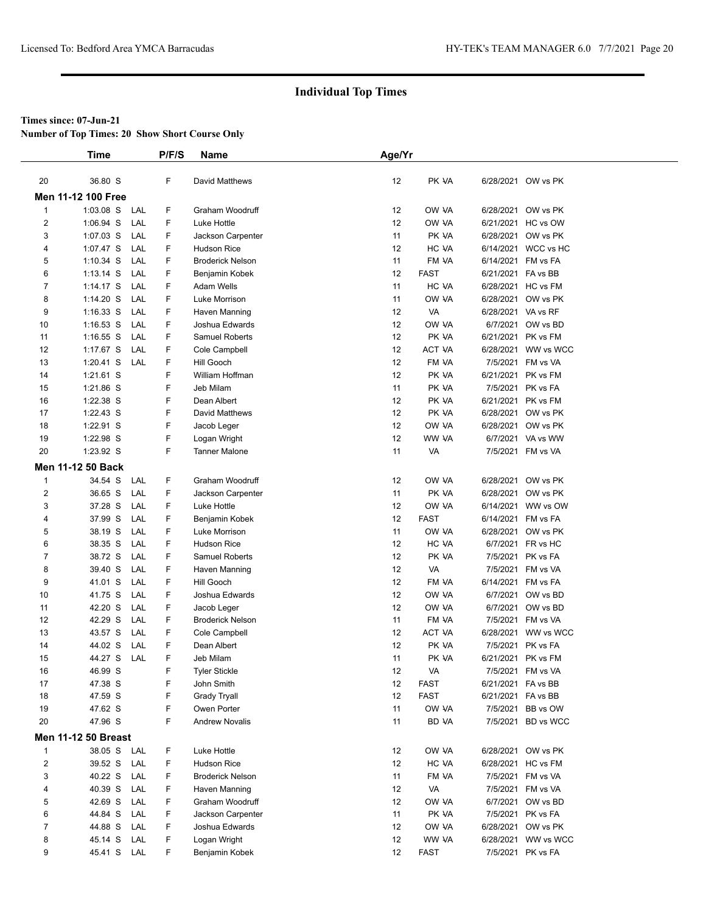## Individual Top Times

**Times since: 07-Jun-21**

**Number of Top Times: 20 Show Short Course Only**

| | Time | | P/F/S | Name | Age/Yr | | | |
|---|---|---|---|---|---|---|---|---|
| 20 | 36.80 S | | F | David Matthews | 12 | PK VA | 6/28/2021 | OW vs PK |
| **Men 11-12 100 Free** | | | | | | | | |
| 1 | 1:03.08 S | LAL | F | Graham Woodruff | 12 | OW VA | 6/28/2021 | OW vs PK |
| 2 | 1:06.94 S | LAL | F | Luke Hottle | 12 | OW VA | 6/21/2021 | HC vs OW |
| 3 | 1:07.03 S | LAL | F | Jackson Carpenter | 11 | PK VA | 6/28/2021 | OW vs PK |
| 4 | 1:07.47 S | LAL | F | Hudson Rice | 12 | HC VA | 6/14/2021 | WCC vs HC |
| 5 | 1:10.34 S | LAL | F | Broderick Nelson | 11 | FM VA | 6/14/2021 | FM vs FA |
| 6 | 1:13.14 S | LAL | F | Benjamin Kobek | 12 | FAST | 6/21/2021 | FA vs BB |
| 7 | 1:14.17 S | LAL | F | Adam Wells | 11 | HC VA | 6/28/2021 | HC vs FM |
| 8 | 1:14.20 S | LAL | F | Luke Morrison | 11 | OW VA | 6/28/2021 | OW vs PK |
| 9 | 1:16.33 S | LAL | F | Haven Manning | 12 | VA | 6/28/2021 | VA vs RF |
| 10 | 1:16.53 S | LAL | F | Joshua Edwards | 12 | OW VA | 6/7/2021 | OW vs BD |
| 11 | 1:16.55 S | LAL | F | Samuel Roberts | 12 | PK VA | 6/21/2021 | PK vs FM |
| 12 | 1:17.67 S | LAL | F | Cole Campbell | 12 | ACT VA | 6/28/2021 | WW vs WCC |
| 13 | 1:20.41 S | LAL | F | Hill Gooch | 12 | FM VA | 7/5/2021 | FM vs VA |
| 14 | 1:21.61 S | | F | William Hoffman | 12 | PK VA | 6/21/2021 | PK vs FM |
| 15 | 1:21.86 S | | F | Jeb Milam | 11 | PK VA | 7/5/2021 | PK vs FA |
| 16 | 1:22.38 S | | F | Dean Albert | 12 | PK VA | 6/21/2021 | PK vs FM |
| 17 | 1:22.43 S | | F | David Matthews | 12 | PK VA | 6/28/2021 | OW vs PK |
| 18 | 1:22.91 S | | F | Jacob Leger | 12 | OW VA | 6/28/2021 | OW vs PK |
| 19 | 1:22.98 S | | F | Logan Wright | 12 | WW VA | 6/7/2021 | VA vs WW |
| 20 | 1:23.92 S | | F | Tanner Malone | 11 | VA | 7/5/2021 | FM vs VA |
| **Men 11-12 50 Back** | | | | | | | | |
| 1 | 34.54 S | LAL | F | Graham Woodruff | 12 | OW VA | 6/28/2021 | OW vs PK |
| 2 | 36.65 S | LAL | F | Jackson Carpenter | 11 | PK VA | 6/28/2021 | OW vs PK |
| 3 | 37.28 S | LAL | F | Luke Hottle | 12 | OW VA | 6/14/2021 | WW vs OW |
| 4 | 37.99 S | LAL | F | Benjamin Kobek | 12 | FAST | 6/14/2021 | FM vs FA |
| 5 | 38.19 S | LAL | F | Luke Morrison | 11 | OW VA | 6/28/2021 | OW vs PK |
| 6 | 38.35 S | LAL | F | Hudson Rice | 12 | HC VA | 6/7/2021 | FR vs HC |
| 7 | 38.72 S | LAL | F | Samuel Roberts | 12 | PK VA | 7/5/2021 | PK vs FA |
| 8 | 39.40 S | LAL | F | Haven Manning | 12 | VA | 7/5/2021 | FM vs VA |
| 9 | 41.01 S | LAL | F | Hill Gooch | 12 | FM VA | 6/14/2021 | FM vs FA |
| 10 | 41.75 S | LAL | F | Joshua Edwards | 12 | OW VA | 6/7/2021 | OW vs BD |
| 11 | 42.20 S | LAL | F | Jacob Leger | 12 | OW VA | 6/7/2021 | OW vs BD |
| 12 | 42.29 S | LAL | F | Broderick Nelson | 11 | FM VA | 7/5/2021 | FM vs VA |
| 13 | 43.57 S | LAL | F | Cole Campbell | 12 | ACT VA | 6/28/2021 | WW vs WCC |
| 14 | 44.02 S | LAL | F | Dean Albert | 12 | PK VA | 7/5/2021 | PK vs FA |
| 15 | 44.27 S | LAL | F | Jeb Milam | 11 | PK VA | 6/21/2021 | PK vs FM |
| 16 | 46.99 S | | F | Tyler Stickle | 12 | VA | 7/5/2021 | FM vs VA |
| 17 | 47.38 S | | F | John Smith | 12 | FAST | 6/21/2021 | FA vs BB |
| 18 | 47.59 S | | F | Grady Tryall | 12 | FAST | 6/21/2021 | FA vs BB |
| 19 | 47.62 S | | F | Owen Porter | 11 | OW VA | 7/5/2021 | BB vs OW |
| 20 | 47.96 S | | F | Andrew Novalis | 11 | BD VA | 7/5/2021 | BD vs WCC |
| **Men 11-12 50 Breast** | | | | | | | | |
| 1 | 38.05 S | LAL | F | Luke Hottle | 12 | OW VA | 6/28/2021 | OW vs PK |
| 2 | 39.52 S | LAL | F | Hudson Rice | 12 | HC VA | 6/28/2021 | HC vs FM |
| 3 | 40.22 S | LAL | F | Broderick Nelson | 11 | FM VA | 7/5/2021 | FM vs VA |
| 4 | 40.39 S | LAL | F | Haven Manning | 12 | VA | 7/5/2021 | FM vs VA |
| 5 | 42.69 S | LAL | F | Graham Woodruff | 12 | OW VA | 6/7/2021 | OW vs BD |
| 6 | 44.84 S | LAL | F | Jackson Carpenter | 11 | PK VA | 7/5/2021 | PK vs FA |
| 7 | 44.88 S | LAL | F | Joshua Edwards | 12 | OW VA | 6/28/2021 | OW vs PK |
| 8 | 45.14 S | LAL | F | Logan Wright | 12 | WW VA | 6/28/2021 | WW vs WCC |
| 9 | 45.41 S | LAL | F | Benjamin Kobek | 12 | FAST | 7/5/2021 | PK vs FA |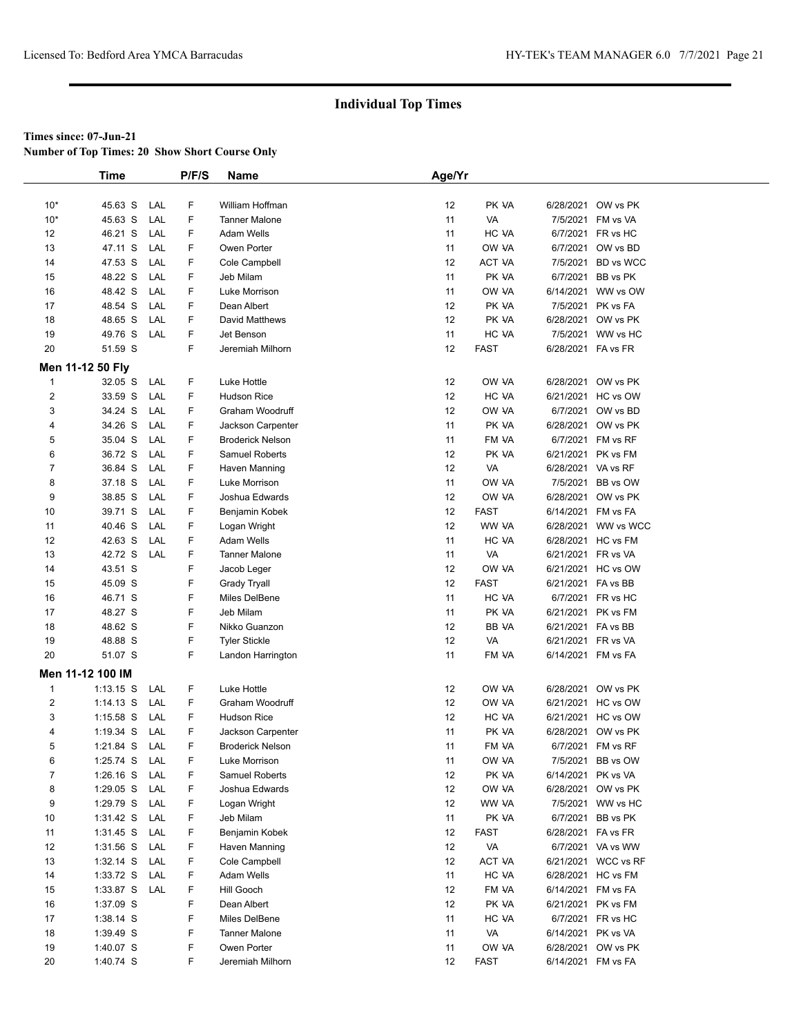## Individual Top Times

**Times since: 07-Jun-21**

**Number of Top Times: 20 Show Short Course Only**

| | Time | | P/F/S | Name | Age/Yr | | | |
|---|---|---|---|---|---|---|---|---|
| 10* | 45.63 S | LAL | F | William Hoffman | 12 | PK -VA | 6/28/2021 | OW vs PK |
| 10* | 45.63 S | LAL | F | Tanner Malone | 11 | VA | 7/5/2021 | FM vs VA |
| 12 | 46.21 S | LAL | F | Adam Wells | 11 | HC -VA | 6/7/2021 | FR vs HC |
| 13 | 47.11 S | LAL | F | Owen Porter | 11 | OW -VA | 6/7/2021 | OW vs BD |
| 14 | 47.53 S | LAL | F | Cole Campbell | 12 | ACT -VA | 7/5/2021 | BD vs WCC |
| 15 | 48.22 S | LAL | F | Jeb Milam | 11 | PK -VA | 6/7/2021 | BB vs PK |
| 16 | 48.42 S | LAL | F | Luke Morrison | 11 | OW -VA | 6/14/2021 | WW vs OW |
| 17 | 48.54 S | LAL | F | Dean Albert | 12 | PK -VA | 7/5/2021 | PK vs FA |
| 18 | 48.65 S | LAL | F | David Matthews | 12 | PK -VA | 6/28/2021 | OW vs PK |
| 19 | 49.76 S | LAL | F | Jet Benson | 11 | HC -VA | 7/5/2021 | WW vs HC |
| 20 | 51.59 S | | F | Jeremiah Milhorn | 12 | FAST | 6/28/2021 | FA vs FR |

**Men 11-12 50 Fly**

| | Time | | P/F/S | Name | Age/Yr | | | |
|---|---|---|---|---|---|---|---|---|
| 1 | 32.05 S | LAL | F | Luke Hottle | 12 | OW -VA | 6/28/2021 | OW vs PK |
| 2 | 33.59 S | LAL | F | Hudson Rice | 12 | HC -VA | 6/21/2021 | HC vs OW |
| 3 | 34.24 S | LAL | F | Graham Woodruff | 12 | OW -VA | 6/7/2021 | OW vs BD |
| 4 | 34.26 S | LAL | F | Jackson Carpenter | 11 | PK -VA | 6/28/2021 | OW vs PK |
| 5 | 35.04 S | LAL | F | Broderick Nelson | 11 | FM -VA | 6/7/2021 | FM vs RF |
| 6 | 36.72 S | LAL | F | Samuel Roberts | 12 | PK -VA | 6/21/2021 | PK vs FM |
| 7 | 36.84 S | LAL | F | Haven Manning | 12 | VA | 6/28/2021 | VA vs RF |
| 8 | 37.18 S | LAL | F | Luke Morrison | 11 | OW -VA | 7/5/2021 | BB vs OW |
| 9 | 38.85 S | LAL | F | Joshua Edwards | 12 | OW -VA | 6/28/2021 | OW vs PK |
| 10 | 39.71 S | LAL | F | Benjamin Kobek | 12 | FAST | 6/14/2021 | FM vs FA |
| 11 | 40.46 S | LAL | F | Logan Wright | 12 | WW -VA | 6/28/2021 | WW vs WCC |
| 12 | 42.63 S | LAL | F | Adam Wells | 11 | HC -VA | 6/28/2021 | HC vs FM |
| 13 | 42.72 S | LAL | F | Tanner Malone | 11 | VA | 6/21/2021 | FR vs VA |
| 14 | 43.51 S | | F | Jacob Leger | 12 | OW -VA | 6/21/2021 | HC vs OW |
| 15 | 45.09 S | | F | Grady Tryall | 12 | FAST | 6/21/2021 | FA vs BB |
| 16 | 46.71 S | | F | Miles DelBene | 11 | HC -VA | 6/7/2021 | FR vs HC |
| 17 | 48.27 S | | F | Jeb Milam | 11 | PK -VA | 6/21/2021 | PK vs FM |
| 18 | 48.62 S | | F | Nikko Guanzon | 12 | BB -VA | 6/21/2021 | FA vs BB |
| 19 | 48.88 S | | F | Tyler Stickle | 12 | VA | 6/21/2021 | FR vs VA |
| 20 | 51.07 S | | F | Landon Harrington | 11 | FM -VA | 6/14/2021 | FM vs FA |

**Men 11-12 100 IM**

| | Time | | P/F/S | Name | Age/Yr | | | |
|---|---|---|---|---|---|---|---|---|
| 1 | 1:13.15 S | LAL | F | Luke Hottle | 12 | OW -VA | 6/28/2021 | OW vs PK |
| 2 | 1:14.13 S | LAL | F | Graham Woodruff | 12 | OW -VA | 6/21/2021 | HC vs OW |
| 3 | 1:15.58 S | LAL | F | Hudson Rice | 12 | HC -VA | 6/21/2021 | HC vs OW |
| 4 | 1:19.34 S | LAL | F | Jackson Carpenter | 11 | PK -VA | 6/28/2021 | OW vs PK |
| 5 | 1:21.84 S | LAL | F | Broderick Nelson | 11 | FM -VA | 6/7/2021 | FM vs RF |
| 6 | 1:25.74 S | LAL | F | Luke Morrison | 11 | OW -VA | 7/5/2021 | BB vs OW |
| 7 | 1:26.16 S | LAL | F | Samuel Roberts | 12 | PK -VA | 6/14/2021 | PK vs VA |
| 8 | 1:29.05 S | LAL | F | Joshua Edwards | 12 | OW -VA | 6/28/2021 | OW vs PK |
| 9 | 1:29.79 S | LAL | F | Logan Wright | 12 | WW -VA | 7/5/2021 | WW vs HC |
| 10 | 1:31.42 S | LAL | F | Jeb Milam | 11 | PK -VA | 6/7/2021 | BB vs PK |
| 11 | 1:31.45 S | LAL | F | Benjamin Kobek | 12 | FAST | 6/28/2021 | FA vs FR |
| 12 | 1:31.56 S | LAL | F | Haven Manning | 12 | VA | 6/7/2021 | VA vs WW |
| 13 | 1:32.14 S | LAL | F | Cole Campbell | 12 | ACT -VA | 6/21/2021 | WCC vs RF |
| 14 | 1:33.72 S | LAL | F | Adam Wells | 11 | HC -VA | 6/28/2021 | HC vs FM |
| 15 | 1:33.87 S | LAL | F | Hill Gooch | 12 | FM -VA | 6/14/2021 | FM vs FA |
| 16 | 1:37.09 S | | F | Dean Albert | 12 | PK -VA | 6/21/2021 | PK vs FM |
| 17 | 1:38.14 S | | F | Miles DelBene | 11 | HC -VA | 6/7/2021 | FR vs HC |
| 18 | 1:39.49 S | | F | Tanner Malone | 11 | VA | 6/14/2021 | PK vs VA |
| 19 | 1:40.07 S | | F | Owen Porter | 11 | OW -VA | 6/28/2021 | OW vs PK |
| 20 | 1:40.74 S | | F | Jeremiah Milhorn | 12 | FAST | 6/14/2021 | FM vs FA |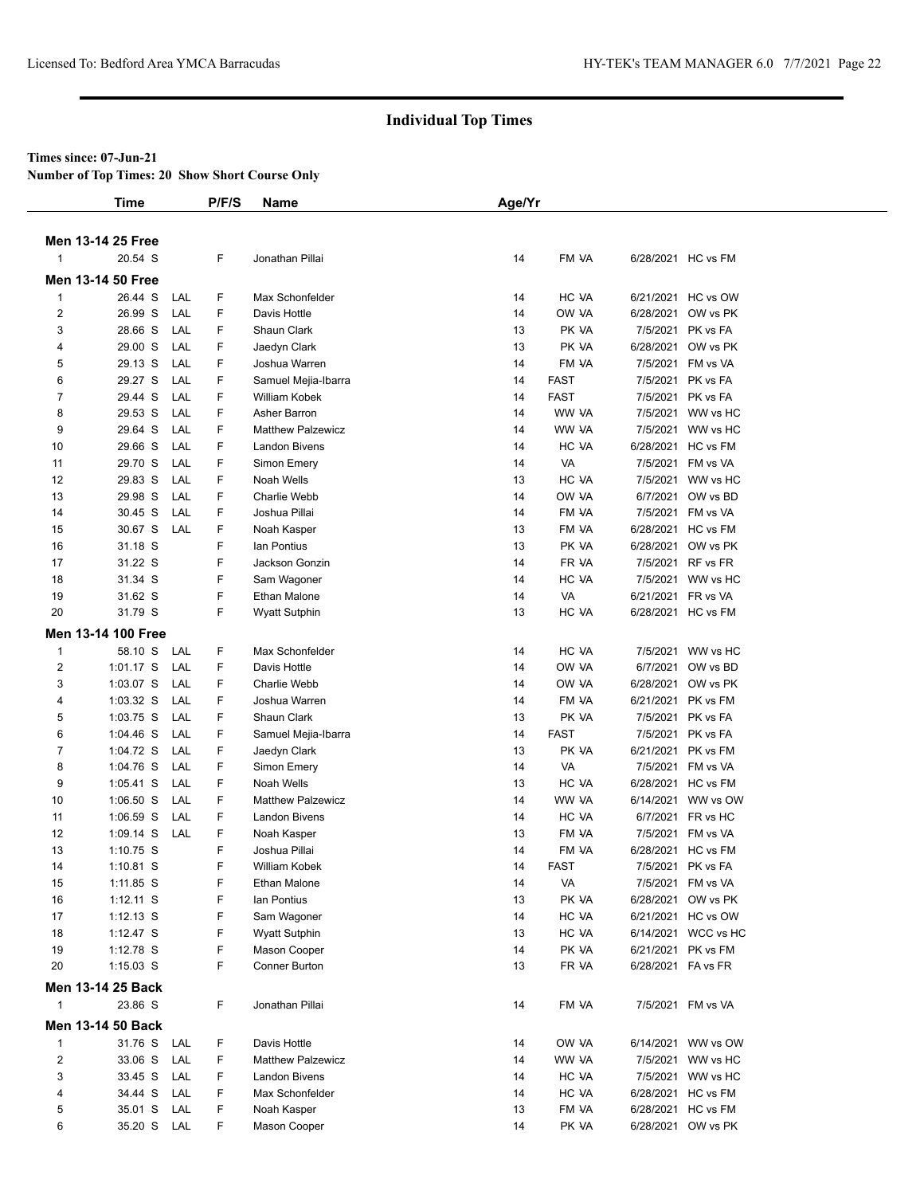## Individual Top Times

**Times since: 07-Jun-21**

**Number of Top Times: 20 Show Short Course Only**

| | Time | | P/F/S | Name | Age/Yr | | | |
|---|---|---|---|---|---|---|---|---|
| **Men 13-14 25 Free** | | | | | | | | |
| 1 | 20.54 S | | F | Jonathan Pillai | 14 | FM VA | 6/28/2021 | HC vs FM |
| **Men 13-14 50 Free** | | | | | | | | |
| 1 | 26.44 S | LAL | F | Max Schonfelder | 14 | HC VA | 6/21/2021 | HC vs OW |
| 2 | 26.99 S | LAL | F | Davis Hottle | 14 | OW VA | 6/28/2021 | OW vs PK |
| 3 | 28.66 S | LAL | F | Shaun Clark | 13 | PK VA | 7/5/2021 | PK vs FA |
| 4 | 29.00 S | LAL | F | Jaedyn Clark | 13 | PK VA | 6/28/2021 | OW vs PK |
| 5 | 29.13 S | LAL | F | Joshua Warren | 14 | FM VA | 7/5/2021 | FM vs VA |
| 6 | 29.27 S | LAL | F | Samuel Mejia-Ibarra | 14 | FAST | 7/5/2021 | PK vs FA |
| 7 | 29.44 S | LAL | F | William Kobek | 14 | FAST | 7/5/2021 | PK vs FA |
| 8 | 29.53 S | LAL | F | Asher Barron | 14 | WW VA | 7/5/2021 | WW vs HC |
| 9 | 29.64 S | LAL | F | Matthew Palzewicz | 14 | WW VA | 7/5/2021 | WW vs HC |
| 10 | 29.66 S | LAL | F | Landon Bivens | 14 | HC VA | 6/28/2021 | HC vs FM |
| 11 | 29.70 S | LAL | F | Simon Emery | 14 | VA | 7/5/2021 | FM vs VA |
| 12 | 29.83 S | LAL | F | Noah Wells | 13 | HC VA | 7/5/2021 | WW vs HC |
| 13 | 29.98 S | LAL | F | Charlie Webb | 14 | OW VA | 6/7/2021 | OW vs BD |
| 14 | 30.45 S | LAL | F | Joshua Pillai | 14 | FM VA | 7/5/2021 | FM vs VA |
| 15 | 30.67 S | LAL | F | Noah Kasper | 13 | FM VA | 6/28/2021 | HC vs FM |
| 16 | 31.18 S | | F | Ian Pontius | 13 | PK VA | 6/28/2021 | OW vs PK |
| 17 | 31.22 S | | F | Jackson Gonzin | 14 | FR VA | 7/5/2021 | RF vs FR |
| 18 | 31.34 S | | F | Sam Wagoner | 14 | HC VA | 7/5/2021 | WW vs HC |
| 19 | 31.62 S | | F | Ethan Malone | 14 | VA | 6/21/2021 | FR vs VA |
| 20 | 31.79 S | | F | Wyatt Sutphin | 13 | HC VA | 6/28/2021 | HC vs FM |
| **Men 13-14 100 Free** | | | | | | | | |
| 1 | 58.10 S | LAL | F | Max Schonfelder | 14 | HC VA | 7/5/2021 | WW vs HC |
| 2 | 1:01.17 S | LAL | F | Davis Hottle | 14 | OW VA | 6/7/2021 | OW vs BD |
| 3 | 1:03.07 S | LAL | F | Charlie Webb | 14 | OW VA | 6/28/2021 | OW vs PK |
| 4 | 1:03.32 S | LAL | F | Joshua Warren | 14 | FM VA | 6/21/2021 | PK vs FM |
| 5 | 1:03.75 S | LAL | F | Shaun Clark | 13 | PK VA | 7/5/2021 | PK vs FA |
| 6 | 1:04.46 S | LAL | F | Samuel Mejia-Ibarra | 14 | FAST | 7/5/2021 | PK vs FA |
| 7 | 1:04.72 S | LAL | F | Jaedyn Clark | 13 | PK VA | 6/21/2021 | PK vs FM |
| 8 | 1:04.76 S | LAL | F | Simon Emery | 14 | VA | 7/5/2021 | FM vs VA |
| 9 | 1:05.41 S | LAL | F | Noah Wells | 13 | HC VA | 6/28/2021 | HC vs FM |
| 10 | 1:06.50 S | LAL | F | Matthew Palzewicz | 14 | WW VA | 6/14/2021 | WW vs OW |
| 11 | 1:06.59 S | LAL | F | Landon Bivens | 14 | HC VA | 6/7/2021 | FR vs HC |
| 12 | 1:09.14 S | LAL | F | Noah Kasper | 13 | FM VA | 7/5/2021 | FM vs VA |
| 13 | 1:10.75 S | | F | Joshua Pillai | 14 | FM VA | 6/28/2021 | HC vs FM |
| 14 | 1:10.81 S | | F | William Kobek | 14 | FAST | 7/5/2021 | PK vs FA |
| 15 | 1:11.85 S | | F | Ethan Malone | 14 | VA | 7/5/2021 | FM vs VA |
| 16 | 1:12.11 S | | F | Ian Pontius | 13 | PK VA | 6/28/2021 | OW vs PK |
| 17 | 1:12.13 S | | F | Sam Wagoner | 14 | HC VA | 6/21/2021 | HC vs OW |
| 18 | 1:12.47 S | | F | Wyatt Sutphin | 13 | HC VA | 6/14/2021 | WCC vs HC |
| 19 | 1:12.78 S | | F | Mason Cooper | 14 | PK VA | 6/21/2021 | PK vs FM |
| 20 | 1:15.03 S | | F | Conner Burton | 13 | FR VA | 6/28/2021 | FA vs FR |
| **Men 13-14 25 Back** | | | | | | | | |
| 1 | 23.86 S | | F | Jonathan Pillai | 14 | FM VA | 7/5/2021 | FM vs VA |
| **Men 13-14 50 Back** | | | | | | | | |
| 1 | 31.76 S | LAL | F | Davis Hottle | 14 | OW VA | 6/14/2021 | WW vs OW |
| 2 | 33.06 S | LAL | F | Matthew Palzewicz | 14 | WW VA | 7/5/2021 | WW vs HC |
| 3 | 33.45 S | LAL | F | Landon Bivens | 14 | HC VA | 7/5/2021 | WW vs HC |
| 4 | 34.44 S | LAL | F | Max Schonfelder | 14 | HC VA | 6/28/2021 | HC vs FM |
| 5 | 35.01 S | LAL | F | Noah Kasper | 13 | FM VA | 6/28/2021 | HC vs FM |
| 6 | 35.20 S | LAL | F | Mason Cooper | 14 | PK VA | 6/28/2021 | OW vs PK |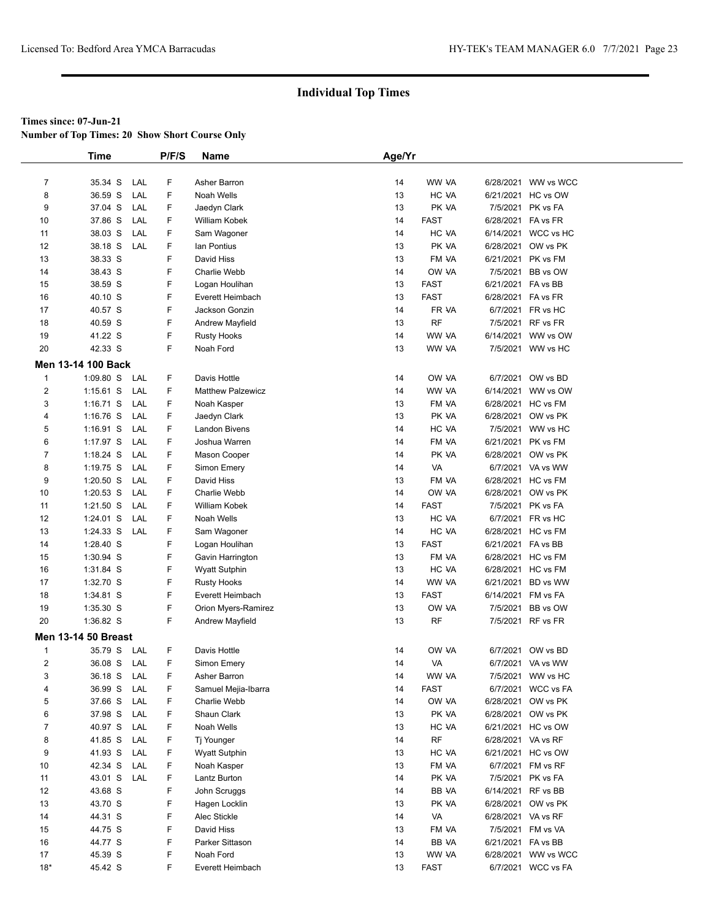## Individual Top Times

**Times since: 07-Jun-21**

**Number of Top Times: 20 Show Short Course Only**

| | Time | | P/F/S | Name | Age/Yr | | | |
|---|---|---|---|---|---|---|---|---|
| 7 | 35.34 S | LAL | F | Asher Barron | 14 | WW -VA | 6/28/2021 | WW vs WCC |
| 8 | 36.59 S | LAL | F | Noah Wells | 13 | HC -VA | 6/21/2021 | HC vs OW |
| 9 | 37.04 S | LAL | F | Jaedyn Clark | 13 | PK -VA | 7/5/2021 | PK vs FA |
| 10 | 37.86 S | LAL | F | William Kobek | 14 | FAST | 6/28/2021 | FA vs FR |
| 11 | 38.03 S | LAL | F | Sam Wagoner | 14 | HC -VA | 6/14/2021 | WCC vs HC |
| 12 | 38.18 S | LAL | F | Ian Pontius | 13 | PK -VA | 6/28/2021 | OW vs PK |
| 13 | 38.33 S | | F | David Hiss | 13 | FM -VA | 6/21/2021 | PK vs FM |
| 14 | 38.43 S | | F | Charlie Webb | 14 | OW -VA | 7/5/2021 | BB vs OW |
| 15 | 38.59 S | | F | Logan Houlihan | 13 | FAST | 6/21/2021 | FA vs BB |
| 16 | 40.10 S | | F | Everett Heimbach | 13 | FAST | 6/28/2021 | FA vs FR |
| 17 | 40.57 S | | F | Jackson Gonzin | 14 | FR -VA | 6/7/2021 | FR vs HC |
| 18 | 40.59 S | | F | Andrew Mayfield | 13 | RF | 7/5/2021 | RF vs FR |
| 19 | 41.22 S | | F | Rusty Hooks | 14 | WW -VA | 6/14/2021 | WW vs OW |
| 20 | 42.33 S | | F | Noah Ford | 13 | WW -VA | 7/5/2021 | WW vs HC |

### Men 13-14 100 Back

| | Time | | P/F/S | Name | Age/Yr | | | |
|---|---|---|---|---|---|---|---|---|
| 1 | 1:09.80 S | LAL | F | Davis Hottle | 14 | OW -VA | 6/7/2021 | OW vs BD |
| 2 | 1:15.61 S | LAL | F | Matthew Palzewicz | 14 | WW -VA | 6/14/2021 | WW vs OW |
| 3 | 1:16.71 S | LAL | F | Noah Kasper | 13 | FM -VA | 6/28/2021 | HC vs FM |
| 4 | 1:16.76 S | LAL | F | Jaedyn Clark | 13 | PK -VA | 6/28/2021 | OW vs PK |
| 5 | 1:16.91 S | LAL | F | Landon Bivens | 14 | HC -VA | 7/5/2021 | WW vs HC |
| 6 | 1:17.97 S | LAL | F | Joshua Warren | 14 | FM -VA | 6/21/2021 | PK vs FM |
| 7 | 1:18.24 S | LAL | F | Mason Cooper | 14 | PK -VA | 6/28/2021 | OW vs PK |
| 8 | 1:19.75 S | LAL | F | Simon Emery | 14 | VA | 6/7/2021 | VA vs WW |
| 9 | 1:20.50 S | LAL | F | David Hiss | 13 | FM -VA | 6/28/2021 | HC vs FM |
| 10 | 1:20.53 S | LAL | F | Charlie Webb | 14 | OW -VA | 6/28/2021 | OW vs PK |
| 11 | 1:21.50 S | LAL | F | William Kobek | 14 | FAST | 7/5/2021 | PK vs FA |
| 12 | 1:24.01 S | LAL | F | Noah Wells | 13 | HC -VA | 6/7/2021 | FR vs HC |
| 13 | 1:24.33 S | LAL | F | Sam Wagoner | 14 | HC -VA | 6/28/2021 | HC vs FM |
| 14 | 1:28.40 S | | F | Logan Houlihan | 13 | FAST | 6/21/2021 | FA vs BB |
| 15 | 1:30.94 S | | F | Gavin Harrington | 13 | FM -VA | 6/28/2021 | HC vs FM |
| 16 | 1:31.84 S | | F | Wyatt Sutphin | 13 | HC -VA | 6/28/2021 | HC vs FM |
| 17 | 1:32.70 S | | F | Rusty Hooks | 14 | WW -VA | 6/21/2021 | BD vs WW |
| 18 | 1:34.81 S | | F | Everett Heimbach | 13 | FAST | 6/14/2021 | FM vs FA |
| 19 | 1:35.30 S | | F | Orion Myers-Ramirez | 13 | OW -VA | 7/5/2021 | BB vs OW |
| 20 | 1:36.82 S | | F | Andrew Mayfield | 13 | RF | 7/5/2021 | RF vs FR |

### Men 13-14 50 Breast

| | Time | | P/F/S | Name | Age/Yr | | | |
|---|---|---|---|---|---|---|---|---|
| 1 | 35.79 S | LAL | F | Davis Hottle | 14 | OW -VA | 6/7/2021 | OW vs BD |
| 2 | 36.08 S | LAL | F | Simon Emery | 14 | VA | 6/7/2021 | VA vs WW |
| 3 | 36.18 S | LAL | F | Asher Barron | 14 | WW -VA | 7/5/2021 | WW vs HC |
| 4 | 36.99 S | LAL | F | Samuel Mejia-Ibarra | 14 | FAST | 6/7/2021 | WCC vs FA |
| 5 | 37.66 S | LAL | F | Charlie Webb | 14 | OW -VA | 6/28/2021 | OW vs PK |
| 6 | 37.98 S | LAL | F | Shaun Clark | 13 | PK -VA | 6/28/2021 | OW vs PK |
| 7 | 40.97 S | LAL | F | Noah Wells | 13 | HC -VA | 6/21/2021 | HC vs OW |
| 8 | 41.85 S | LAL | F | Tj Younger | 14 | RF | 6/28/2021 | VA vs RF |
| 9 | 41.93 S | LAL | F | Wyatt Sutphin | 13 | HC -VA | 6/21/2021 | HC vs OW |
| 10 | 42.34 S | LAL | F | Noah Kasper | 13 | FM -VA | 6/7/2021 | FM vs RF |
| 11 | 43.01 S | LAL | F | Lantz Burton | 14 | PK -VA | 7/5/2021 | PK vs FA |
| 12 | 43.68 S | | F | John Scruggs | 14 | BB -VA | 6/14/2021 | RF vs BB |
| 13 | 43.70 S | | F | Hagen Locklin | 13 | PK -VA | 6/28/2021 | OW vs PK |
| 14 | 44.31 S | | F | Alec Stickle | 14 | VA | 6/28/2021 | VA vs RF |
| 15 | 44.75 S | | F | David Hiss | 13 | FM -VA | 7/5/2021 | FM vs VA |
| 16 | 44.77 S | | F | Parker Sittason | 14 | BB -VA | 6/21/2021 | FA vs BB |
| 17 | 45.39 S | | F | Noah Ford | 13 | WW -VA | 6/28/2021 | WW vs WCC |
| 18* | 45.42 S | | F | Everett Heimbach | 13 | FAST | 6/7/2021 | WCC vs FA |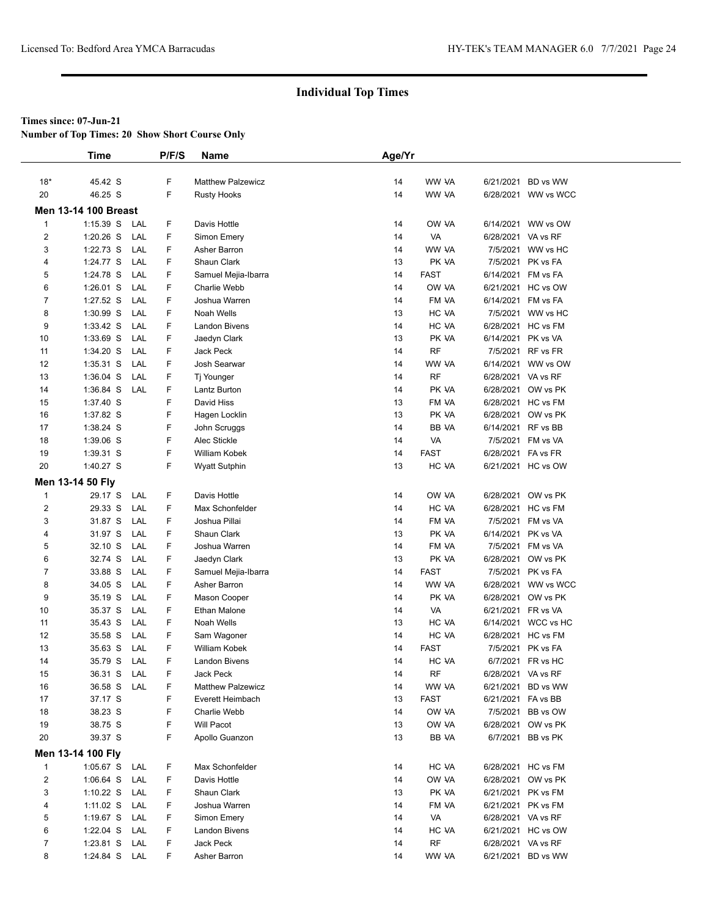## Individual Top Times

**Times since: 07-Jun-21**

**Number of Top Times: 20 Show Short Course Only**

| | Time | | P/F/S | Name | Age/Yr | | | |
|---|---|---|---|---|---|---|---|---|
| 18* | 45.42 S | | F | Matthew Palzewicz | 14 | WW VA | 6/21/2021 | BD vs WW |
| 20 | 46.25 S | | F | Rusty Hooks | 14 | WW VA | 6/28/2021 | WW vs WCC |
| **Men 13-14 100 Breast** | | | | | | | | |
| 1 | 1:15.39 S | LAL | F | Davis Hottle | 14 | OW VA | 6/14/2021 | WW vs OW |
| 2 | 1:20.26 S | LAL | F | Simon Emery | 14 | VA | 6/28/2021 | VA vs RF |
| 3 | 1:22.73 S | LAL | F | Asher Barron | 14 | WW VA | 7/5/2021 | WW vs HC |
| 4 | 1:24.77 S | LAL | F | Shaun Clark | 13 | PK VA | 7/5/2021 | PK vs FA |
| 5 | 1:24.78 S | LAL | F | Samuel Mejia-Ibarra | 14 | FAST | 6/14/2021 | FM vs FA |
| 6 | 1:26.01 S | LAL | F | Charlie Webb | 14 | OW VA | 6/21/2021 | HC vs OW |
| 7 | 1:27.52 S | LAL | F | Joshua Warren | 14 | FM VA | 6/14/2021 | FM vs FA |
| 8 | 1:30.99 S | LAL | F | Noah Wells | 13 | HC VA | 7/5/2021 | WW vs HC |
| 9 | 1:33.42 S | LAL | F | Landon Bivens | 14 | HC VA | 6/28/2021 | HC vs FM |
| 10 | 1:33.69 S | LAL | F | Jaedyn Clark | 13 | PK VA | 6/14/2021 | PK vs VA |
| 11 | 1:34.20 S | LAL | F | Jack Peck | 14 | RF | 7/5/2021 | RF vs FR |
| 12 | 1:35.31 S | LAL | F | Josh Searwar | 14 | WW VA | 6/14/2021 | WW vs OW |
| 13 | 1:36.04 S | LAL | F | Tj Younger | 14 | RF | 6/28/2021 | VA vs RF |
| 14 | 1:36.84 S | LAL | F | Lantz Burton | 14 | PK VA | 6/28/2021 | OW vs PK |
| 15 | 1:37.40 S | | F | David Hiss | 13 | FM VA | 6/28/2021 | HC vs FM |
| 16 | 1:37.82 S | | F | Hagen Locklin | 13 | PK VA | 6/28/2021 | OW vs PK |
| 17 | 1:38.24 S | | F | John Scruggs | 14 | BB VA | 6/14/2021 | RF vs BB |
| 18 | 1:39.06 S | | F | Alec Stickle | 14 | VA | 7/5/2021 | FM vs VA |
| 19 | 1:39.31 S | | F | William Kobek | 14 | FAST | 6/28/2021 | FA vs FR |
| 20 | 1:40.27 S | | F | Wyatt Sutphin | 13 | HC VA | 6/21/2021 | HC vs OW |
| **Men 13-14 50 Fly** | | | | | | | | |
| 1 | 29.17 S | LAL | F | Davis Hottle | 14 | OW VA | 6/28/2021 | OW vs PK |
| 2 | 29.33 S | LAL | F | Max Schonfelder | 14 | HC VA | 6/28/2021 | HC vs FM |
| 3 | 31.87 S | LAL | F | Joshua Pillai | 14 | FM VA | 7/5/2021 | FM vs VA |
| 4 | 31.97 S | LAL | F | Shaun Clark | 13 | PK VA | 6/14/2021 | PK vs VA |
| 5 | 32.10 S | LAL | F | Joshua Warren | 14 | FM VA | 7/5/2021 | FM vs VA |
| 6 | 32.74 S | LAL | F | Jaedyn Clark | 13 | PK VA | 6/28/2021 | OW vs PK |
| 7 | 33.88 S | LAL | F | Samuel Mejia-Ibarra | 14 | FAST | 7/5/2021 | PK vs FA |
| 8 | 34.05 S | LAL | F | Asher Barron | 14 | WW VA | 6/28/2021 | WW vs WCC |
| 9 | 35.19 S | LAL | F | Mason Cooper | 14 | PK VA | 6/28/2021 | OW vs PK |
| 10 | 35.37 S | LAL | F | Ethan Malone | 14 | VA | 6/21/2021 | FR vs VA |
| 11 | 35.43 S | LAL | F | Noah Wells | 13 | HC VA | 6/14/2021 | WCC vs HC |
| 12 | 35.58 S | LAL | F | Sam Wagoner | 14 | HC VA | 6/28/2021 | HC vs FM |
| 13 | 35.63 S | LAL | F | William Kobek | 14 | FAST | 7/5/2021 | PK vs FA |
| 14 | 35.79 S | LAL | F | Landon Bivens | 14 | HC VA | 6/7/2021 | FR vs HC |
| 15 | 36.31 S | LAL | F | Jack Peck | 14 | RF | 6/28/2021 | VA vs RF |
| 16 | 36.58 S | LAL | F | Matthew Palzewicz | 14 | WW VA | 6/21/2021 | BD vs WW |
| 17 | 37.17 S | | F | Everett Heimbach | 13 | FAST | 6/21/2021 | FA vs BB |
| 18 | 38.23 S | | F | Charlie Webb | 14 | OW VA | 7/5/2021 | BB vs OW |
| 19 | 38.75 S | | F | Will Pacot | 13 | OW VA | 6/28/2021 | OW vs PK |
| 20 | 39.37 S | | F | Apollo Guanzon | 13 | BB VA | 6/7/2021 | BB vs PK |
| **Men 13-14 100 Fly** | | | | | | | | |
| 1 | 1:05.67 S | LAL | F | Max Schonfelder | 14 | HC VA | 6/28/2021 | HC vs FM |
| 2 | 1:06.64 S | LAL | F | Davis Hottle | 14 | OW VA | 6/28/2021 | OW vs PK |
| 3 | 1:10.22 S | LAL | F | Shaun Clark | 13 | PK VA | 6/21/2021 | PK vs FM |
| 4 | 1:11.02 S | LAL | F | Joshua Warren | 14 | FM VA | 6/21/2021 | PK vs FM |
| 5 | 1:19.67 S | LAL | F | Simon Emery | 14 | VA | 6/28/2021 | VA vs RF |
| 6 | 1:22.04 S | LAL | F | Landon Bivens | 14 | HC VA | 6/21/2021 | HC vs OW |
| 7 | 1:23.81 S | LAL | F | Jack Peck | 14 | RF | 6/28/2021 | VA vs RF |
| 8 | 1:24.84 S | LAL | F | Asher Barron | 14 | WW VA | 6/21/2021 | BD vs WW |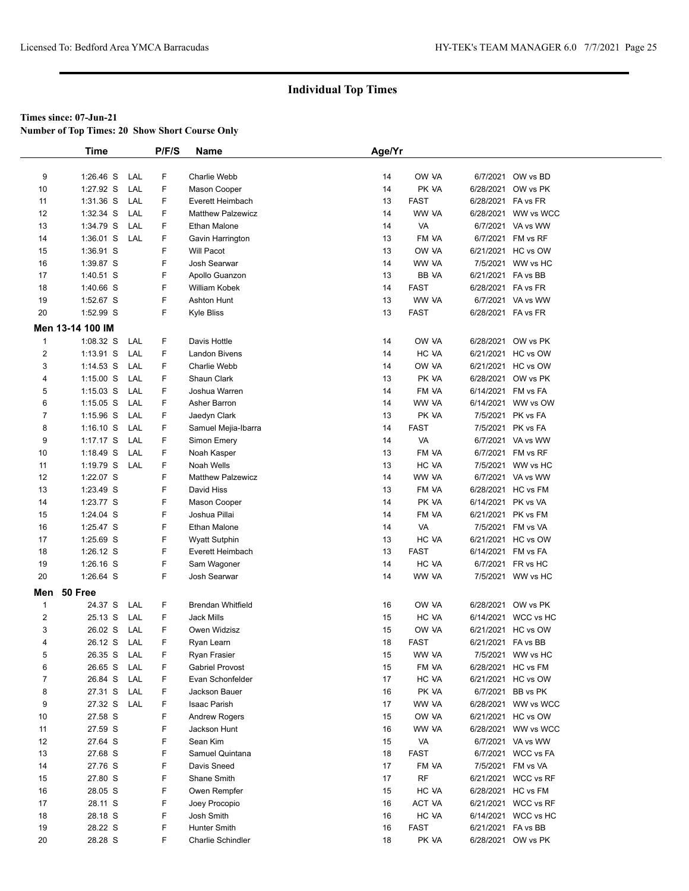# Individual Top Times

**Times since: 07-Jun-21**

**Number of Top Times: 20 Show Short Course Only**

| | Time | | P/F/S | Name | Age/Yr | | | |
|---|---|---|---|---|---|---|---|---|
| 9 | 1:26.46 S | LAL | F | Charlie Webb | 14 | OW VA | 6/7/2021 | OW vs BD |
| 10 | 1:27.92 S | LAL | F | Mason Cooper | 14 | PK VA | 6/28/2021 | OW vs PK |
| 11 | 1:31.36 S | LAL | F | Everett Heimbach | 13 | FAST | 6/28/2021 | FA vs FR |
| 12 | 1:32.34 S | LAL | F | Matthew Palzewicz | 14 | WW VA | 6/28/2021 | WW vs WCC |
| 13 | 1:34.79 S | LAL | F | Ethan Malone | 14 | VA | 6/7/2021 | VA vs WW |
| 14 | 1:36.01 S | LAL | F | Gavin Harrington | 13 | FM VA | 6/7/2021 | FM vs RF |
| 15 | 1:36.91 S | | F | Will Pacot | 13 | OW VA | 6/21/2021 | HC vs OW |
| 16 | 1:39.87 S | | F | Josh Searwar | 14 | WW VA | 7/5/2021 | WW vs HC |
| 17 | 1:40.51 S | | F | Apollo Guanzon | 13 | BB VA | 6/21/2021 | FA vs BB |
| 18 | 1:40.66 S | | F | William Kobek | 14 | FAST | 6/28/2021 | FA vs FR |
| 19 | 1:52.67 S | | F | Ashton Hunt | 13 | WW VA | 6/7/2021 | VA vs WW |
| 20 | 1:52.99 S | | F | Kyle Bliss | 13 | FAST | 6/28/2021 | FA vs FR |

**Men 13-14 100 IM**

| | Time | | P/F/S | Name | Age/Yr | | | |
|---|---|---|---|---|---|---|---|---|
| 1 | 1:08.32 S | LAL | F | Davis Hottle | 14 | OW VA | 6/28/2021 | OW vs PK |
| 2 | 1:13.91 S | LAL | F | Landon Bivens | 14 | HC VA | 6/21/2021 | HC vs OW |
| 3 | 1:14.53 S | LAL | F | Charlie Webb | 14 | OW VA | 6/21/2021 | HC vs OW |
| 4 | 1:15.00 S | LAL | F | Shaun Clark | 13 | PK VA | 6/28/2021 | OW vs PK |
| 5 | 1:15.03 S | LAL | F | Joshua Warren | 14 | FM VA | 6/14/2021 | FM vs FA |
| 6 | 1:15.05 S | LAL | F | Asher Barron | 14 | WW VA | 6/14/2021 | WW vs OW |
| 7 | 1:15.96 S | LAL | F | Jaedyn Clark | 13 | PK VA | 7/5/2021 | PK vs FA |
| 8 | 1:16.10 S | LAL | F | Samuel Mejia-Ibarra | 14 | FAST | 7/5/2021 | PK vs FA |
| 9 | 1:17.17 S | LAL | F | Simon Emery | 14 | VA | 6/7/2021 | VA vs WW |
| 10 | 1:18.49 S | LAL | F | Noah Kasper | 13 | FM VA | 6/7/2021 | FM vs RF |
| 11 | 1:19.79 S | LAL | F | Noah Wells | 13 | HC VA | 7/5/2021 | WW vs HC |
| 12 | 1:22.07 S | | F | Matthew Palzewicz | 14 | WW VA | 6/7/2021 | VA vs WW |
| 13 | 1:23.49 S | | F | David Hiss | 13 | FM VA | 6/28/2021 | HC vs FM |
| 14 | 1:23.77 S | | F | Mason Cooper | 14 | PK VA | 6/14/2021 | PK vs VA |
| 15 | 1:24.04 S | | F | Joshua Pillai | 14 | FM VA | 6/21/2021 | PK vs FM |
| 16 | 1:25.47 S | | F | Ethan Malone | 14 | VA | 7/5/2021 | FM vs VA |
| 17 | 1:25.69 S | | F | Wyatt Sutphin | 13 | HC VA | 6/21/2021 | HC vs OW |
| 18 | 1:26.12 S | | F | Everett Heimbach | 13 | FAST | 6/14/2021 | FM vs FA |
| 19 | 1:26.16 S | | F | Sam Wagoner | 14 | HC VA | 6/7/2021 | FR vs HC |
| 20 | 1:26.64 S | | F | Josh Searwar | 14 | WW VA | 7/5/2021 | WW vs HC |

**Men 50 Free**

| | Time | | P/F/S | Name | Age/Yr | | | |
|---|---|---|---|---|---|---|---|---|
| 1 | 24.37 S | LAL | F | Brendan Whitfield | 16 | OW VA | 6/28/2021 | OW vs PK |
| 2 | 25.13 S | LAL | F | Jack Mills | 15 | HC VA | 6/14/2021 | WCC vs HC |
| 3 | 26.02 S | LAL | F | Owen Widzisz | 15 | OW VA | 6/21/2021 | HC vs OW |
| 4 | 26.12 S | LAL | F | Ryan Learn | 18 | FAST | 6/21/2021 | FA vs BB |
| 5 | 26.35 S | LAL | F | Ryan Frasier | 15 | WW VA | 7/5/2021 | WW vs HC |
| 6 | 26.65 S | LAL | F | Gabriel Provost | 15 | FM VA | 6/28/2021 | HC vs FM |
| 7 | 26.84 S | LAL | F | Evan Schonfelder | 17 | HC VA | 6/21/2021 | HC vs OW |
| 8 | 27.31 S | LAL | F | Jackson Bauer | 16 | PK VA | 6/7/2021 | BB vs PK |
| 9 | 27.32 S | LAL | F | Isaac Parish | 17 | WW VA | 6/28/2021 | WW vs WCC |
| 10 | 27.58 S | | F | Andrew Rogers | 15 | OW VA | 6/21/2021 | HC vs OW |
| 11 | 27.59 S | | F | Jackson Hunt | 16 | WW VA | 6/28/2021 | WW vs WCC |
| 12 | 27.64 S | | F | Sean Kim | 15 | VA | 6/7/2021 | VA vs WW |
| 13 | 27.68 S | | F | Samuel Quintana | 18 | FAST | 6/7/2021 | WCC vs FA |
| 14 | 27.76 S | | F | Davis Sneed | 17 | FM VA | 7/5/2021 | FM vs VA |
| 15 | 27.80 S | | F | Shane Smith | 17 | RF | 6/21/2021 | WCC vs RF |
| 16 | 28.05 S | | F | Owen Rempfer | 15 | HC VA | 6/28/2021 | HC vs FM |
| 17 | 28.11 S | | F | Joey Procopio | 16 | ACT VA | 6/21/2021 | WCC vs RF |
| 18 | 28.18 S | | F | Josh Smith | 16 | HC VA | 6/14/2021 | WCC vs HC |
| 19 | 28.22 S | | F | Hunter Smith | 16 | FAST | 6/21/2021 | FA vs BB |
| 20 | 28.28 S | | F | Charlie Schindler | 18 | PK VA | 6/28/2021 | OW vs PK |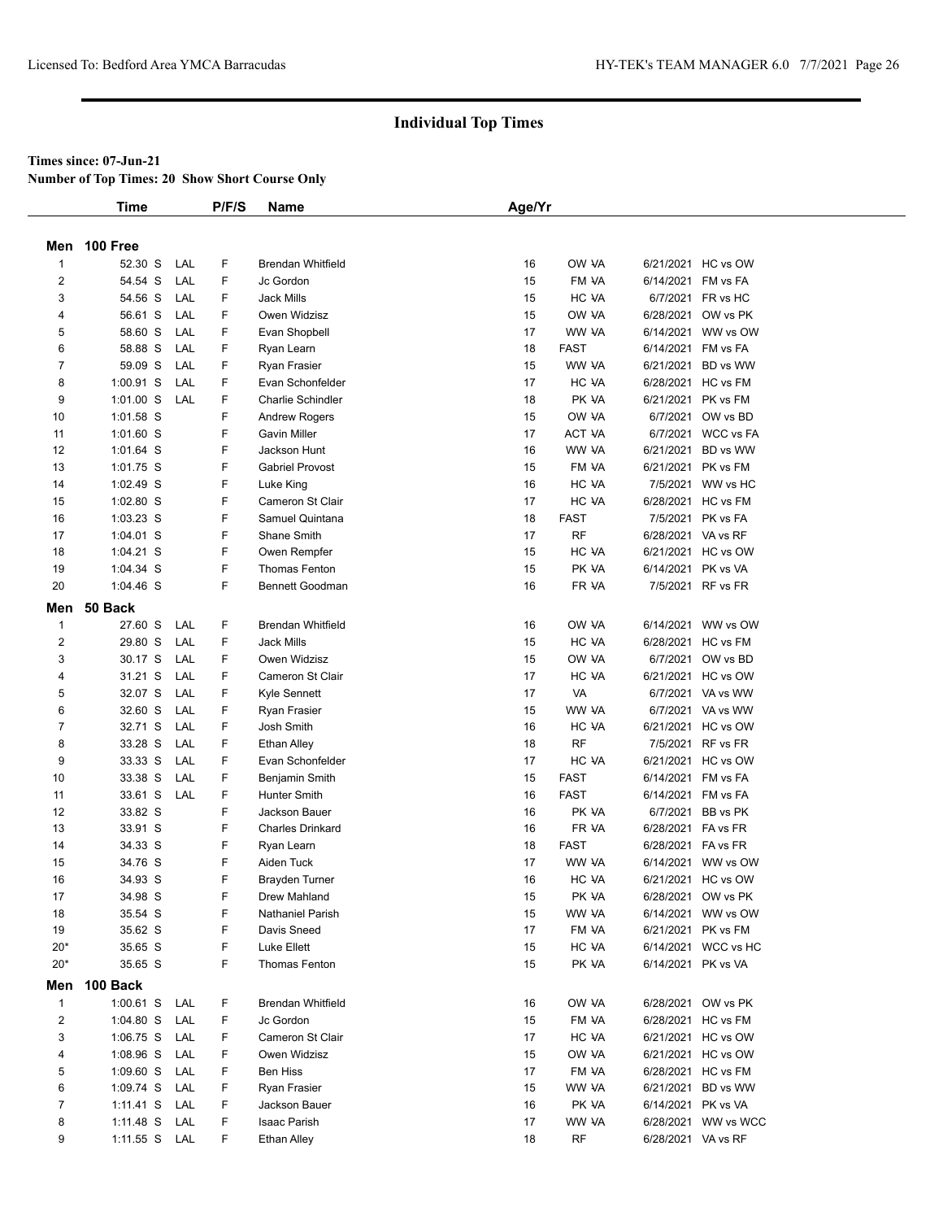## Individual Top Times

**Times since: 07-Jun-21**

**Number of Top Times: 20 Show Short Course Only**

### Men 100 Free

| | Time | | P/F/S | Name | Age/Yr | | | |
|---|---|---|---|---|---|---|---|---|
| 1 | 52.30 S | LAL | F | Brendan Whitfield | 16 | OW VA | 6/21/2021 | HC vs OW |
| 2 | 54.54 S | LAL | F | Jc Gordon | 15 | FM VA | 6/14/2021 | FM vs FA |
| 3 | 54.56 S | LAL | F | Jack Mills | 15 | HC VA | 6/7/2021 | FR vs HC |
| 4 | 56.61 S | LAL | F | Owen Widzisz | 15 | OW VA | 6/28/2021 | OW vs PK |
| 5 | 58.60 S | LAL | F | Evan Shopbell | 17 | WW VA | 6/14/2021 | WW vs OW |
| 6 | 58.88 S | LAL | F | Ryan Learn | 18 | FAST | 6/14/2021 | FM vs FA |
| 7 | 59.09 S | LAL | F | Ryan Frasier | 15 | WW VA | 6/21/2021 | BD vs WW |
| 8 | 1:00.91 S | LAL | F | Evan Schonfelder | 17 | HC VA | 6/28/2021 | HC vs FM |
| 9 | 1:01.00 S | LAL | F | Charlie Schindler | 18 | PK VA | 6/21/2021 | PK vs FM |
| 10 | 1:01.58 S | | F | Andrew Rogers | 15 | OW VA | 6/7/2021 | OW vs BD |
| 11 | 1:01.60 S | | F | Gavin Miller | 17 | ACT VA | 6/7/2021 | WCC vs FA |
| 12 | 1:01.64 S | | F | Jackson Hunt | 16 | WW VA | 6/21/2021 | BD vs WW |
| 13 | 1:01.75 S | | F | Gabriel Provost | 15 | FM VA | 6/21/2021 | PK vs FM |
| 14 | 1:02.49 S | | F | Luke King | 16 | HC VA | 7/5/2021 | WW vs HC |
| 15 | 1:02.80 S | | F | Cameron St Clair | 17 | HC VA | 6/28/2021 | HC vs FM |
| 16 | 1:03.23 S | | F | Samuel Quintana | 18 | FAST | 7/5/2021 | PK vs FA |
| 17 | 1:04.01 S | | F | Shane Smith | 17 | RF | 6/28/2021 | VA vs RF |
| 18 | 1:04.21 S | | F | Owen Rempfer | 15 | HC VA | 6/21/2021 | HC vs OW |
| 19 | 1:04.34 S | | F | Thomas Fenton | 15 | PK VA | 6/14/2021 | PK vs VA |
| 20 | 1:04.46 S | | F | Bennett Goodman | 16 | FR VA | 7/5/2021 | RF vs FR |

### Men 50 Back

| | Time | | P/F/S | Name | Age/Yr | | | |
|---|---|---|---|---|---|---|---|---|
| 1 | 27.60 S | LAL | F | Brendan Whitfield | 16 | OW VA | 6/14/2021 | WW vs OW |
| 2 | 29.80 S | LAL | F | Jack Mills | 15 | HC VA | 6/28/2021 | HC vs FM |
| 3 | 30.17 S | LAL | F | Owen Widzisz | 15 | OW VA | 6/7/2021 | OW vs BD |
| 4 | 31.21 S | LAL | F | Cameron St Clair | 17 | HC VA | 6/21/2021 | HC vs OW |
| 5 | 32.07 S | LAL | F | Kyle Sennett | 17 | VA | 6/7/2021 | VA vs WW |
| 6 | 32.60 S | LAL | F | Ryan Frasier | 15 | WW VA | 6/7/2021 | VA vs WW |
| 7 | 32.71 S | LAL | F | Josh Smith | 16 | HC VA | 6/21/2021 | HC vs OW |
| 8 | 33.28 S | LAL | F | Ethan Alley | 18 | RF | 7/5/2021 | RF vs FR |
| 9 | 33.33 S | LAL | F | Evan Schonfelder | 17 | HC VA | 6/21/2021 | HC vs OW |
| 10 | 33.38 S | LAL | F | Benjamin Smith | 15 | FAST | 6/14/2021 | FM vs FA |
| 11 | 33.61 S | LAL | F | Hunter Smith | 16 | FAST | 6/14/2021 | FM vs FA |
| 12 | 33.82 S | | F | Jackson Bauer | 16 | PK VA | 6/7/2021 | BB vs PK |
| 13 | 33.91 S | | F | Charles Drinkard | 16 | FR VA | 6/28/2021 | FA vs FR |
| 14 | 34.33 S | | F | Ryan Learn | 18 | FAST | 6/28/2021 | FA vs FR |
| 15 | 34.76 S | | F | Aiden Tuck | 17 | WW VA | 6/14/2021 | WW vs OW |
| 16 | 34.93 S | | F | Brayden Turner | 16 | HC VA | 6/21/2021 | HC vs OW |
| 17 | 34.98 S | | F | Drew Mahland | 15 | PK VA | 6/28/2021 | OW vs PK |
| 18 | 35.54 S | | F | Nathaniel Parish | 15 | WW VA | 6/14/2021 | WW vs OW |
| 19 | 35.62 S | | F | Davis Sneed | 17 | FM VA | 6/21/2021 | PK vs FM |
| 20* | 35.65 S | | F | Luke Ellett | 15 | HC VA | 6/14/2021 | WCC vs HC |
| 20* | 35.65 S | | F | Thomas Fenton | 15 | PK VA | 6/14/2021 | PK vs VA |

### Men 100 Back

| | Time | | P/F/S | Name | Age/Yr | | | |
|---|---|---|---|---|---|---|---|---|
| 1 | 1:00.61 S | LAL | F | Brendan Whitfield | 16 | OW VA | 6/28/2021 | OW vs PK |
| 2 | 1:04.80 S | LAL | F | Jc Gordon | 15 | FM VA | 6/28/2021 | HC vs FM |
| 3 | 1:06.75 S | LAL | F | Cameron St Clair | 17 | HC VA | 6/21/2021 | HC vs OW |
| 4 | 1:08.96 S | LAL | F | Owen Widzisz | 15 | OW VA | 6/21/2021 | HC vs OW |
| 5 | 1:09.60 S | LAL | F | Ben Hiss | 17 | FM VA | 6/28/2021 | HC vs FM |
| 6 | 1:09.74 S | LAL | F | Ryan Frasier | 15 | WW VA | 6/21/2021 | BD vs WW |
| 7 | 1:11.41 S | LAL | F | Jackson Bauer | 16 | PK VA | 6/14/2021 | PK vs VA |
| 8 | 1:11.48 S | LAL | F | Isaac Parish | 17 | WW VA | 6/28/2021 | WW vs WCC |
| 9 | 1:11.55 S | LAL | F | Ethan Alley | 18 | RF | 6/28/2021 | VA vs RF |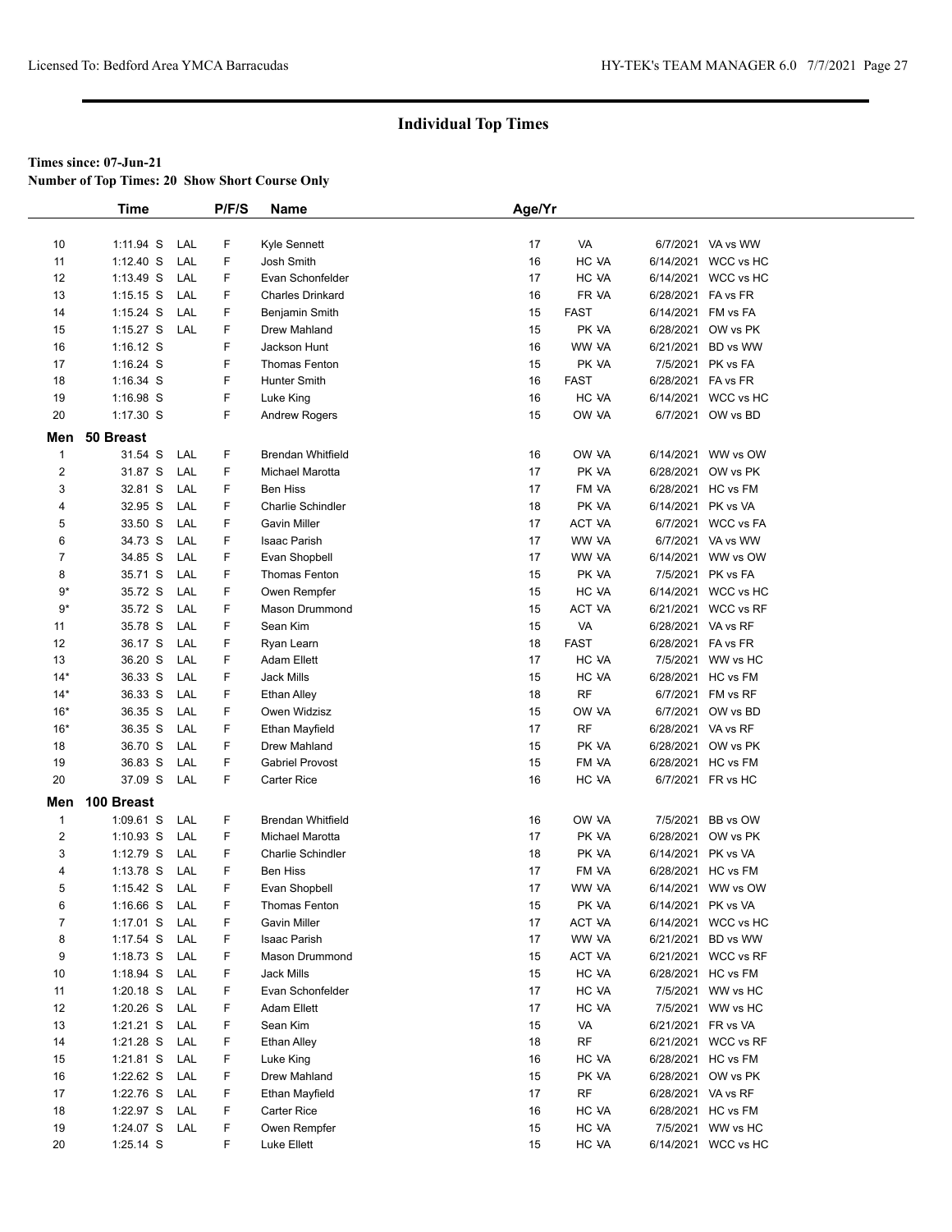## Individual Top Times

**Times since: 07-Jun-21**
**Number of Top Times: 20 Show Short Course Only**

| | Time | | P/F/S | Name | Age/Yr | | | |
|---|---|---|---|---|---|---|---|---|
| 10 | 1:11.94 S | LAL | F | Kyle Sennett | 17 | VA | 6/7/2021 | VA vs WW |
| 11 | 1:12.40 S | LAL | F | Josh Smith | 16 | HC VA | 6/14/2021 | WCC vs HC |
| 12 | 1:13.49 S | LAL | F | Evan Schonfelder | 17 | HC VA | 6/14/2021 | WCC vs HC |
| 13 | 1:15.15 S | LAL | F | Charles Drinkard | 16 | FR VA | 6/28/2021 | FA vs FR |
| 14 | 1:15.24 S | LAL | F | Benjamin Smith | 15 | FAST | 6/14/2021 | FM vs FA |
| 15 | 1:15.27 S | LAL | F | Drew Mahland | 15 | PK VA | 6/28/2021 | OW vs PK |
| 16 | 1:16.12 S | | F | Jackson Hunt | 16 | WW VA | 6/21/2021 | BD vs WW |
| 17 | 1:16.24 S | | F | Thomas Fenton | 15 | PK VA | 7/5/2021 | PK vs FA |
| 18 | 1:16.34 S | | F | Hunter Smith | 16 | FAST | 6/28/2021 | FA vs FR |
| 19 | 1:16.98 S | | F | Luke King | 16 | HC VA | 6/14/2021 | WCC vs HC |
| 20 | 1:17.30 S | | F | Andrew Rogers | 15 | OW VA | 6/7/2021 | OW vs BD |

**Men 50 Breast**

| | Time | | P/F/S | Name | Age/Yr | | | |
|---|---|---|---|---|---|---|---|---|
| 1 | 31.54 S | LAL | F | Brendan Whitfield | 16 | OW VA | 6/14/2021 | WW vs OW |
| 2 | 31.87 S | LAL | F | Michael Marotta | 17 | PK VA | 6/28/2021 | OW vs PK |
| 3 | 32.81 S | LAL | F | Ben Hiss | 17 | FM VA | 6/28/2021 | HC vs FM |
| 4 | 32.95 S | LAL | F | Charlie Schindler | 18 | PK VA | 6/14/2021 | PK vs VA |
| 5 | 33.50 S | LAL | F | Gavin Miller | 17 | ACT VA | 6/7/2021 | WCC vs FA |
| 6 | 34.73 S | LAL | F | Isaac Parish | 17 | WW VA | 6/7/2021 | VA vs WW |
| 7 | 34.85 S | LAL | F | Evan Shopbell | 17 | WW VA | 6/14/2021 | WW vs OW |
| 8 | 35.71 S | LAL | F | Thomas Fenton | 15 | PK VA | 7/5/2021 | PK vs FA |
| 9* | 35.72 S | LAL | F | Owen Rempfer | 15 | HC VA | 6/14/2021 | WCC vs HC |
| 9* | 35.72 S | LAL | F | Mason Drummond | 15 | ACT VA | 6/21/2021 | WCC vs RF |
| 11 | 35.78 S | LAL | F | Sean Kim | 15 | VA | 6/28/2021 | VA vs RF |
| 12 | 36.17 S | LAL | F | Ryan Learn | 18 | FAST | 6/28/2021 | FA vs FR |
| 13 | 36.20 S | LAL | F | Adam Ellett | 17 | HC VA | 7/5/2021 | WW vs HC |
| 14* | 36.33 S | LAL | F | Jack Mills | 15 | HC VA | 6/28/2021 | HC vs FM |
| 14* | 36.33 S | LAL | F | Ethan Alley | 18 | RF | 6/7/2021 | FM vs RF |
| 16* | 36.35 S | LAL | F | Owen Widzisz | 15 | OW VA | 6/7/2021 | OW vs BD |
| 16* | 36.35 S | LAL | F | Ethan Mayfield | 17 | RF | 6/28/2021 | VA vs RF |
| 18 | 36.70 S | LAL | F | Drew Mahland | 15 | PK VA | 6/28/2021 | OW vs PK |
| 19 | 36.83 S | LAL | F | Gabriel Provost | 15 | FM VA | 6/28/2021 | HC vs FM |
| 20 | 37.09 S | LAL | F | Carter Rice | 16 | HC VA | 6/7/2021 | FR vs HC |

**Men 100 Breast**

| | Time | | P/F/S | Name | Age/Yr | | | |
|---|---|---|---|---|---|---|---|---|
| 1 | 1:09.61 S | LAL | F | Brendan Whitfield | 16 | OW VA | 7/5/2021 | BB vs OW |
| 2 | 1:10.93 S | LAL | F | Michael Marotta | 17 | PK VA | 6/28/2021 | OW vs PK |
| 3 | 1:12.79 S | LAL | F | Charlie Schindler | 18 | PK VA | 6/14/2021 | PK vs VA |
| 4 | 1:13.78 S | LAL | F | Ben Hiss | 17 | FM VA | 6/28/2021 | HC vs FM |
| 5 | 1:15.42 S | LAL | F | Evan Shopbell | 17 | WW VA | 6/14/2021 | WW vs OW |
| 6 | 1:16.66 S | LAL | F | Thomas Fenton | 15 | PK VA | 6/14/2021 | PK vs VA |
| 7 | 1:17.01 S | LAL | F | Gavin Miller | 17 | ACT VA | 6/14/2021 | WCC vs HC |
| 8 | 1:17.54 S | LAL | F | Isaac Parish | 17 | WW VA | 6/21/2021 | BD vs WW |
| 9 | 1:18.73 S | LAL | F | Mason Drummond | 15 | ACT VA | 6/21/2021 | WCC vs RF |
| 10 | 1:18.94 S | LAL | F | Jack Mills | 15 | HC VA | 6/28/2021 | HC vs FM |
| 11 | 1:20.18 S | LAL | F | Evan Schonfelder | 17 | HC VA | 7/5/2021 | WW vs HC |
| 12 | 1:20.26 S | LAL | F | Adam Ellett | 17 | HC VA | 7/5/2021 | WW vs HC |
| 13 | 1:21.21 S | LAL | F | Sean Kim | 15 | VA | 6/21/2021 | FR vs VA |
| 14 | 1:21.28 S | LAL | F | Ethan Alley | 18 | RF | 6/21/2021 | WCC vs RF |
| 15 | 1:21.81 S | LAL | F | Luke King | 16 | HC VA | 6/28/2021 | HC vs FM |
| 16 | 1:22.62 S | LAL | F | Drew Mahland | 15 | PK VA | 6/28/2021 | OW vs PK |
| 17 | 1:22.76 S | LAL | F | Ethan Mayfield | 17 | RF | 6/28/2021 | VA vs RF |
| 18 | 1:22.97 S | LAL | F | Carter Rice | 16 | HC VA | 6/28/2021 | HC vs FM |
| 19 | 1:24.07 S | LAL | F | Owen Rempfer | 15 | HC VA | 7/5/2021 | WW vs HC |
| 20 | 1:25.14 S | | F | Luke Ellett | 15 | HC VA | 6/14/2021 | WCC vs HC |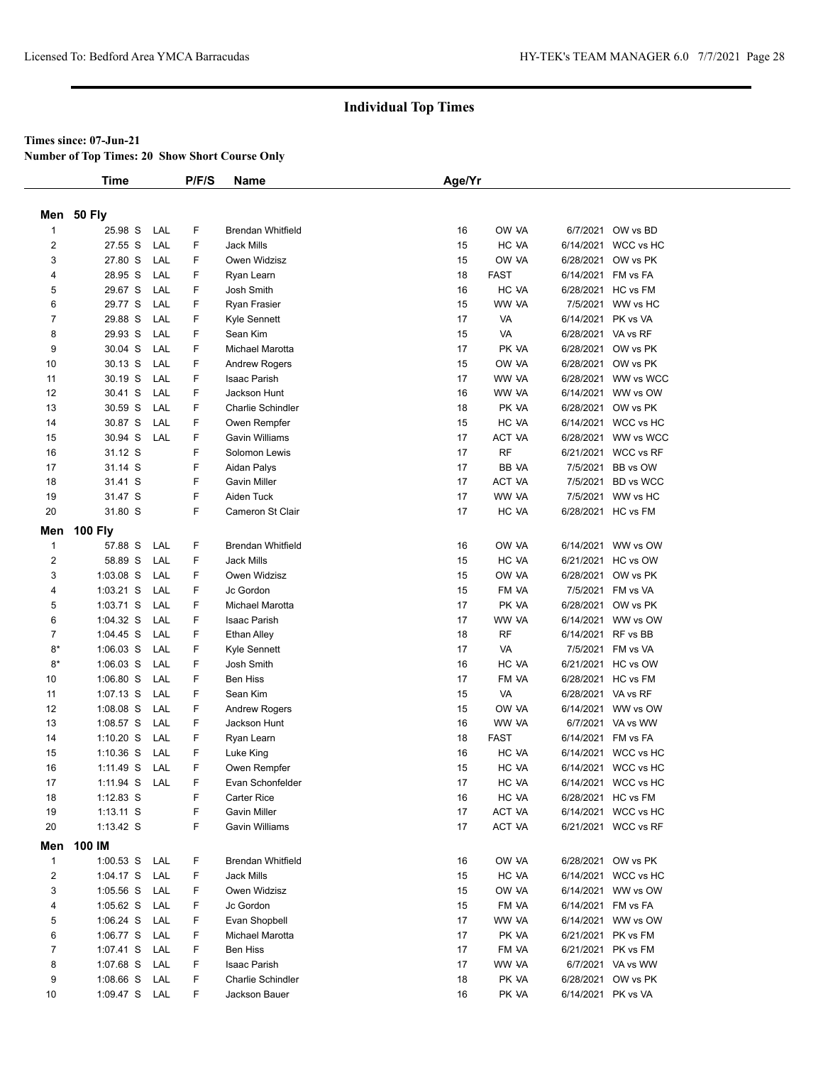## Individual Top Times

**Times since: 07-Jun-21**

**Number of Top Times: 20 Show Short Course Only**

| | Time | | P/F/S | Name | Age/Yr | | | |
|---|---|---|---|---|---|---|---|---|
| **Men 50 Fly** | | | | | | | | |
| 1 | 25.98 S | LAL | F | Brendan Whitfield | 16 | OW VA | 6/7/2021 | OW vs BD |
| 2 | 27.55 S | LAL | F | Jack Mills | 15 | HC VA | 6/14/2021 | WCC vs HC |
| 3 | 27.80 S | LAL | F | Owen Widzisz | 15 | OW VA | 6/28/2021 | OW vs PK |
| 4 | 28.95 S | LAL | F | Ryan Learn | 18 | FAST | 6/14/2021 | FM vs FA |
| 5 | 29.67 S | LAL | F | Josh Smith | 16 | HC VA | 6/28/2021 | HC vs FM |
| 6 | 29.77 S | LAL | F | Ryan Frasier | 15 | WW VA | 7/5/2021 | WW vs HC |
| 7 | 29.88 S | LAL | F | Kyle Sennett | 17 | VA | 6/14/2021 | PK vs VA |
| 8 | 29.93 S | LAL | F | Sean Kim | 15 | VA | 6/28/2021 | VA vs RF |
| 9 | 30.04 S | LAL | F | Michael Marotta | 17 | PK VA | 6/28/2021 | OW vs PK |
| 10 | 30.13 S | LAL | F | Andrew Rogers | 15 | OW VA | 6/28/2021 | OW vs PK |
| 11 | 30.19 S | LAL | F | Isaac Parish | 17 | WW VA | 6/28/2021 | WW vs WCC |
| 12 | 30.41 S | LAL | F | Jackson Hunt | 16 | WW VA | 6/14/2021 | WW vs OW |
| 13 | 30.59 S | LAL | F | Charlie Schindler | 18 | PK VA | 6/28/2021 | OW vs PK |
| 14 | 30.87 S | LAL | F | Owen Rempfer | 15 | HC VA | 6/14/2021 | WCC vs HC |
| 15 | 30.94 S | LAL | F | Gavin Williams | 17 | ACT VA | 6/28/2021 | WW vs WCC |
| 16 | 31.12 S | | F | Solomon Lewis | 17 | RF | 6/21/2021 | WCC vs RF |
| 17 | 31.14 S | | F | Aidan Palys | 17 | BB VA | 7/5/2021 | BB vs OW |
| 18 | 31.41 S | | F | Gavin Miller | 17 | ACT VA | 7/5/2021 | BD vs WCC |
| 19 | 31.47 S | | F | Aiden Tuck | 17 | WW VA | 7/5/2021 | WW vs HC |
| 20 | 31.80 S | | F | Cameron St Clair | 17 | HC VA | 6/28/2021 | HC vs FM |
| **Men 100 Fly** | | | | | | | | |
| 1 | 57.88 S | LAL | F | Brendan Whitfield | 16 | OW VA | 6/14/2021 | WW vs OW |
| 2 | 58.89 S | LAL | F | Jack Mills | 15 | HC VA | 6/21/2021 | HC vs OW |
| 3 | 1:03.08 S | LAL | F | Owen Widzisz | 15 | OW VA | 6/28/2021 | OW vs PK |
| 4 | 1:03.21 S | LAL | F | Jc Gordon | 15 | FM VA | 7/5/2021 | FM vs VA |
| 5 | 1:03.71 S | LAL | F | Michael Marotta | 17 | PK VA | 6/28/2021 | OW vs PK |
| 6 | 1:04.32 S | LAL | F | Isaac Parish | 17 | WW VA | 6/14/2021 | WW vs OW |
| 7 | 1:04.45 S | LAL | F | Ethan Alley | 18 | RF | 6/14/2021 | RF vs BB |
| 8* | 1:06.03 S | LAL | F | Kyle Sennett | 17 | VA | 7/5/2021 | FM vs VA |
| 8* | 1:06.03 S | LAL | F | Josh Smith | 16 | HC VA | 6/21/2021 | HC vs OW |
| 10 | 1:06.80 S | LAL | F | Ben Hiss | 17 | FM VA | 6/28/2021 | HC vs FM |
| 11 | 1:07.13 S | LAL | F | Sean Kim | 15 | VA | 6/28/2021 | VA vs RF |
| 12 | 1:08.08 S | LAL | F | Andrew Rogers | 15 | OW VA | 6/14/2021 | WW vs OW |
| 13 | 1:08.57 S | LAL | F | Jackson Hunt | 16 | WW VA | 6/7/2021 | VA vs WW |
| 14 | 1:10.20 S | LAL | F | Ryan Learn | 18 | FAST | 6/14/2021 | FM vs FA |
| 15 | 1:10.36 S | LAL | F | Luke King | 16 | HC VA | 6/14/2021 | WCC vs HC |
| 16 | 1:11.49 S | LAL | F | Owen Rempfer | 15 | HC VA | 6/14/2021 | WCC vs HC |
| 17 | 1:11.94 S | LAL | F | Evan Schonfelder | 17 | HC VA | 6/14/2021 | WCC vs HC |
| 18 | 1:12.83 S | | F | Carter Rice | 16 | HC VA | 6/28/2021 | HC vs FM |
| 19 | 1:13.11 S | | F | Gavin Miller | 17 | ACT VA | 6/14/2021 | WCC vs HC |
| 20 | 1:13.42 S | | F | Gavin Williams | 17 | ACT VA | 6/21/2021 | WCC vs RF |
| **Men 100 IM** | | | | | | | | |
| 1 | 1:00.53 S | LAL | F | Brendan Whitfield | 16 | OW VA | 6/28/2021 | OW vs PK |
| 2 | 1:04.17 S | LAL | F | Jack Mills | 15 | HC VA | 6/14/2021 | WCC vs HC |
| 3 | 1:05.56 S | LAL | F | Owen Widzisz | 15 | OW VA | 6/14/2021 | WW vs OW |
| 4 | 1:05.62 S | LAL | F | Jc Gordon | 15 | FM VA | 6/14/2021 | FM vs FA |
| 5 | 1:06.24 S | LAL | F | Evan Shopbell | 17 | WW VA | 6/14/2021 | WW vs OW |
| 6 | 1:06.77 S | LAL | F | Michael Marotta | 17 | PK VA | 6/21/2021 | PK vs FM |
| 7 | 1:07.41 S | LAL | F | Ben Hiss | 17 | FM VA | 6/21/2021 | PK vs FM |
| 8 | 1:07.68 S | LAL | F | Isaac Parish | 17 | WW VA | 6/7/2021 | VA vs WW |
| 9 | 1:08.66 S | LAL | F | Charlie Schindler | 18 | PK VA | 6/28/2021 | OW vs PK |
| 10 | 1:09.47 S | LAL | F | Jackson Bauer | 16 | PK VA | 6/14/2021 | PK vs VA |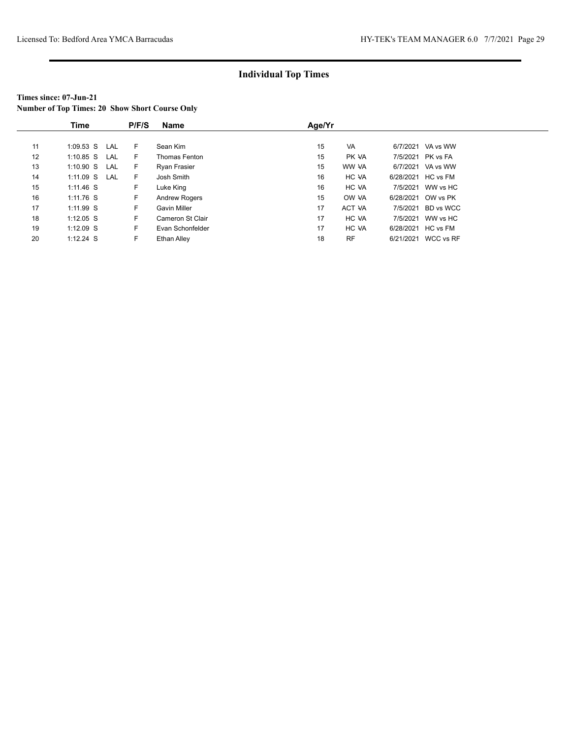## Individual Top Times

**Times since: 07-Jun-21**
**Number of Top Times: 20 Show Short Course Only**

| | Time | | P/F/S | Name | Age/Yr | | | |
|---|---|---|---|---|---|---|---|---|
| 11 | 1:09.53 S | LAL | F | Sean Kim | 15 | VA | 6/7/2021 | VA vs WW |
| 12 | 1:10.85 S | LAL | F | Thomas Fenton | 15 | PK -VA | 7/5/2021 | PK vs FA |
| 13 | 1:10.90 S | LAL | F | Ryan Frasier | 15 | WW -VA | 6/7/2021 | VA vs WW |
| 14 | 1:11.09 S | LAL | F | Josh Smith | 16 | HC -VA | 6/28/2021 | HC vs FM |
| 15 | 1:11.46 S | | F | Luke King | 16 | HC -VA | 7/5/2021 | WW vs HC |
| 16 | 1:11.76 S | | F | Andrew Rogers | 15 | OW -VA | 6/28/2021 | OW vs PK |
| 17 | 1:11.99 S | | F | Gavin Miller | 17 | ACT -VA | 7/5/2021 | BD vs WCC |
| 18 | 1:12.05 S | | F | Cameron St Clair | 17 | HC -VA | 7/5/2021 | WW vs HC |
| 19 | 1:12.09 S | | F | Evan Schonfelder | 17 | HC -VA | 6/28/2021 | HC vs FM |
| 20 | 1:12.24 S | | F | Ethan Alley | 18 | RF | 6/21/2021 | WCC vs RF |